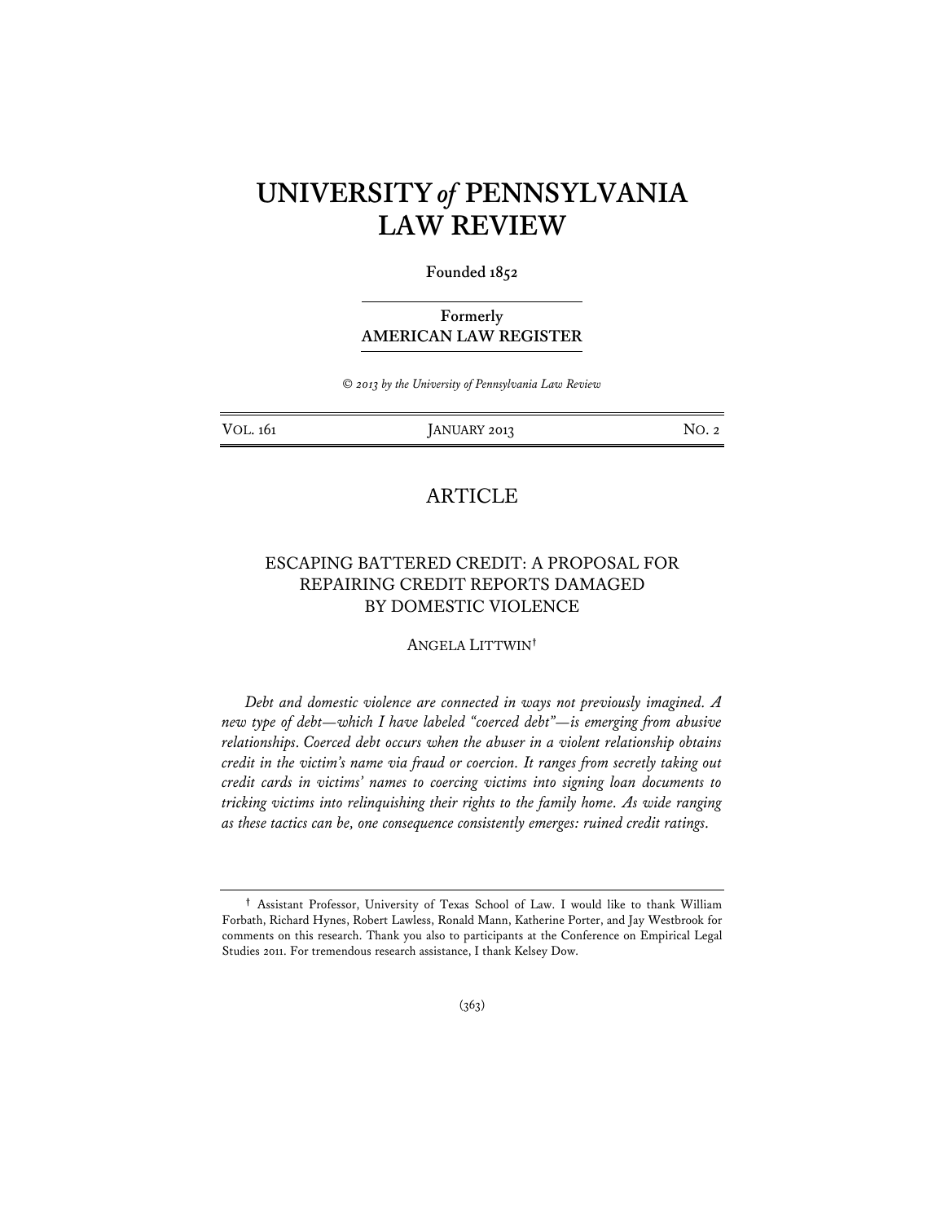# UNIVERSITY *of* PENNSYLVANIA LAW REVIEW

**Founded 1852**

**Formerly**
**AMERICAN LAW REGISTER**

*© 2013 by the University of Pennsylvania Law Review*

VOL. 161 JANUARY 2013 NO. 2

## ARTICLE

## ESCAPING BATTERED CREDIT: A PROPOSAL FOR REPAIRING CREDIT REPORTS DAMAGED BY DOMESTIC VIOLENCE

ANGELA LITTWIN[†]

*Debt and domestic violence are connected in ways not previously imagined. A new type of debt—which I have labeled "coerced debt"—is emerging from abusive relationships. Coerced debt occurs when the abuser in a violent relationship obtains credit in the victim's name via fraud or coercion. It ranges from secretly taking out credit cards in victims' names to coercing victims into signing loan documents to tricking victims into relinquishing their rights to the family home. As wide ranging as these tactics can be, one consequence consistently emerges: ruined credit ratings.*

---

[†] Assistant Professor, University of Texas School of Law. I would like to thank William Forbath, Richard Hynes, Robert Lawless, Ronald Mann, Katherine Porter, and Jay Westbrook for comments on this research. Thank you also to participants at the Conference on Empirical Legal Studies 2011. For tremendous research assistance, I thank Kelsey Dow.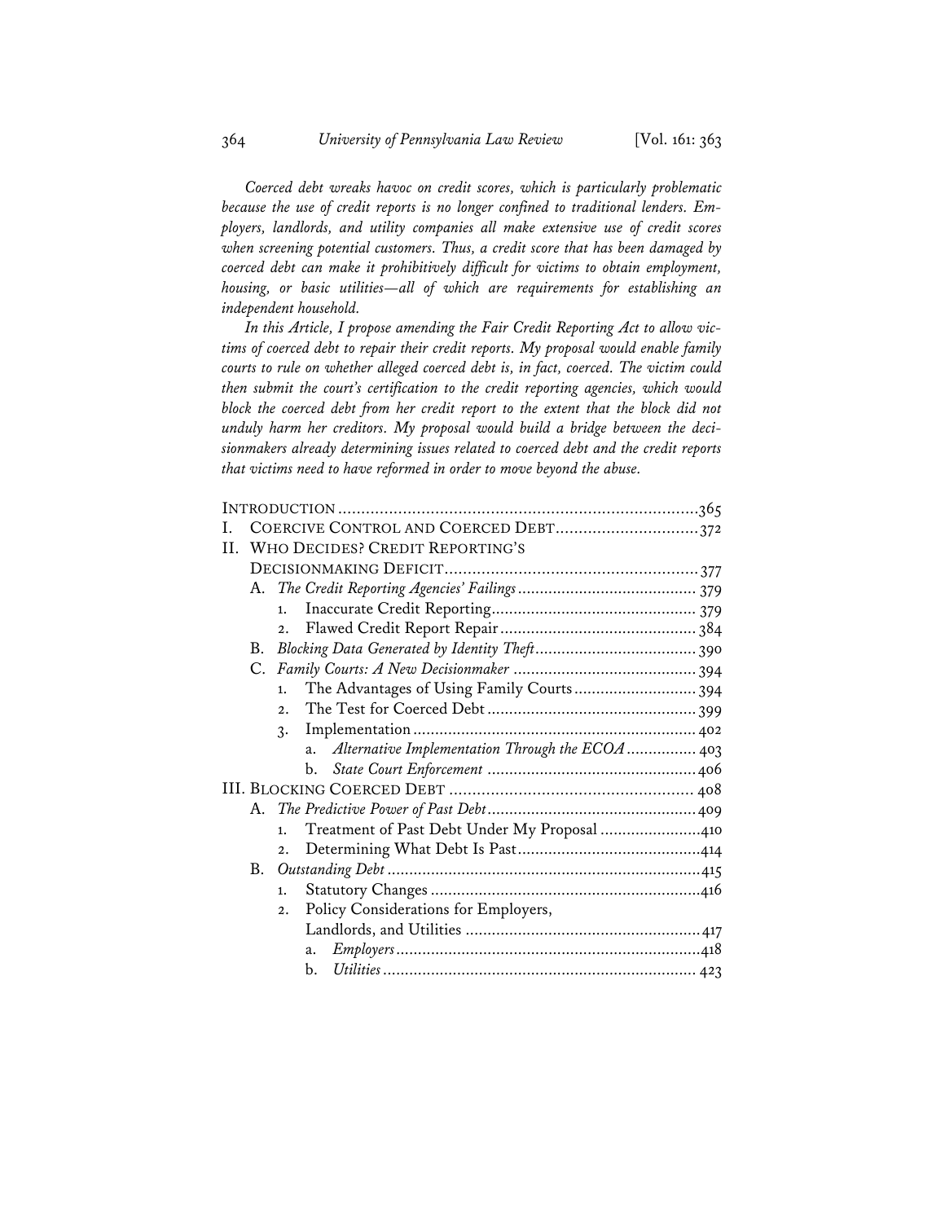*Coerced debt wreaks havoc on credit scores, which is particularly problematic because the use of credit reports is no longer confined to traditional lenders. Employers, landlords, and utility companies all make extensive use of credit scores when screening potential customers. Thus, a credit score that has been damaged by coerced debt can make it prohibitively difficult for victims to obtain employment, housing, or basic utilities—all of which are requirements for establishing an independent household.*

*In this Article, I propose amending the Fair Credit Reporting Act to allow victims of coerced debt to repair their credit reports. My proposal would enable family courts to rule on whether alleged coerced debt is, in fact, coerced. The victim could then submit the court's certification to the credit reporting agencies, which would block the coerced debt from her credit report to the extent that the block did not unduly harm her creditors. My proposal would build a bridge between the decisionmakers already determining issues related to coerced debt and the credit reports that victims need to have reformed in order to move beyond the abuse.*

INTRODUCTION ....... 365

I. COERCIVE CONTROL AND COERCED DEBT ....... 372

II. WHO DECIDES? CREDIT REPORTING'S DECISIONMAKING DEFICIT ....... 377

- A. *The Credit Reporting Agencies' Failings* ....... 379
  1. Inaccurate Credit Reporting ....... 379
  2. Flawed Credit Report Repair ....... 384
- B. *Blocking Data Generated by Identity Theft* ....... 390
- C. *Family Courts: A New Decisionmaker* ....... 394
  1. The Advantages of Using Family Courts ....... 394
  2. The Test for Coerced Debt ....... 399
  3. Implementation ....... 402
     - a. *Alternative Implementation Through the ECOA* ....... 403
     - b. *State Court Enforcement* ....... 406

III. BLOCKING COERCED DEBT ....... 408

- A. *The Predictive Power of Past Debt* ....... 409
  1. Treatment of Past Debt Under My Proposal ....... 410
  2. Determining What Debt Is Past ....... 414
- B. *Outstanding Debt* ....... 415
  1. Statutory Changes ....... 416
  2. Policy Considerations for Employers, Landlords, and Utilities ....... 417
     - a. *Employers* ....... 418
     - b. *Utilities* ....... 423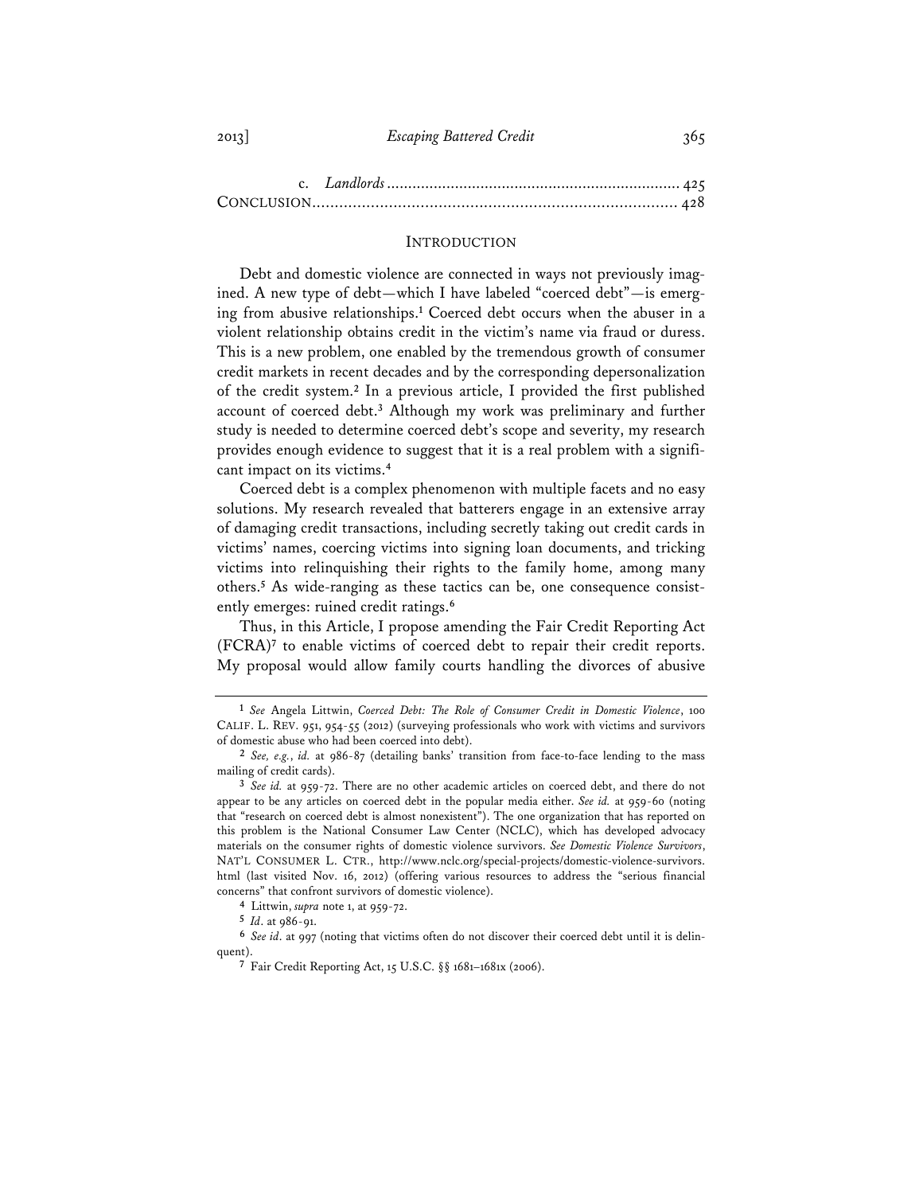c. *Landlords* .................................................................... 425

CONCLUSION................................................................................ 428

## INTRODUCTION

Debt and domestic violence are connected in ways not previously imagined. A new type of debt—which I have labeled "coerced debt"—is emerging from abusive relationships.[1] Coerced debt occurs when the abuser in a violent relationship obtains credit in the victim's name via fraud or duress. This is a new problem, one enabled by the tremendous growth of consumer credit markets in recent decades and by the corresponding depersonalization of the credit system.[2] In a previous article, I provided the first published account of coerced debt.[3] Although my work was preliminary and further study is needed to determine coerced debt's scope and severity, my research provides enough evidence to suggest that it is a real problem with a significant impact on its victims.[4]

Coerced debt is a complex phenomenon with multiple facets and no easy solutions. My research revealed that batterers engage in an extensive array of damaging credit transactions, including secretly taking out credit cards in victims' names, coercing victims into signing loan documents, and tricking victims into relinquishing their rights to the family home, among many others.[5] As wide-ranging as these tactics can be, one consequence consistently emerges: ruined credit ratings.[6]

Thus, in this Article, I propose amending the Fair Credit Reporting Act (FCRA)[7] to enable victims of coerced debt to repair their credit reports. My proposal would allow family courts handling the divorces of abusive

---

[1] *See* Angela Littwin, *Coerced Debt: The Role of Consumer Credit in Domestic Violence*, 100 CALIF. L. REV. 951, 954-55 (2012) (surveying professionals who work with victims and survivors of domestic abuse who had been coerced into debt).

[2] *See, e.g.*, *id.* at 986-87 (detailing banks' transition from face-to-face lending to the mass mailing of credit cards).

[3] *See id.* at 959-72. There are no other academic articles on coerced debt, and there do not appear to be any articles on coerced debt in the popular media either. *See id.* at 959-60 (noting that "research on coerced debt is almost nonexistent"). The one organization that has reported on this problem is the National Consumer Law Center (NCLC), which has developed advocacy materials on the consumer rights of domestic violence survivors. *See Domestic Violence Survivors*, NAT'L CONSUMER L. CTR., http://www.nclc.org/special-projects/domestic-violence-survivors.html (last visited Nov. 16, 2012) (offering various resources to address the "serious financial concerns" that confront survivors of domestic violence).

[4] Littwin, *supra* note 1, at 959-72.

[5] *Id*. at 986-91.

[6] *See id*. at 997 (noting that victims often do not discover their coerced debt until it is delinquent).

[7] Fair Credit Reporting Act, 15 U.S.C. §§ 1681–1681x (2006).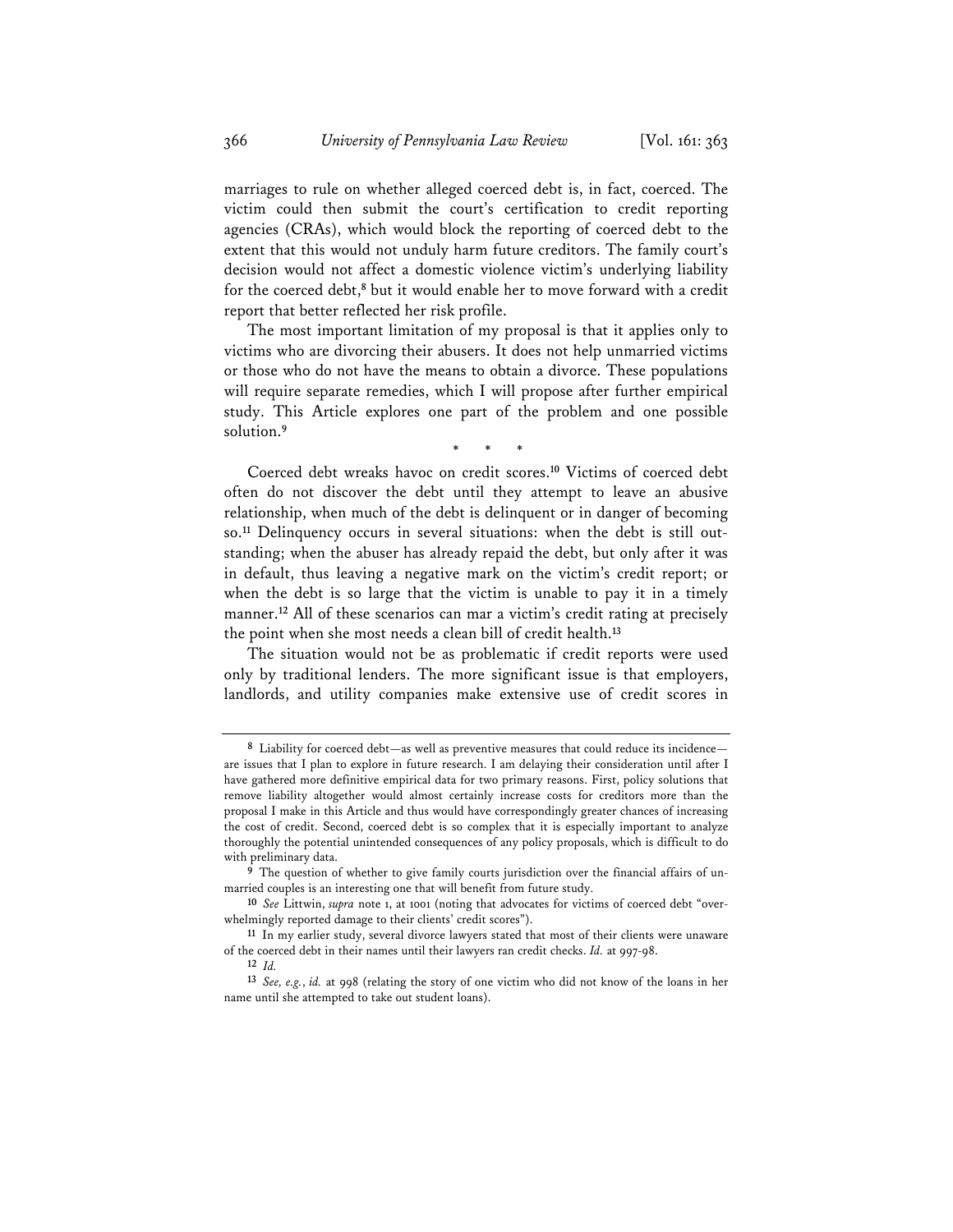marriages to rule on whether alleged coerced debt is, in fact, coerced. The victim could then submit the court's certification to credit reporting agencies (CRAs), which would block the reporting of coerced debt to the extent that this would not unduly harm future creditors. The family court's decision would not affect a domestic violence victim's underlying liability for the coerced debt,[8] but it would enable her to move forward with a credit report that better reflected her risk profile.

The most important limitation of my proposal is that it applies only to victims who are divorcing their abusers. It does not help unmarried victims or those who do not have the means to obtain a divorce. These populations will require separate remedies, which I will propose after further empirical study. This Article explores one part of the problem and one possible solution.[9]

\* \* \*

Coerced debt wreaks havoc on credit scores.[10] Victims of coerced debt often do not discover the debt until they attempt to leave an abusive relationship, when much of the debt is delinquent or in danger of becoming so.[11] Delinquency occurs in several situations: when the debt is still outstanding; when the abuser has already repaid the debt, but only after it was in default, thus leaving a negative mark on the victim's credit report; or when the debt is so large that the victim is unable to pay it in a timely manner.[12] All of these scenarios can mar a victim's credit rating at precisely the point when she most needs a clean bill of credit health.[13]

The situation would not be as problematic if credit reports were used only by traditional lenders. The more significant issue is that employers, landlords, and utility companies make extensive use of credit scores in

---

[8] Liability for coerced debt—as well as preventive measures that could reduce its incidence—are issues that I plan to explore in future research. I am delaying their consideration until after I have gathered more definitive empirical data for two primary reasons. First, policy solutions that remove liability altogether would almost certainly increase costs for creditors more than the proposal I make in this Article and thus would have correspondingly greater chances of increasing the cost of credit. Second, coerced debt is so complex that it is especially important to analyze thoroughly the potential unintended consequences of any policy proposals, which is difficult to do with preliminary data.

[9] The question of whether to give family courts jurisdiction over the financial affairs of unmarried couples is an interesting one that will benefit from future study.

[10] *See* Littwin, *supra* note 1, at 1001 (noting that advocates for victims of coerced debt "overwhelmingly reported damage to their clients' credit scores").

[11] In my earlier study, several divorce lawyers stated that most of their clients were unaware of the coerced debt in their names until their lawyers ran credit checks. *Id.* at 997-98.

[12] *Id.*

[13] *See, e.g.*, *id.* at 998 (relating the story of one victim who did not know of the loans in her name until she attempted to take out student loans).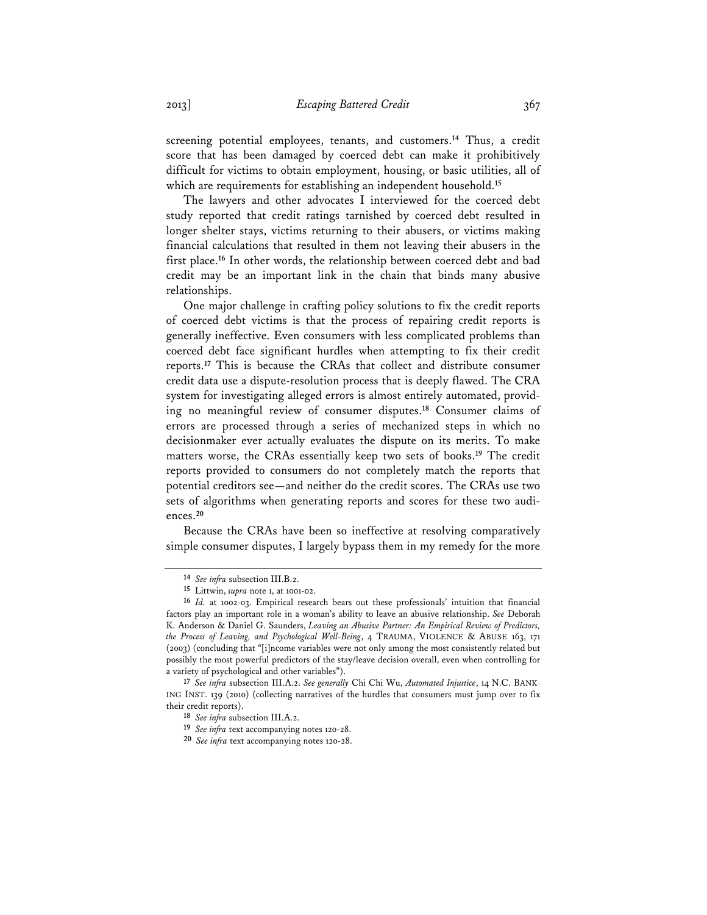screening potential employees, tenants, and customers.[14] Thus, a credit score that has been damaged by coerced debt can make it prohibitively difficult for victims to obtain employment, housing, or basic utilities, all of which are requirements for establishing an independent household.[15]

The lawyers and other advocates I interviewed for the coerced debt study reported that credit ratings tarnished by coerced debt resulted in longer shelter stays, victims returning to their abusers, or victims making financial calculations that resulted in them not leaving their abusers in the first place.[16] In other words, the relationship between coerced debt and bad credit may be an important link in the chain that binds many abusive relationships.

One major challenge in crafting policy solutions to fix the credit reports of coerced debt victims is that the process of repairing credit reports is generally ineffective. Even consumers with less complicated problems than coerced debt face significant hurdles when attempting to fix their credit reports.[17] This is because the CRAs that collect and distribute consumer credit data use a dispute-resolution process that is deeply flawed. The CRA system for investigating alleged errors is almost entirely automated, providing no meaningful review of consumer disputes.[18] Consumer claims of errors are processed through a series of mechanized steps in which no decisionmaker ever actually evaluates the dispute on its merits. To make matters worse, the CRAs essentially keep two sets of books.[19] The credit reports provided to consumers do not completely match the reports that potential creditors see—and neither do the credit scores. The CRAs use two sets of algorithms when generating reports and scores for these two audiences.[20]

Because the CRAs have been so ineffective at resolving comparatively simple consumer disputes, I largely bypass them in my remedy for the more

---

14 *See infra* subsection III.B.2.

15 Littwin, *supra* note 1, at 1001-02.

16 *Id.* at 1002-03. Empirical research bears out these professionals' intuition that financial factors play an important role in a woman's ability to leave an abusive relationship. *See* Deborah K. Anderson & Daniel G. Saunders, *Leaving an Abusive Partner: An Empirical Review of Predictors, the Process of Leaving, and Psychological Well-Being*, 4 TRAUMA, VIOLENCE & ABUSE 163, 171 (2003) (concluding that "[i]ncome variables were not only among the most consistently related but possibly the most powerful predictors of the stay/leave decision overall, even when controlling for a variety of psychological and other variables").

17 *See infra* subsection III.A.2. *See generally* Chi Chi Wu, *Automated Injustice*, 14 N.C. BANKING INST. 139 (2010) (collecting narratives of the hurdles that consumers must jump over to fix their credit reports).

18 *See infra* subsection III.A.2.

19 *See infra* text accompanying notes 120-28.

20 *See infra* text accompanying notes 120-28.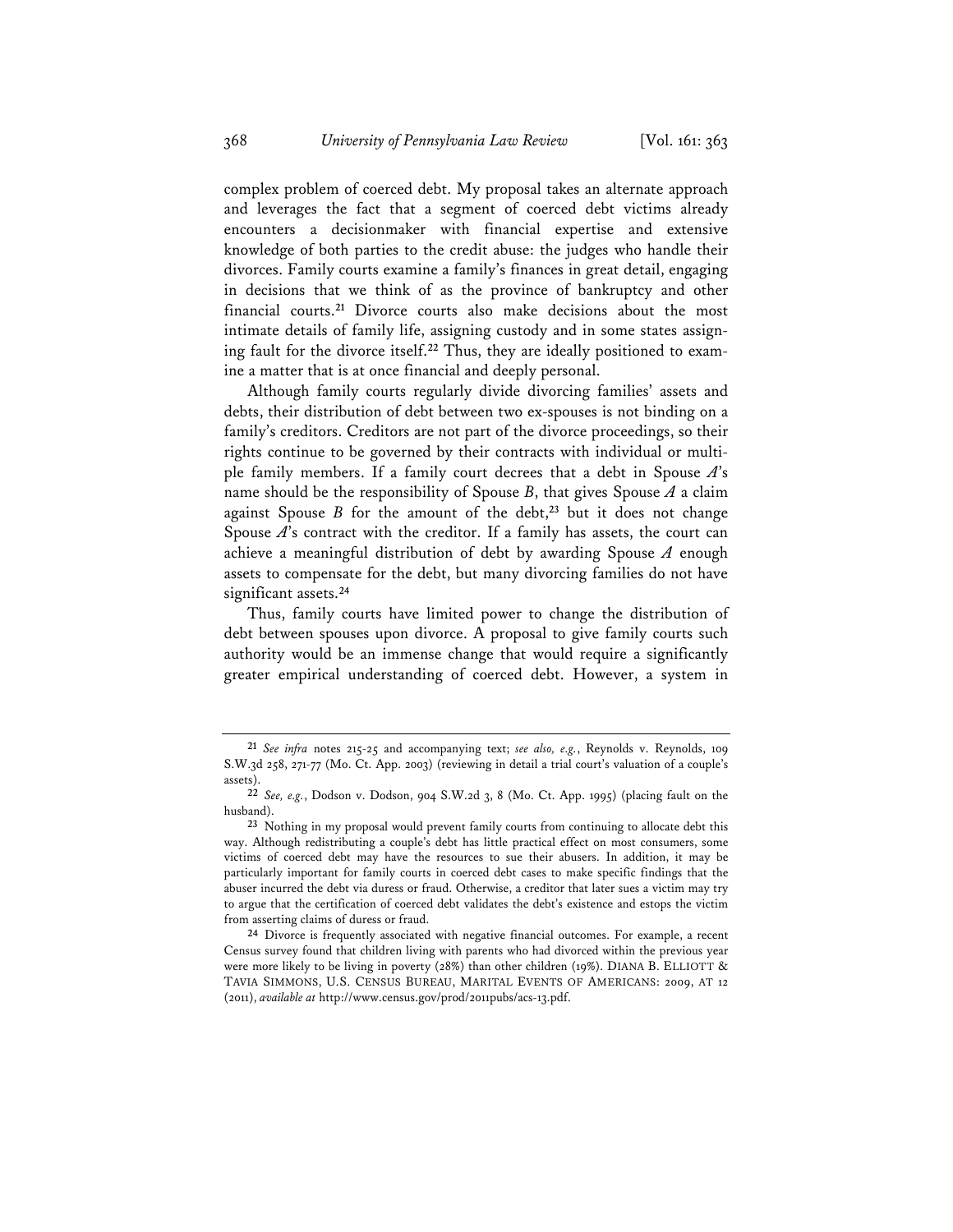complex problem of coerced debt. My proposal takes an alternate approach and leverages the fact that a segment of coerced debt victims already encounters a decisionmaker with financial expertise and extensive knowledge of both parties to the credit abuse: the judges who handle their divorces. Family courts examine a family's finances in great detail, engaging in decisions that we think of as the province of bankruptcy and other financial courts.[21] Divorce courts also make decisions about the most intimate details of family life, assigning custody and in some states assigning fault for the divorce itself.[22] Thus, they are ideally positioned to examine a matter that is at once financial and deeply personal.

Although family courts regularly divide divorcing families' assets and debts, their distribution of debt between two ex-spouses is not binding on a family's creditors. Creditors are not part of the divorce proceedings, so their rights continue to be governed by their contracts with individual or multiple family members. If a family court decrees that a debt in Spouse *A*'s name should be the responsibility of Spouse *B*, that gives Spouse *A* a claim against Spouse *B* for the amount of the debt,[23] but it does not change Spouse *A*'s contract with the creditor. If a family has assets, the court can achieve a meaningful distribution of debt by awarding Spouse *A* enough assets to compensate for the debt, but many divorcing families do not have significant assets.[24]

Thus, family courts have limited power to change the distribution of debt between spouses upon divorce. A proposal to give family courts such authority would be an immense change that would require a significantly greater empirical understanding of coerced debt. However, a system in

---

[21] *See infra* notes 215-25 and accompanying text; *see also, e.g.*, Reynolds v. Reynolds, 109 S.W.3d 258, 271-77 (Mo. Ct. App. 2003) (reviewing in detail a trial court's valuation of a couple's assets).

[22] *See, e.g.*, Dodson v. Dodson, 904 S.W.2d 3, 8 (Mo. Ct. App. 1995) (placing fault on the husband).

[23] Nothing in my proposal would prevent family courts from continuing to allocate debt this way. Although redistributing a couple's debt has little practical effect on most consumers, some victims of coerced debt may have the resources to sue their abusers. In addition, it may be particularly important for family courts in coerced debt cases to make specific findings that the abuser incurred the debt via duress or fraud. Otherwise, a creditor that later sues a victim may try to argue that the certification of coerced debt validates the debt's existence and estops the victim from asserting claims of duress or fraud.

[24] Divorce is frequently associated with negative financial outcomes. For example, a recent Census survey found that children living with parents who had divorced within the previous year were more likely to be living in poverty (28%) than other children (19%). DIANA B. ELLIOTT & TAVIA SIMMONS, U.S. CENSUS BUREAU, MARITAL EVENTS OF AMERICANS: 2009, AT 12 (2011), *available at* http://www.census.gov/prod/2011pubs/acs-13.pdf.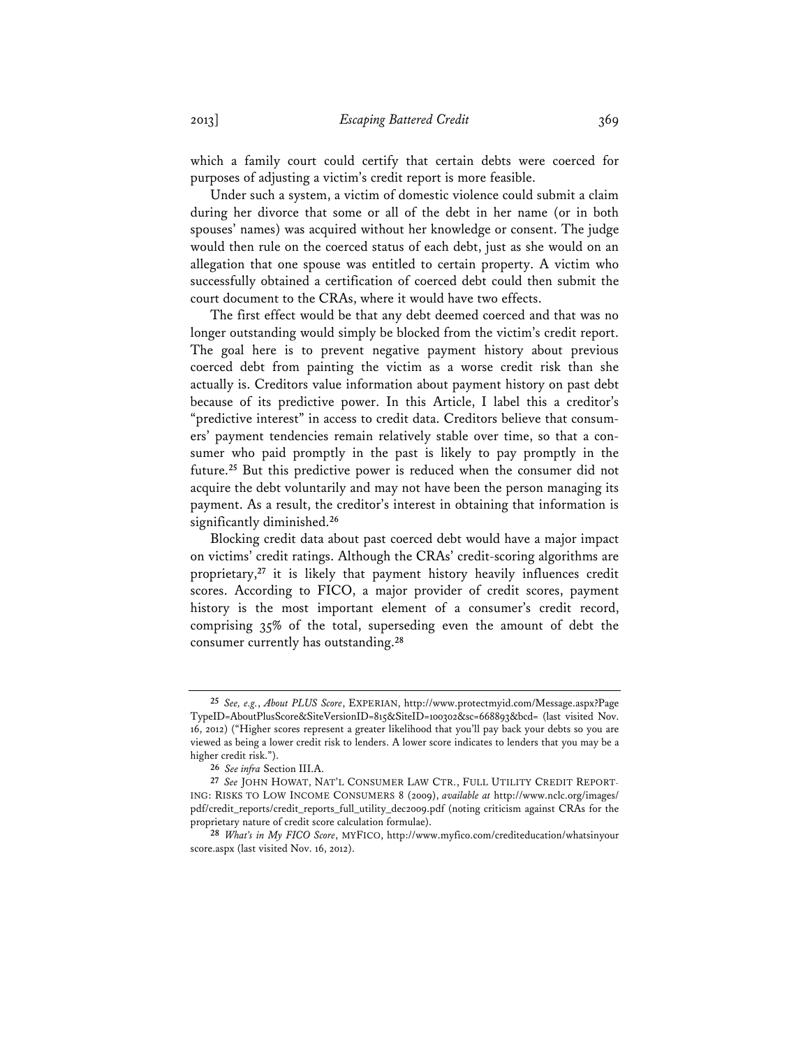which a family court could certify that certain debts were coerced for purposes of adjusting a victim's credit report is more feasible.

Under such a system, a victim of domestic violence could submit a claim during her divorce that some or all of the debt in her name (or in both spouses' names) was acquired without her knowledge or consent. The judge would then rule on the coerced status of each debt, just as she would on an allegation that one spouse was entitled to certain property. A victim who successfully obtained a certification of coerced debt could then submit the court document to the CRAs, where it would have two effects.

The first effect would be that any debt deemed coerced and that was no longer outstanding would simply be blocked from the victim's credit report. The goal here is to prevent negative payment history about previous coerced debt from painting the victim as a worse credit risk than she actually is. Creditors value information about payment history on past debt because of its predictive power. In this Article, I label this a creditor's "predictive interest" in access to credit data. Creditors believe that consumers' payment tendencies remain relatively stable over time, so that a consumer who paid promptly in the past is likely to pay promptly in the future.[25] But this predictive power is reduced when the consumer did not acquire the debt voluntarily and may not have been the person managing its payment. As a result, the creditor's interest in obtaining that information is significantly diminished.[26]

Blocking credit data about past coerced debt would have a major impact on victims' credit ratings. Although the CRAs' credit-scoring algorithms are proprietary,[27] it is likely that payment history heavily influences credit scores. According to FICO, a major provider of credit scores, payment history is the most important element of a consumer's credit record, comprising 35% of the total, superseding even the amount of debt the consumer currently has outstanding.[28]

---

[25] *See, e.g.*, *About PLUS Score*, EXPERIAN, http://www.protectmyid.com/Message.aspx?PageTypeID=AboutPlusScore&SiteVersionID=815&SiteID=100302&sc=668893&bcd= (last visited Nov. 16, 2012) ("Higher scores represent a greater likelihood that you'll pay back your debts so you are viewed as being a lower credit risk to lenders. A lower score indicates to lenders that you may be a higher credit risk.").

[26] *See infra* Section III.A.

[27] *See* JOHN HOWAT, NAT'L CONSUMER LAW CTR., FULL UTILITY CREDIT REPORTING: RISKS TO LOW INCOME CONSUMERS 8 (2009), *available at* http://www.nclc.org/images/pdf/credit_reports/credit_reports_full_utility_dec2009.pdf (noting criticism against CRAs for the proprietary nature of credit score calculation formulae).

[28] *What's in My FICO Score*, MYFICO, http://www.myfico.com/crediteducation/whatsinyourscore.aspx (last visited Nov. 16, 2012).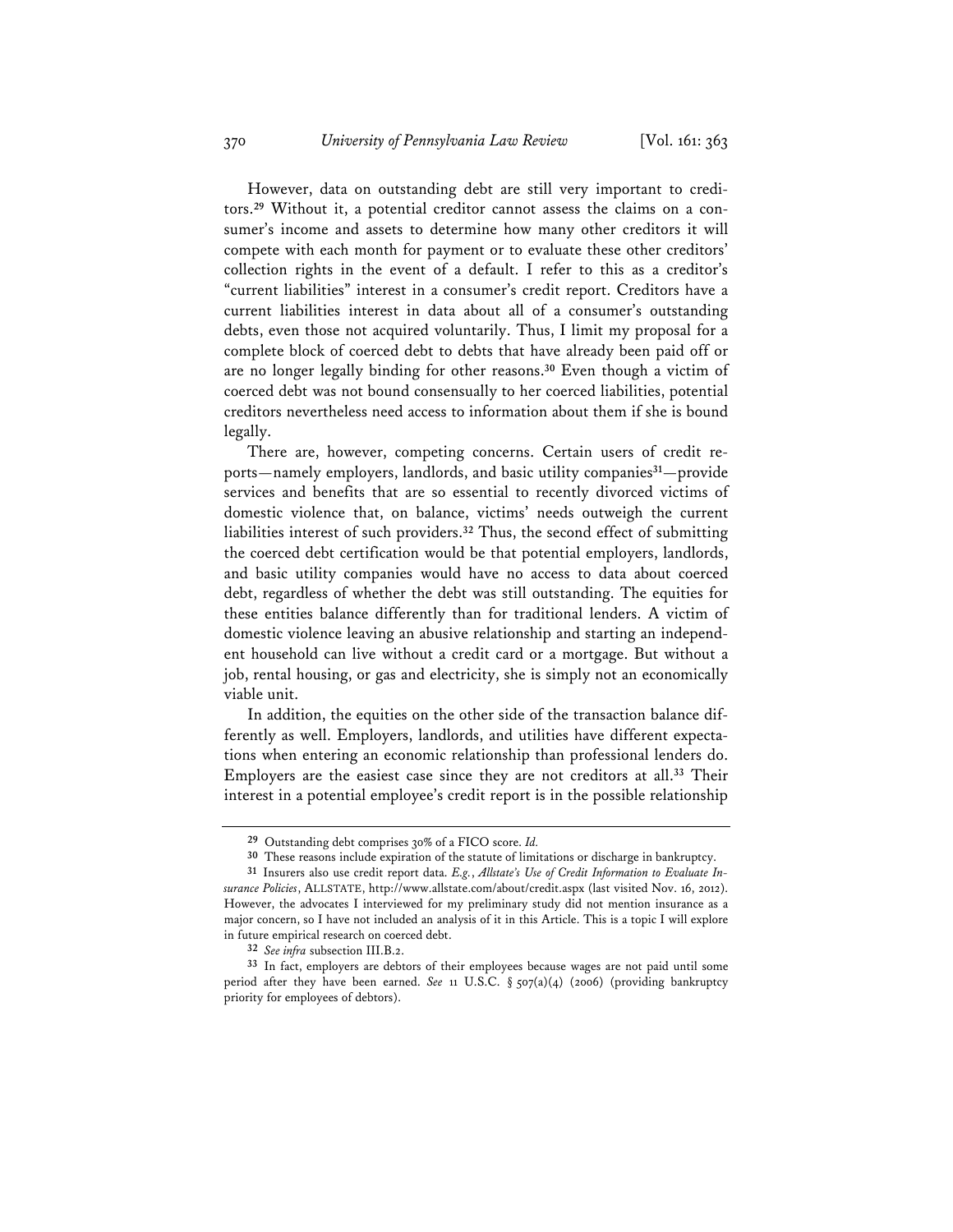However, data on outstanding debt are still very important to creditors.[29] Without it, a potential creditor cannot assess the claims on a consumer's income and assets to determine how many other creditors it will compete with each month for payment or to evaluate these other creditors' collection rights in the event of a default. I refer to this as a creditor's "current liabilities" interest in a consumer's credit report. Creditors have a current liabilities interest in data about all of a consumer's outstanding debts, even those not acquired voluntarily. Thus, I limit my proposal for a complete block of coerced debt to debts that have already been paid off or are no longer legally binding for other reasons.[30] Even though a victim of coerced debt was not bound consensually to her coerced liabilities, potential creditors nevertheless need access to information about them if she is bound legally.

There are, however, competing concerns. Certain users of credit reports—namely employers, landlords, and basic utility companies[31]—provide services and benefits that are so essential to recently divorced victims of domestic violence that, on balance, victims' needs outweigh the current liabilities interest of such providers.[32] Thus, the second effect of submitting the coerced debt certification would be that potential employers, landlords, and basic utility companies would have no access to data about coerced debt, regardless of whether the debt was still outstanding. The equities for these entities balance differently than for traditional lenders. A victim of domestic violence leaving an abusive relationship and starting an independent household can live without a credit card or a mortgage. But without a job, rental housing, or gas and electricity, she is simply not an economically viable unit.

In addition, the equities on the other side of the transaction balance differently as well. Employers, landlords, and utilities have different expectations when entering an economic relationship than professional lenders do. Employers are the easiest case since they are not creditors at all.[33] Their interest in a potential employee's credit report is in the possible relationship

---

[29] Outstanding debt comprises 30% of a FICO score. *Id.*

[30] These reasons include expiration of the statute of limitations or discharge in bankruptcy.

[31] Insurers also use credit report data. *E.g.*, *Allstate's Use of Credit Information to Evaluate Insurance Policies*, ALLSTATE, http://www.allstate.com/about/credit.aspx (last visited Nov. 16, 2012). However, the advocates I interviewed for my preliminary study did not mention insurance as a major concern, so I have not included an analysis of it in this Article. This is a topic I will explore in future empirical research on coerced debt.

[32] *See infra* subsection III.B.2.

[33] In fact, employers are debtors of their employees because wages are not paid until some period after they have been earned. *See* 11 U.S.C. § 507(a)(4) (2006) (providing bankruptcy priority for employees of debtors).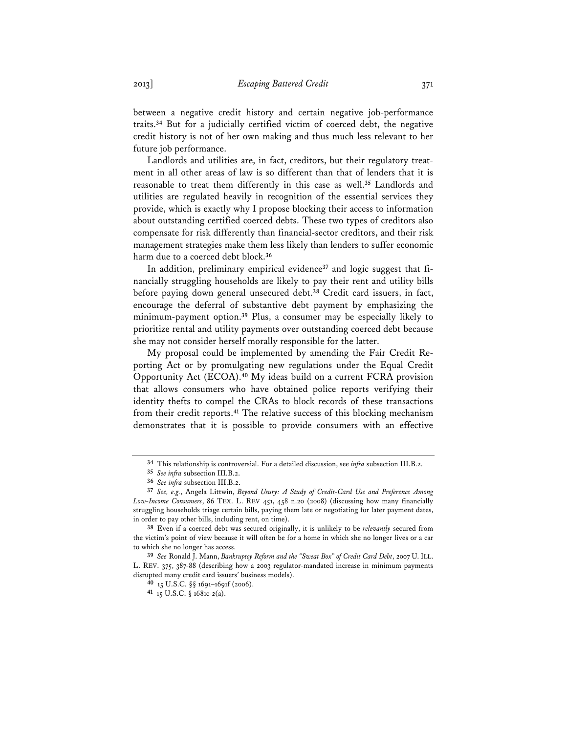between a negative credit history and certain negative job-performance traits.[34] But for a judicially certified victim of coerced debt, the negative credit history is not of her own making and thus much less relevant to her future job performance.

Landlords and utilities are, in fact, creditors, but their regulatory treatment in all other areas of law is so different than that of lenders that it is reasonable to treat them differently in this case as well.[35] Landlords and utilities are regulated heavily in recognition of the essential services they provide, which is exactly why I propose blocking their access to information about outstanding certified coerced debts. These two types of creditors also compensate for risk differently than financial-sector creditors, and their risk management strategies make them less likely than lenders to suffer economic harm due to a coerced debt block.[36]

In addition, preliminary empirical evidence[37] and logic suggest that financially struggling households are likely to pay their rent and utility bills before paying down general unsecured debt.[38] Credit card issuers, in fact, encourage the deferral of substantive debt payment by emphasizing the minimum-payment option.[39] Plus, a consumer may be especially likely to prioritize rental and utility payments over outstanding coerced debt because she may not consider herself morally responsible for the latter.

My proposal could be implemented by amending the Fair Credit Reporting Act or by promulgating new regulations under the Equal Credit Opportunity Act (ECOA).[40] My ideas build on a current FCRA provision that allows consumers who have obtained police reports verifying their identity thefts to compel the CRAs to block records of these transactions from their credit reports.[41] The relative success of this blocking mechanism demonstrates that it is possible to provide consumers with an effective

---

34 This relationship is controversial. For a detailed discussion, see *infra* subsection III.B.2.

35 *See infra* subsection III.B.2.

36 *See infra* subsection III.B.2.

37 *See, e.g.*, Angela Littwin, *Beyond Usury: A Study of Credit-Card Use and Preference Among Low-Income Consumers*, 86 TEX. L. REV 451, 458 n.20 (2008) (discussing how many financially struggling households triage certain bills, paying them late or negotiating for later payment dates, in order to pay other bills, including rent, on time).

38 Even if a coerced debt was secured originally, it is unlikely to be *relevantly* secured from the victim's point of view because it will often be for a home in which she no longer lives or a car to which she no longer has access.

39 *See* Ronald J. Mann, *Bankruptcy Reform and the "Sweat Box" of Credit Card Debt*, 2007 U. ILL. L. REV. 375, 387-88 (describing how a 2003 regulator-mandated increase in minimum payments disrupted many credit card issuers' business models).

40 15 U.S.C. §§ 1691–1691f (2006).

41 15 U.S.C. § 1681c-2(a).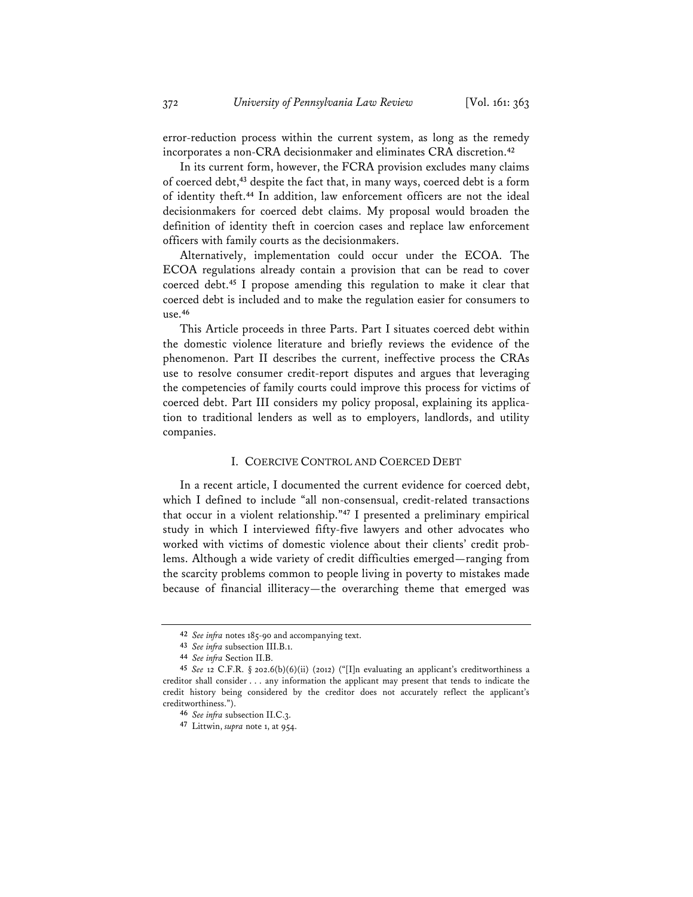error-reduction process within the current system, as long as the remedy incorporates a non-CRA decisionmaker and eliminates CRA discretion.[42]

In its current form, however, the FCRA provision excludes many claims of coerced debt,[43] despite the fact that, in many ways, coerced debt is a form of identity theft.[44] In addition, law enforcement officers are not the ideal decisionmakers for coerced debt claims. My proposal would broaden the definition of identity theft in coercion cases and replace law enforcement officers with family courts as the decisionmakers.

Alternatively, implementation could occur under the ECOA. The ECOA regulations already contain a provision that can be read to cover coerced debt.[45] I propose amending this regulation to make it clear that coerced debt is included and to make the regulation easier for consumers to use.[46]

This Article proceeds in three Parts. Part I situates coerced debt within the domestic violence literature and briefly reviews the evidence of the phenomenon. Part II describes the current, ineffective process the CRAs use to resolve consumer credit-report disputes and argues that leveraging the competencies of family courts could improve this process for victims of coerced debt. Part III considers my policy proposal, explaining its application to traditional lenders as well as to employers, landlords, and utility companies.

## I. COERCIVE CONTROL AND COERCED DEBT

In a recent article, I documented the current evidence for coerced debt, which I defined to include "all non-consensual, credit-related transactions that occur in a violent relationship."[47] I presented a preliminary empirical study in which I interviewed fifty-five lawyers and other advocates who worked with victims of domestic violence about their clients' credit problems. Although a wide variety of credit difficulties emerged—ranging from the scarcity problems common to people living in poverty to mistakes made because of financial illiteracy—the overarching theme that emerged was

---

[42] *See infra* notes 185-90 and accompanying text.

[43] *See infra* subsection III.B.1.

[44] *See infra* Section II.B.

[45] *See* 12 C.F.R. § 202.6(b)(6)(ii) (2012) ("[I]n evaluating an applicant's creditworthiness a creditor shall consider . . . any information the applicant may present that tends to indicate the credit history being considered by the creditor does not accurately reflect the applicant's creditworthiness.").

[46] *See infra* subsection II.C.3.

[47] Littwin, *supra* note 1, at 954.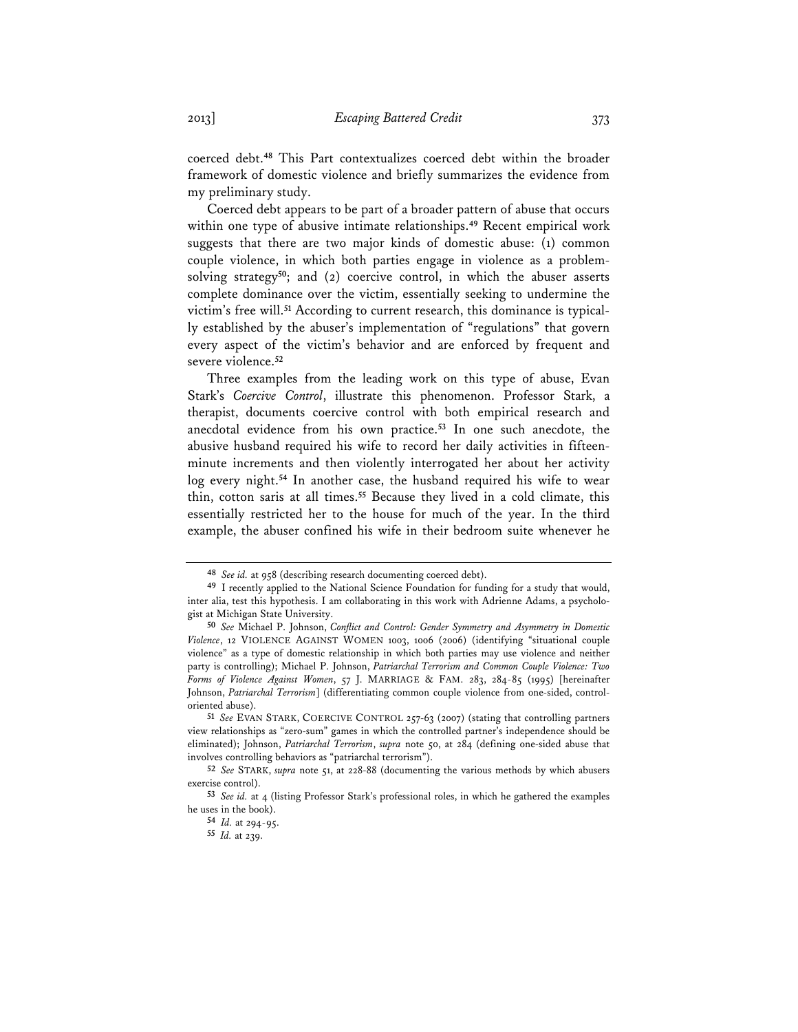coerced debt.[48] This Part contextualizes coerced debt within the broader framework of domestic violence and briefly summarizes the evidence from my preliminary study.

Coerced debt appears to be part of a broader pattern of abuse that occurs within one type of abusive intimate relationships.[49] Recent empirical work suggests that there are two major kinds of domestic abuse: (1) common couple violence, in which both parties engage in violence as a problem-solving strategy[50]; and (2) coercive control, in which the abuser asserts complete dominance over the victim, essentially seeking to undermine the victim's free will.[51] According to current research, this dominance is typically established by the abuser's implementation of "regulations" that govern every aspect of the victim's behavior and are enforced by frequent and severe violence.[52]

Three examples from the leading work on this type of abuse, Evan Stark's *Coercive Control*, illustrate this phenomenon. Professor Stark, a therapist, documents coercive control with both empirical research and anecdotal evidence from his own practice.[53] In one such anecdote, the abusive husband required his wife to record her daily activities in fifteen-minute increments and then violently interrogated her about her activity log every night.[54] In another case, the husband required his wife to wear thin, cotton saris at all times.[55] Because they lived in a cold climate, this essentially restricted her to the house for much of the year. In the third example, the abuser confined his wife in their bedroom suite whenever he

---

[48] *See id.* at 958 (describing research documenting coerced debt).

[49] I recently applied to the National Science Foundation for funding for a study that would, inter alia, test this hypothesis. I am collaborating in this work with Adrienne Adams, a psychologist at Michigan State University.

[50] *See* Michael P. Johnson, *Conflict and Control: Gender Symmetry and Asymmetry in Domestic Violence*, 12 VIOLENCE AGAINST WOMEN 1003, 1006 (2006) (identifying "situational couple violence" as a type of domestic relationship in which both parties may use violence and neither party is controlling); Michael P. Johnson, *Patriarchal Terrorism and Common Couple Violence: Two Forms of Violence Against Women*, 57 J. MARRIAGE & FAM. 283, 284-85 (1995) [hereinafter Johnson, *Patriarchal Terrorism*] (differentiating common couple violence from one-sided, control-oriented abuse).

[51] *See* EVAN STARK, COERCIVE CONTROL 257-63 (2007) (stating that controlling partners view relationships as "zero-sum" games in which the controlled partner's independence should be eliminated); Johnson, *Patriarchal Terrorism*, *supra* note 50, at 284 (defining one-sided abuse that involves controlling behaviors as "patriarchal terrorism").

[52] *See* STARK, *supra* note 51, at 228-88 (documenting the various methods by which abusers exercise control).

[53] *See id.* at 4 (listing Professor Stark's professional roles, in which he gathered the examples he uses in the book).

[54] *Id.* at 294-95.

[55] *Id.* at 239.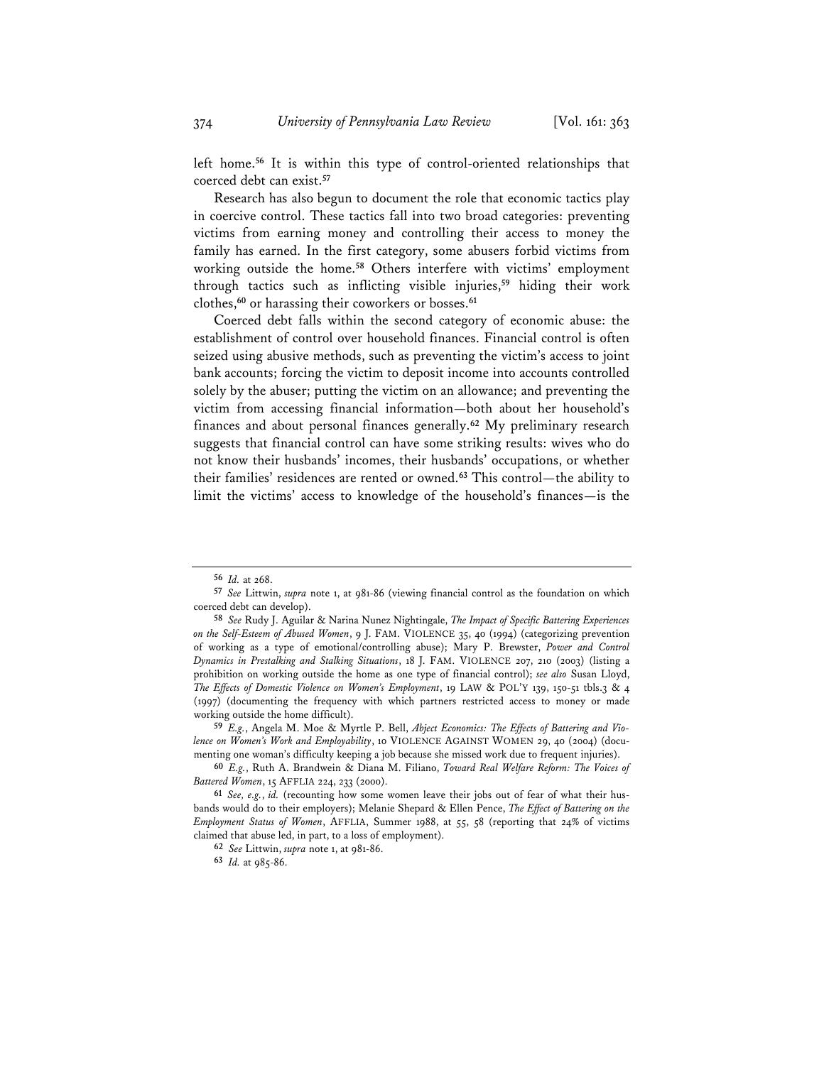left home.[56] It is within this type of control-oriented relationships that coerced debt can exist.[57]

Research has also begun to document the role that economic tactics play in coercive control. These tactics fall into two broad categories: preventing victims from earning money and controlling their access to money the family has earned. In the first category, some abusers forbid victims from working outside the home.[58] Others interfere with victims' employment through tactics such as inflicting visible injuries,[59] hiding their work clothes,[60] or harassing their coworkers or bosses.[61]

Coerced debt falls within the second category of economic abuse: the establishment of control over household finances. Financial control is often seized using abusive methods, such as preventing the victim's access to joint bank accounts; forcing the victim to deposit income into accounts controlled solely by the abuser; putting the victim on an allowance; and preventing the victim from accessing financial information—both about her household's finances and about personal finances generally.[62] My preliminary research suggests that financial control can have some striking results: wives who do not know their husbands' incomes, their husbands' occupations, or whether their families' residences are rented or owned.[63] This control—the ability to limit the victims' access to knowledge of the household's finances—is the

---

[56] *Id.* at 268.

[57] *See* Littwin, *supra* note 1, at 981-86 (viewing financial control as the foundation on which coerced debt can develop).

[58] *See* Rudy J. Aguilar & Narina Nunez Nightingale, *The Impact of Specific Battering Experiences on the Self-Esteem of Abused Women*, 9 J. FAM. VIOLENCE 35, 40 (1994) (categorizing prevention of working as a type of emotional/controlling abuse); Mary P. Brewster, *Power and Control Dynamics in Prestalking and Stalking Situations*, 18 J. FAM. VIOLENCE 207, 210 (2003) (listing a prohibition on working outside the home as one type of financial control); *see also* Susan Lloyd, *The Effects of Domestic Violence on Women's Employment*, 19 LAW & POL'Y 139, 150-51 tbls.3 & 4 (1997) (documenting the frequency with which partners restricted access to money or made working outside the home difficult).

[59] *E.g.*, Angela M. Moe & Myrtle P. Bell, *Abject Economics: The Effects of Battering and Violence on Women's Work and Employability*, 10 VIOLENCE AGAINST WOMEN 29, 40 (2004) (documenting one woman's difficulty keeping a job because she missed work due to frequent injuries).

[60] *E.g.*, Ruth A. Brandwein & Diana M. Filiano, *Toward Real Welfare Reform: The Voices of Battered Women*, 15 AFFLIA 224, 233 (2000).

[61] *See, e.g.*, *id.* (recounting how some women leave their jobs out of fear of what their husbands would do to their employers); Melanie Shepard & Ellen Pence, *The Effect of Battering on the Employment Status of Women*, AFFLIA, Summer 1988, at 55, 58 (reporting that 24% of victims claimed that abuse led, in part, to a loss of employment).

[62] *See* Littwin, *supra* note 1, at 981-86.

[63] *Id.* at 985-86.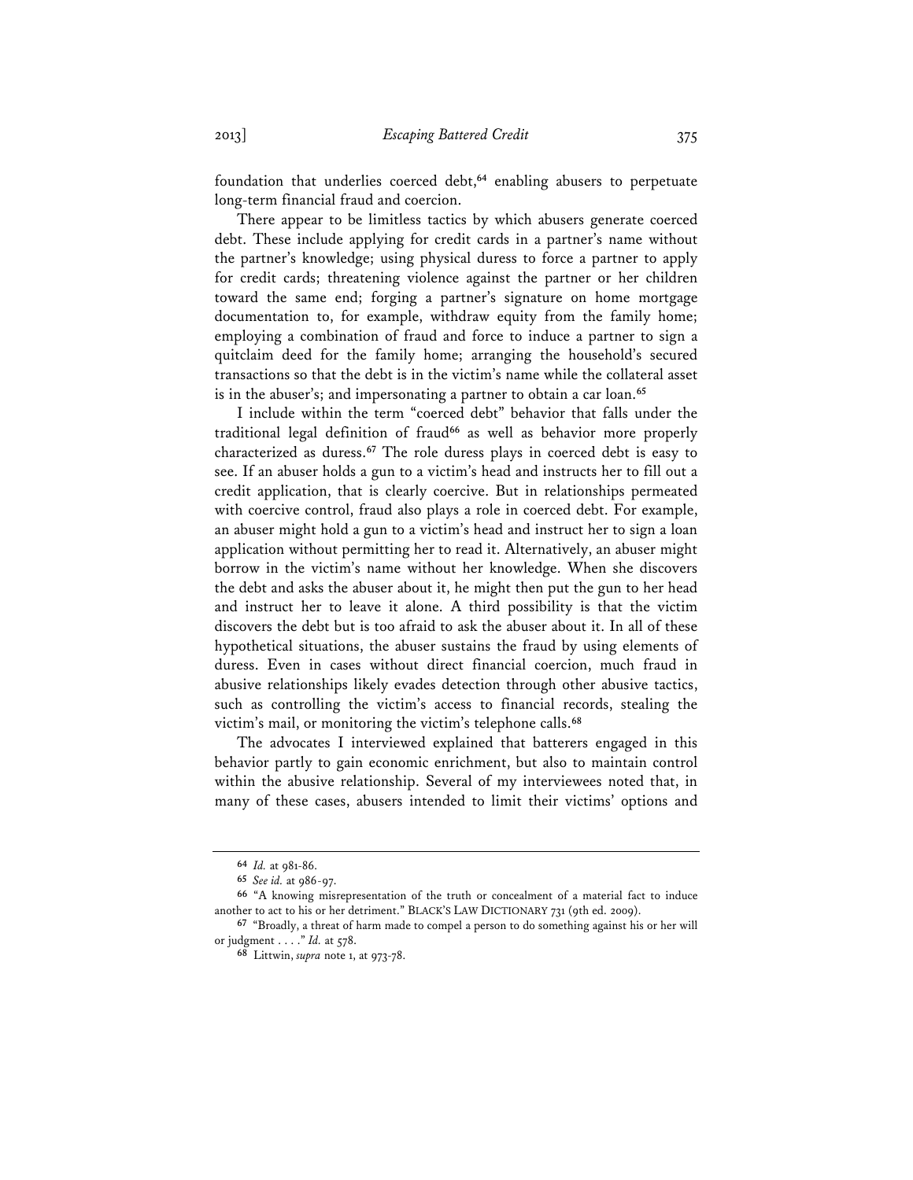foundation that underlies coerced debt,[64] enabling abusers to perpetuate long-term financial fraud and coercion.

There appear to be limitless tactics by which abusers generate coerced debt. These include applying for credit cards in a partner's name without the partner's knowledge; using physical duress to force a partner to apply for credit cards; threatening violence against the partner or her children toward the same end; forging a partner's signature on home mortgage documentation to, for example, withdraw equity from the family home; employing a combination of fraud and force to induce a partner to sign a quitclaim deed for the family home; arranging the household's secured transactions so that the debt is in the victim's name while the collateral asset is in the abuser's; and impersonating a partner to obtain a car loan.[65]

I include within the term "coerced debt" behavior that falls under the traditional legal definition of fraud[66] as well as behavior more properly characterized as duress.[67] The role duress plays in coerced debt is easy to see. If an abuser holds a gun to a victim's head and instructs her to fill out a credit application, that is clearly coercive. But in relationships permeated with coercive control, fraud also plays a role in coerced debt. For example, an abuser might hold a gun to a victim's head and instruct her to sign a loan application without permitting her to read it. Alternatively, an abuser might borrow in the victim's name without her knowledge. When she discovers the debt and asks the abuser about it, he might then put the gun to her head and instruct her to leave it alone. A third possibility is that the victim discovers the debt but is too afraid to ask the abuser about it. In all of these hypothetical situations, the abuser sustains the fraud by using elements of duress. Even in cases without direct financial coercion, much fraud in abusive relationships likely evades detection through other abusive tactics, such as controlling the victim's access to financial records, stealing the victim's mail, or monitoring the victim's telephone calls.[68]

The advocates I interviewed explained that batterers engaged in this behavior partly to gain economic enrichment, but also to maintain control within the abusive relationship. Several of my interviewees noted that, in many of these cases, abusers intended to limit their victims' options and

---

[64] *Id.* at 981-86.

[65] *See id.* at 986-97.

[66] "A knowing misrepresentation of the truth or concealment of a material fact to induce another to act to his or her detriment." BLACK'S LAW DICTIONARY 731 (9th ed. 2009).

[67] "Broadly, a threat of harm made to compel a person to do something against his or her will or judgment . . . ." *Id.* at 578.

[68] Littwin, *supra* note 1, at 973-78.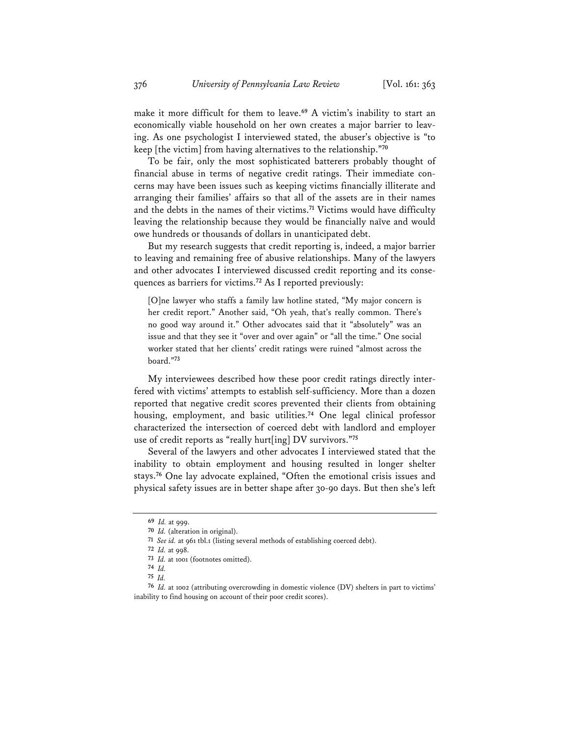make it more difficult for them to leave.[69] A victim's inability to start an economically viable household on her own creates a major barrier to leaving. As one psychologist I interviewed stated, the abuser's objective is "to keep [the victim] from having alternatives to the relationship."[70]

To be fair, only the most sophisticated batterers probably thought of financial abuse in terms of negative credit ratings. Their immediate concerns may have been issues such as keeping victims financially illiterate and arranging their families' affairs so that all of the assets are in their names and the debts in the names of their victims.[71] Victims would have difficulty leaving the relationship because they would be financially naïve and would owe hundreds or thousands of dollars in unanticipated debt.

But my research suggests that credit reporting is, indeed, a major barrier to leaving and remaining free of abusive relationships. Many of the lawyers and other advocates I interviewed discussed credit reporting and its consequences as barriers for victims.[72] As I reported previously:

> [O]ne lawyer who staffs a family law hotline stated, "My major concern is her credit report." Another said, "Oh yeah, that's really common. There's no good way around it." Other advocates said that it "absolutely" was an issue and that they see it "over and over again" or "all the time." One social worker stated that her clients' credit ratings were ruined "almost across the board."[73]

My interviewees described how these poor credit ratings directly interfered with victims' attempts to establish self-sufficiency. More than a dozen reported that negative credit scores prevented their clients from obtaining housing, employment, and basic utilities.[74] One legal clinical professor characterized the intersection of coerced debt with landlord and employer use of credit reports as "really hurt[ing] DV survivors."[75]

Several of the lawyers and other advocates I interviewed stated that the inability to obtain employment and housing resulted in longer shelter stays.[76] One lay advocate explained, "Often the emotional crisis issues and physical safety issues are in better shape after 30-90 days. But then she's left

---

69 *Id.* at 999.

70 *Id.* (alteration in original).

71 *See id.* at 961 tbl.1 (listing several methods of establishing coerced debt).

72 *Id.* at 998.

73 *Id.* at 1001 (footnotes omitted).

74 *Id.*

75 *Id.*

76 *Id.* at 1002 (attributing overcrowding in domestic violence (DV) shelters in part to victims' inability to find housing on account of their poor credit scores).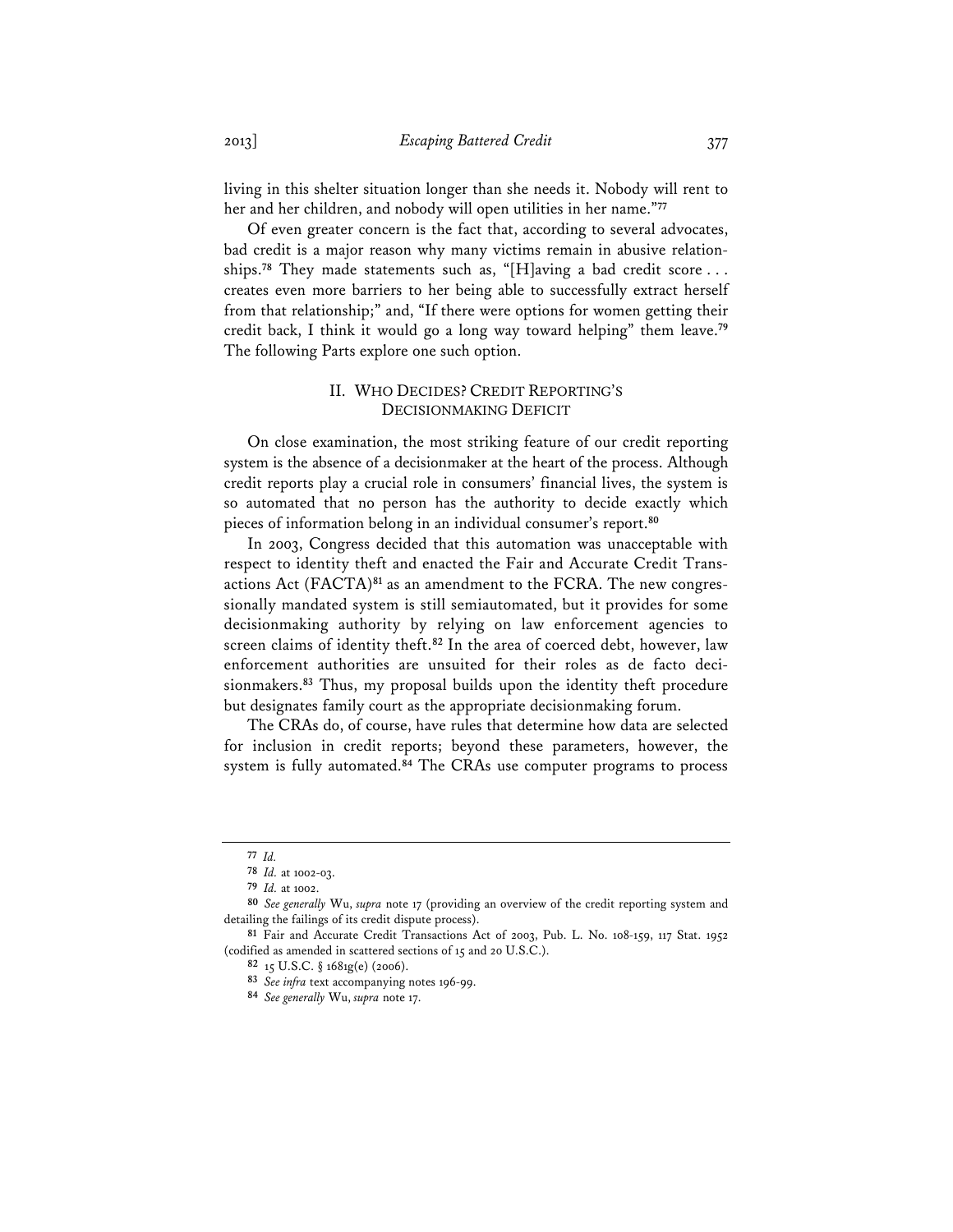living in this shelter situation longer than she needs it. Nobody will rent to her and her children, and nobody will open utilities in her name."[77]

Of even greater concern is the fact that, according to several advocates, bad credit is a major reason why many victims remain in abusive relationships.[78] They made statements such as, "[H]aving a bad credit score . . . creates even more barriers to her being able to successfully extract herself from that relationship;" and, "If there were options for women getting their credit back, I think it would go a long way toward helping" them leave.[79] The following Parts explore one such option.

## II. WHO DECIDES? CREDIT REPORTING'S DECISIONMAKING DEFICIT

On close examination, the most striking feature of our credit reporting system is the absence of a decisionmaker at the heart of the process. Although credit reports play a crucial role in consumers' financial lives, the system is so automated that no person has the authority to decide exactly which pieces of information belong in an individual consumer's report.[80]

In 2003, Congress decided that this automation was unacceptable with respect to identity theft and enacted the Fair and Accurate Credit Transactions Act (FACTA)[81] as an amendment to the FCRA. The new congressionally mandated system is still semiautomated, but it provides for some decisionmaking authority by relying on law enforcement agencies to screen claims of identity theft.[82] In the area of coerced debt, however, law enforcement authorities are unsuited for their roles as de facto decisionmakers.[83] Thus, my proposal builds upon the identity theft procedure but designates family court as the appropriate decisionmaking forum.

The CRAs do, of course, have rules that determine how data are selected for inclusion in credit reports; beyond these parameters, however, the system is fully automated.[84] The CRAs use computer programs to process

---

77 *Id.*

78 *Id.* at 1002-03.

79 *Id.* at 1002.

80 *See generally* Wu, *supra* note 17 (providing an overview of the credit reporting system and detailing the failings of its credit dispute process).

81 Fair and Accurate Credit Transactions Act of 2003, Pub. L. No. 108-159, 117 Stat. 1952 (codified as amended in scattered sections of 15 and 20 U.S.C.).

82 15 U.S.C. § 1681g(e) (2006).

83 *See infra* text accompanying notes 196-99.

84 *See generally* Wu, *supra* note 17.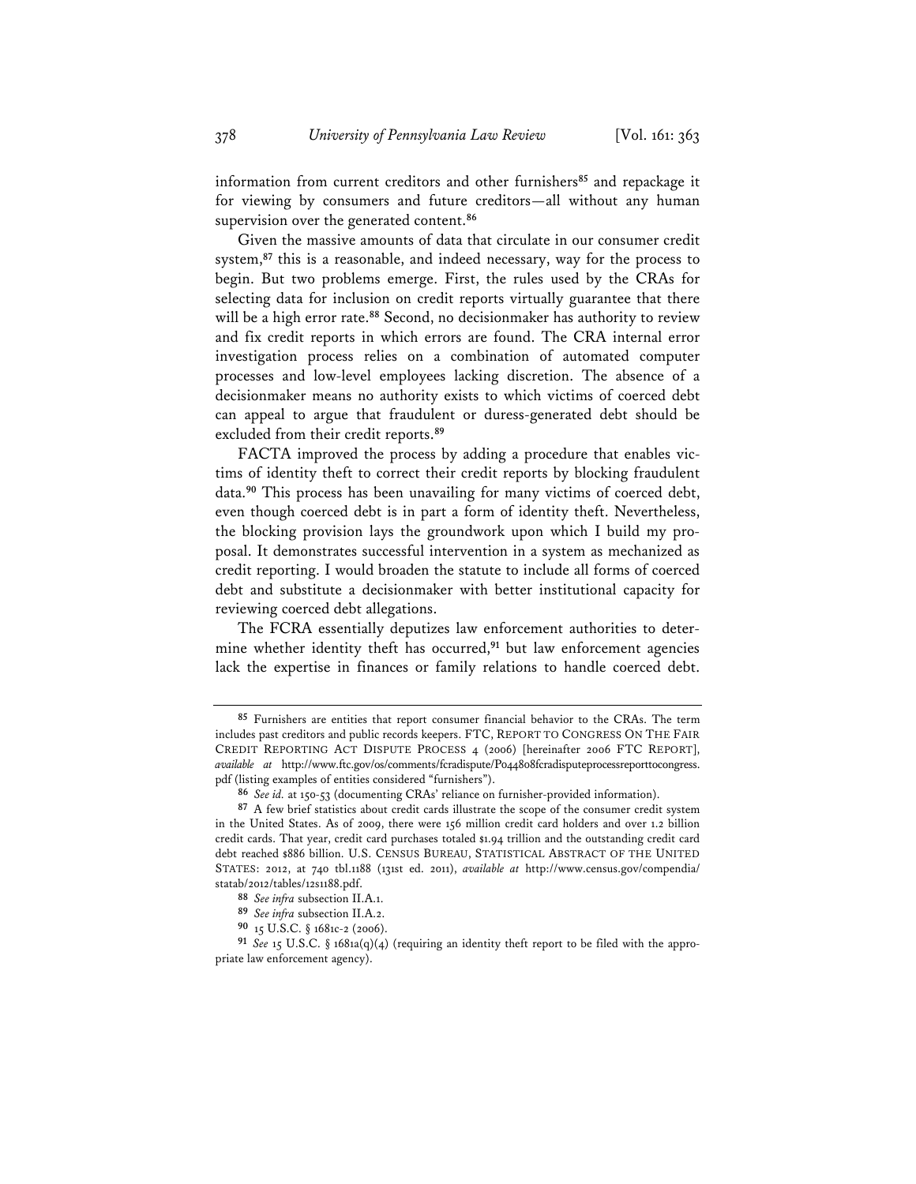information from current creditors and other furnishers[85] and repackage it for viewing by consumers and future creditors—all without any human supervision over the generated content.[86]

Given the massive amounts of data that circulate in our consumer credit system,[87] this is a reasonable, and indeed necessary, way for the process to begin. But two problems emerge. First, the rules used by the CRAs for selecting data for inclusion on credit reports virtually guarantee that there will be a high error rate.[88] Second, no decisionmaker has authority to review and fix credit reports in which errors are found. The CRA internal error investigation process relies on a combination of automated computer processes and low-level employees lacking discretion. The absence of a decisionmaker means no authority exists to which victims of coerced debt can appeal to argue that fraudulent or duress-generated debt should be excluded from their credit reports.[89]

FACTA improved the process by adding a procedure that enables victims of identity theft to correct their credit reports by blocking fraudulent data.[90] This process has been unavailing for many victims of coerced debt, even though coerced debt is in part a form of identity theft. Nevertheless, the blocking provision lays the groundwork upon which I build my proposal. It demonstrates successful intervention in a system as mechanized as credit reporting. I would broaden the statute to include all forms of coerced debt and substitute a decisionmaker with better institutional capacity for reviewing coerced debt allegations.

The FCRA essentially deputizes law enforcement authorities to determine whether identity theft has occurred,[91] but law enforcement agencies lack the expertise in finances or family relations to handle coerced debt.

---

[85] Furnishers are entities that report consumer financial behavior to the CRAs. The term includes past creditors and public records keepers. FTC, REPORT TO CONGRESS ON THE FAIR CREDIT REPORTING ACT DISPUTE PROCESS 4 (2006) [hereinafter 2006 FTC REPORT], *available at* http://www.ftc.gov/os/comments/fcradispute/P044808fcradisputeprocessreporttocongress.pdf (listing examples of entities considered "furnishers").

[86] *See id.* at 150-53 (documenting CRAs' reliance on furnisher-provided information).

[87] A few brief statistics about credit cards illustrate the scope of the consumer credit system in the United States. As of 2009, there were 156 million credit card holders and over 1.2 billion credit cards. That year, credit card purchases totaled $1.94 trillion and the outstanding credit card debt reached $886 billion. U.S. CENSUS BUREAU, STATISTICAL ABSTRACT OF THE UNITED STATES: 2012, at 740 tbl.1188 (131st ed. 2011), *available at* http://www.census.gov/compendia/statab/2012/tables/12s1188.pdf.

[88] *See infra* subsection II.A.1.

[89] *See infra* subsection II.A.2.

[90] 15 U.S.C. § 1681c-2 (2006).

[91] *See* 15 U.S.C. § 1681a(q)(4) (requiring an identity theft report to be filed with the appropriate law enforcement agency).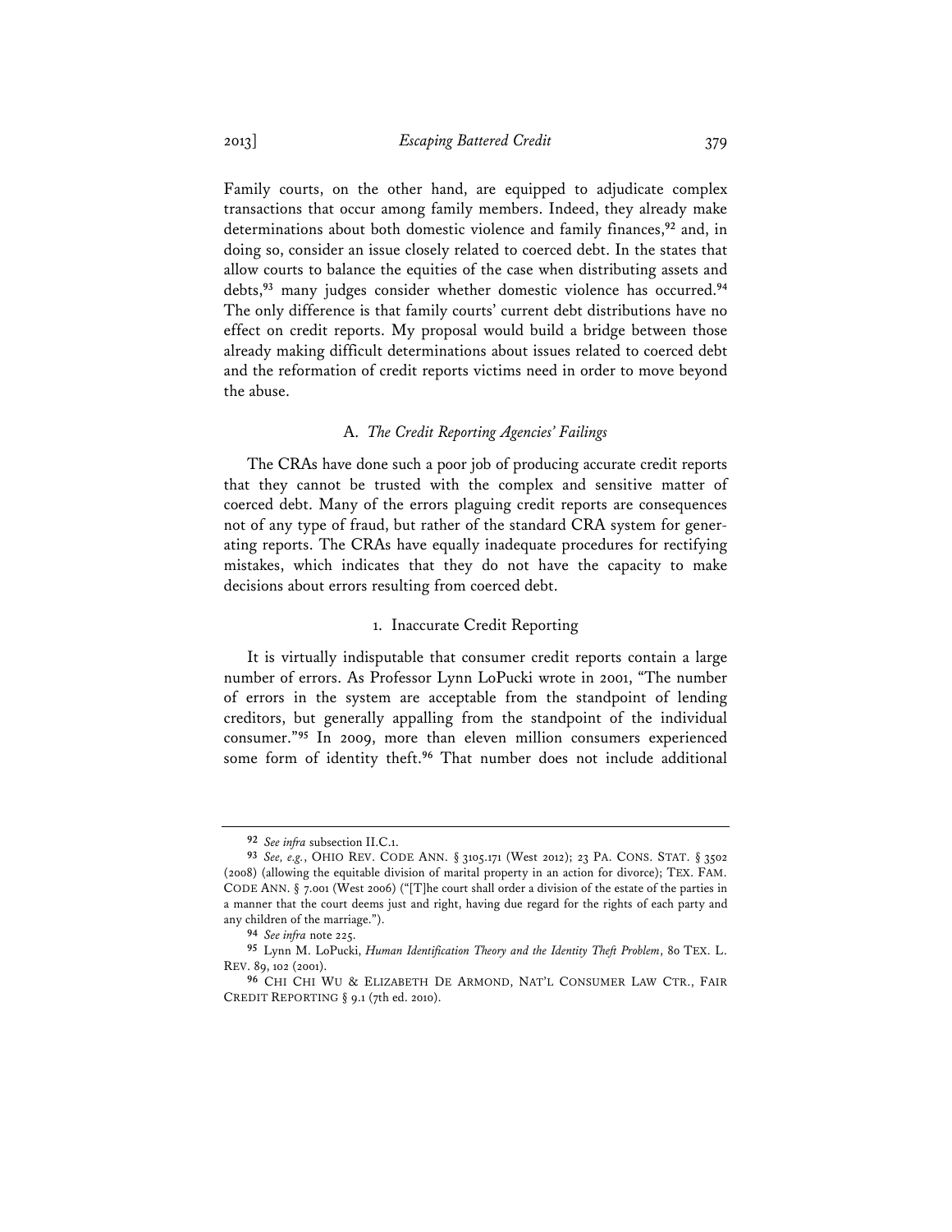Family courts, on the other hand, are equipped to adjudicate complex transactions that occur among family members. Indeed, they already make determinations about both domestic violence and family finances,[92] and, in doing so, consider an issue closely related to coerced debt. In the states that allow courts to balance the equities of the case when distributing assets and debts,[93] many judges consider whether domestic violence has occurred.[94] The only difference is that family courts' current debt distributions have no effect on credit reports. My proposal would build a bridge between those already making difficult determinations about issues related to coerced debt and the reformation of credit reports victims need in order to move beyond the abuse.

### A. *The Credit Reporting Agencies' Failings*

The CRAs have done such a poor job of producing accurate credit reports that they cannot be trusted with the complex and sensitive matter of coerced debt. Many of the errors plaguing credit reports are consequences not of any type of fraud, but rather of the standard CRA system for generating reports. The CRAs have equally inadequate procedures for rectifying mistakes, which indicates that they do not have the capacity to make decisions about errors resulting from coerced debt.

#### 1. Inaccurate Credit Reporting

It is virtually indisputable that consumer credit reports contain a large number of errors. As Professor Lynn LoPucki wrote in 2001, "The number of errors in the system are acceptable from the standpoint of lending creditors, but generally appalling from the standpoint of the individual consumer."[95] In 2009, more than eleven million consumers experienced some form of identity theft.[96] That number does not include additional

---

[92] *See infra* subsection II.C.1.

[93] *See, e.g.*, OHIO REV. CODE ANN. § 3105.171 (West 2012); 23 PA. CONS. STAT. § 3502 (2008) (allowing the equitable division of marital property in an action for divorce); TEX. FAM. CODE ANN. § 7.001 (West 2006) ("[T]he court shall order a division of the estate of the parties in a manner that the court deems just and right, having due regard for the rights of each party and any children of the marriage.").

[94] *See infra* note 225.

[95] Lynn M. LoPucki, *Human Identification Theory and the Identity Theft Problem*, 80 TEX. L. REV. 89, 102 (2001).

[96] CHI CHI WU & ELIZABETH DE ARMOND, NAT'L CONSUMER LAW CTR., FAIR CREDIT REPORTING § 9.1 (7th ed. 2010).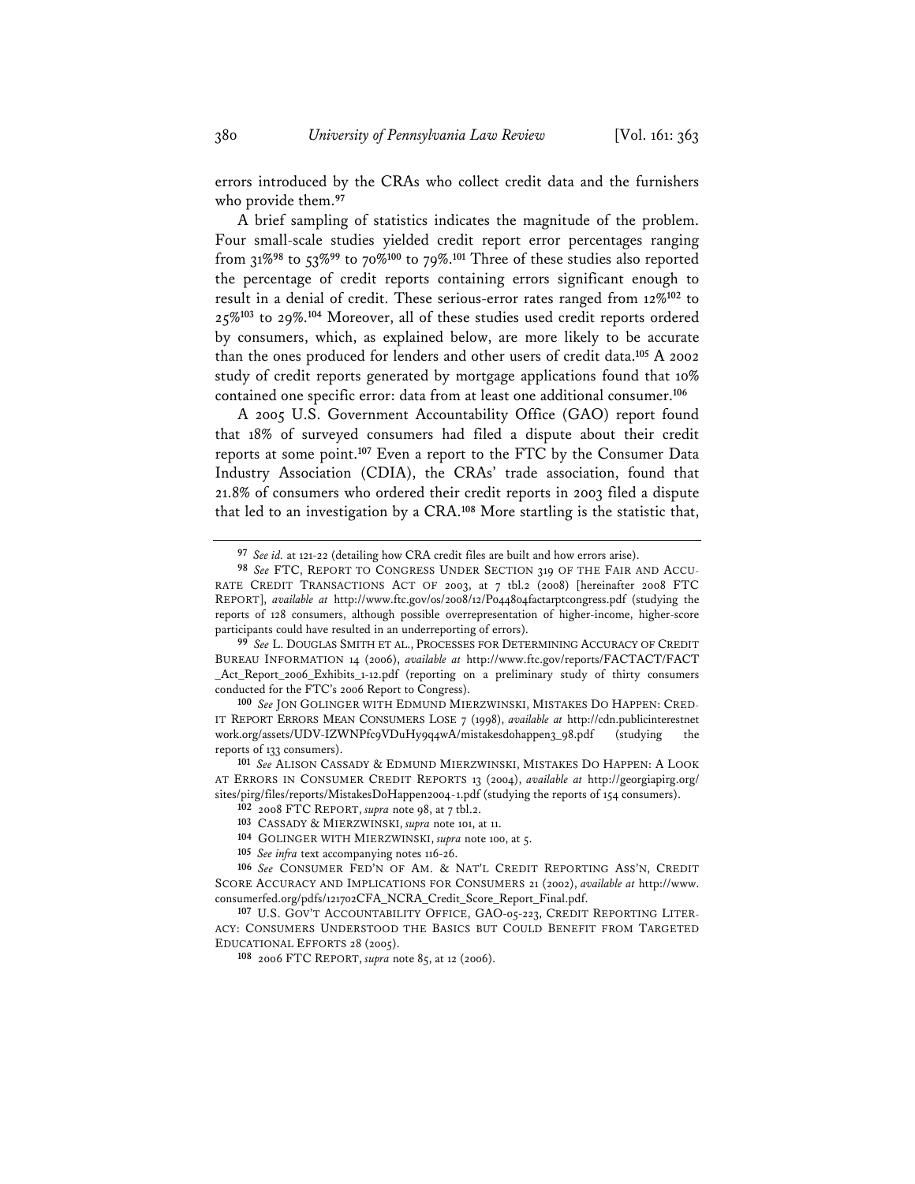errors introduced by the CRAs who collect credit data and the furnishers who provide them.[97]

A brief sampling of statistics indicates the magnitude of the problem. Four small-scale studies yielded credit report error percentages ranging from 31%[98] to 53%[99] to 70%[100] to 79%.[101] Three of these studies also reported the percentage of credit reports containing errors significant enough to result in a denial of credit. These serious-error rates ranged from 12%[102] to 25%[103] to 29%.[104] Moreover, all of these studies used credit reports ordered by consumers, which, as explained below, are more likely to be accurate than the ones produced for lenders and other users of credit data.[105] A 2002 study of credit reports generated by mortgage applications found that 10% contained one specific error: data from at least one additional consumer.[106]

A 2005 U.S. Government Accountability Office (GAO) report found that 18% of surveyed consumers had filed a dispute about their credit reports at some point.[107] Even a report to the FTC by the Consumer Data Industry Association (CDIA), the CRAs' trade association, found that 21.8% of consumers who ordered their credit reports in 2003 filed a dispute that led to an investigation by a CRA.[108] More startling is the statistic that,

---

97 *See id.* at 121-22 (detailing how CRA credit files are built and how errors arise).

98 *See* FTC, REPORT TO CONGRESS UNDER SECTION 319 OF THE FAIR AND ACCURATE CREDIT TRANSACTIONS ACT OF 2003, at 7 tbl.2 (2008) [hereinafter 2008 FTC REPORT], *available at* http://www.ftc.gov/os/2008/12/P044804factarptcongress.pdf (studying the reports of 128 consumers, although possible overrepresentation of higher-income, higher-score participants could have resulted in an underreporting of errors).

99 *See* L. DOUGLAS SMITH ET AL., PROCESSES FOR DETERMINING ACCURACY OF CREDIT BUREAU INFORMATION 14 (2006), *available at* http://www.ftc.gov/reports/FACTACT/FACT_Act_Report_2006_Exhibits_1-12.pdf (reporting on a preliminary study of thirty consumers conducted for the FTC's 2006 Report to Congress).

100 *See* JON GOLINGER WITH EDMUND MIERZWINSKI, MISTAKES DO HAPPEN: CREDIT REPORT ERRORS MEAN CONSUMERS LOSE 7 (1998), *available at* http://cdn.publicinterestnetwork.org/assets/UDV-IZWNPfc9VDuHy9q4wA/mistakesdohappen3_98.pdf (studying the reports of 133 consumers).

101 *See* ALISON CASSADY & EDMUND MIERZWINSKI, MISTAKES DO HAPPEN: A LOOK AT ERRORS IN CONSUMER CREDIT REPORTS 13 (2004), *available at* http://georgiapirg.org/sites/pirg/files/reports/MistakesDoHappen2004-1.pdf (studying the reports of 154 consumers).

102 2008 FTC REPORT, *supra* note 98, at 7 tbl.2.

103 CASSADY & MIERZWINSKI, *supra* note 101, at 11.

104 GOLINGER WITH MIERZWINSKI, *supra* note 100, at 5.

105 *See infra* text accompanying notes 116-26.

106 *See* CONSUMER FED'N OF AM. & NAT'L CREDIT REPORTING ASS'N, CREDIT SCORE ACCURACY AND IMPLICATIONS FOR CONSUMERS 21 (2002), *available at* http://www.consumerfed.org/pdfs/121702CFA_NCRA_Credit_Score_Report_Final.pdf.

107 U.S. GOV'T ACCOUNTABILITY OFFICE, GAO-05-223, CREDIT REPORTING LITERACY: CONSUMERS UNDERSTOOD THE BASICS BUT COULD BENEFIT FROM TARGETED EDUCATIONAL EFFORTS 28 (2005).

108 2006 FTC REPORT, *supra* note 85, at 12 (2006).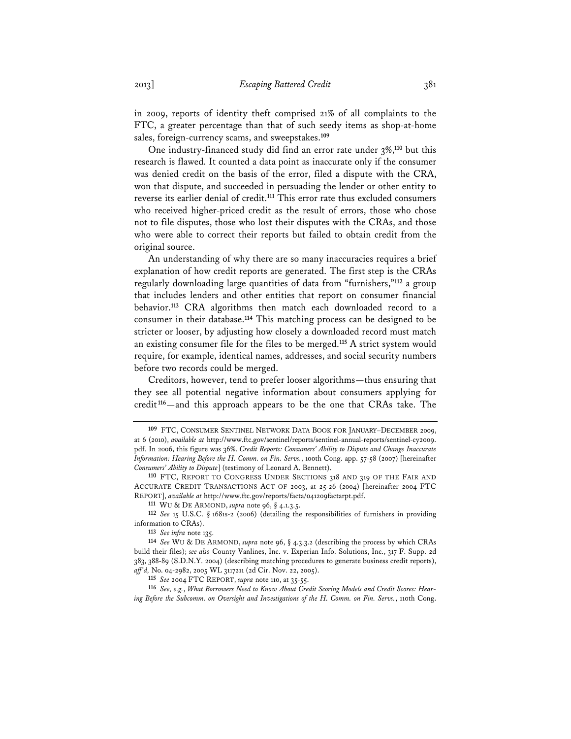in 2009, reports of identity theft comprised 21% of all complaints to the FTC, a greater percentage than that of such seedy items as shop-at-home sales, foreign-currency scams, and sweepstakes.[109]

One industry-financed study did find an error rate under 3%,[110] but this research is flawed. It counted a data point as inaccurate only if the consumer was denied credit on the basis of the error, filed a dispute with the CRA, won that dispute, and succeeded in persuading the lender or other entity to reverse its earlier denial of credit.[111] This error rate thus excluded consumers who received higher-priced credit as the result of errors, those who chose not to file disputes, those who lost their disputes with the CRAs, and those who were able to correct their reports but failed to obtain credit from the original source.

An understanding of why there are so many inaccuracies requires a brief explanation of how credit reports are generated. The first step is the CRAs regularly downloading large quantities of data from "furnishers,"[112] a group that includes lenders and other entities that report on consumer financial behavior.[113] CRA algorithms then match each downloaded record to a consumer in their database.[114] This matching process can be designed to be stricter or looser, by adjusting how closely a downloaded record must match an existing consumer file for the files to be merged.[115] A strict system would require, for example, identical names, addresses, and social security numbers before two records could be merged.

Creditors, however, tend to prefer looser algorithms—thus ensuring that they see all potential negative information about consumers applying for credit[116]—and this approach appears to be the one that CRAs take. The

---

[109] FTC, CONSUMER SENTINEL NETWORK DATA BOOK FOR JANUARY–DECEMBER 2009, at 6 (2010), *available at* http://www.ftc.gov/sentinel/reports/sentinel-annual-reports/sentinel-cy2009.pdf. In 2006, this figure was 36%. *Credit Reports: Consumers' Ability to Dispute and Change Inaccurate Information: Hearing Before the H. Comm. on Fin. Servs.*, 100th Cong. app. 57-58 (2007) [hereinafter *Consumers' Ability to Dispute*] (testimony of Leonard A. Bennett).

[110] FTC, REPORT TO CONGRESS UNDER SECTIONS 318 AND 319 OF THE FAIR AND ACCURATE CREDIT TRANSACTIONS ACT OF 2003, at 25-26 (2004) [hereinafter 2004 FTC REPORT], *available at* http://www.ftc.gov/reports/facta/041209factarpt.pdf.

[111] WU & DE ARMOND, *supra* note 96, § 4.1.3.5.

[112] *See* 15 U.S.C. § 1681s-2 (2006) (detailing the responsibilities of furnishers in providing information to CRAs).

[113] *See infra* note 135.

[114] *See* WU & DE ARMOND, *supra* note 96, § 4.3.3.2 (describing the process by which CRAs build their files); *see also* County Vanlines, Inc. v. Experian Info. Solutions, Inc., 317 F. Supp. 2d 383, 388-89 (S.D.N.Y. 2004) (describing matching procedures to generate business credit reports), *aff'd*, No. 04-2982, 2005 WL 3117211 (2d Cir. Nov. 22, 2005).

[115] *See* 2004 FTC REPORT, *supra* note 110, at 35-55.

[116] *See, e.g.*, *What Borrowers Need to Know About Credit Scoring Models and Credit Scores: Hearing Before the Subcomm. on Oversight and Investigations of the H. Comm. on Fin. Servs.*, 110th Cong.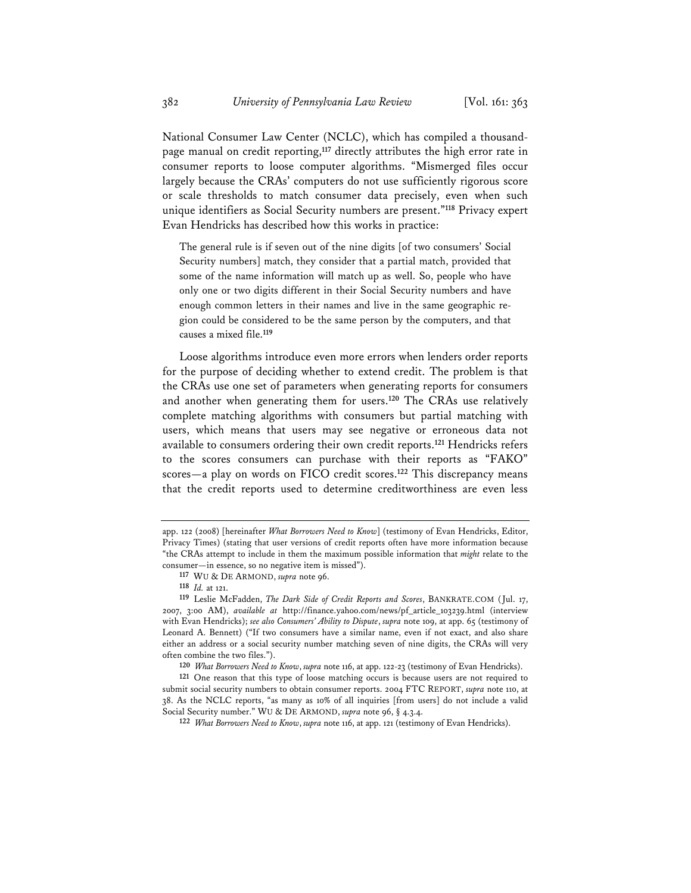National Consumer Law Center (NCLC), which has compiled a thousand-page manual on credit reporting,[117] directly attributes the high error rate in consumer reports to loose computer algorithms. "Mismerged files occur largely because the CRAs' computers do not use sufficiently rigorous score or scale thresholds to match consumer data precisely, even when such unique identifiers as Social Security numbers are present."[118] Privacy expert Evan Hendricks has described how this works in practice:

> The general rule is if seven out of the nine digits [of two consumers' Social Security numbers] match, they consider that a partial match, provided that some of the name information will match up as well. So, people who have only one or two digits different in their Social Security numbers and have enough common letters in their names and live in the same geographic region could be considered to be the same person by the computers, and that causes a mixed file.[119]

Loose algorithms introduce even more errors when lenders order reports for the purpose of deciding whether to extend credit. The problem is that the CRAs use one set of parameters when generating reports for consumers and another when generating them for users.[120] The CRAs use relatively complete matching algorithms with consumers but partial matching with users, which means that users may see negative or erroneous data not available to consumers ordering their own credit reports.[121] Hendricks refers to the scores consumers can purchase with their reports as "FAKO" scores—a play on words on FICO credit scores.[122] This discrepancy means that the credit reports used to determine creditworthiness are even less

---

app. 122 (2008) [hereinafter *What Borrowers Need to Know*] (testimony of Evan Hendricks, Editor, Privacy Times) (stating that user versions of credit reports often have more information because "the CRAs attempt to include in them the maximum possible information that *might* relate to the consumer—in essence, so no negative item is missed").

[117] WU & DE ARMOND, *supra* note 96.

[118] *Id.* at 121.

[119] Leslie McFadden, *The Dark Side of Credit Reports and Scores*, BANKRATE.COM (Jul. 17, 2007, 3:00 AM), *available at* http://finance.yahoo.com/news/pf_article_103239.html (interview with Evan Hendricks); *see also Consumers' Ability to Dispute*, *supra* note 109, at app. 65 (testimony of Leonard A. Bennett) ("If two consumers have a similar name, even if not exact, and also share either an address or a social security number matching seven of nine digits, the CRAs will very often combine the two files.").

[120] *What Borrowers Need to Know*, *supra* note 116, at app. 122-23 (testimony of Evan Hendricks).

[121] One reason that this type of loose matching occurs is because users are not required to submit social security numbers to obtain consumer reports. 2004 FTC REPORT, *supra* note 110, at 38. As the NCLC reports, "as many as 10% of all inquiries [from users] do not include a valid Social Security number." WU & DE ARMOND, *supra* note 96, § 4.3.4.

[122] *What Borrowers Need to Know*, *supra* note 116, at app. 121 (testimony of Evan Hendricks).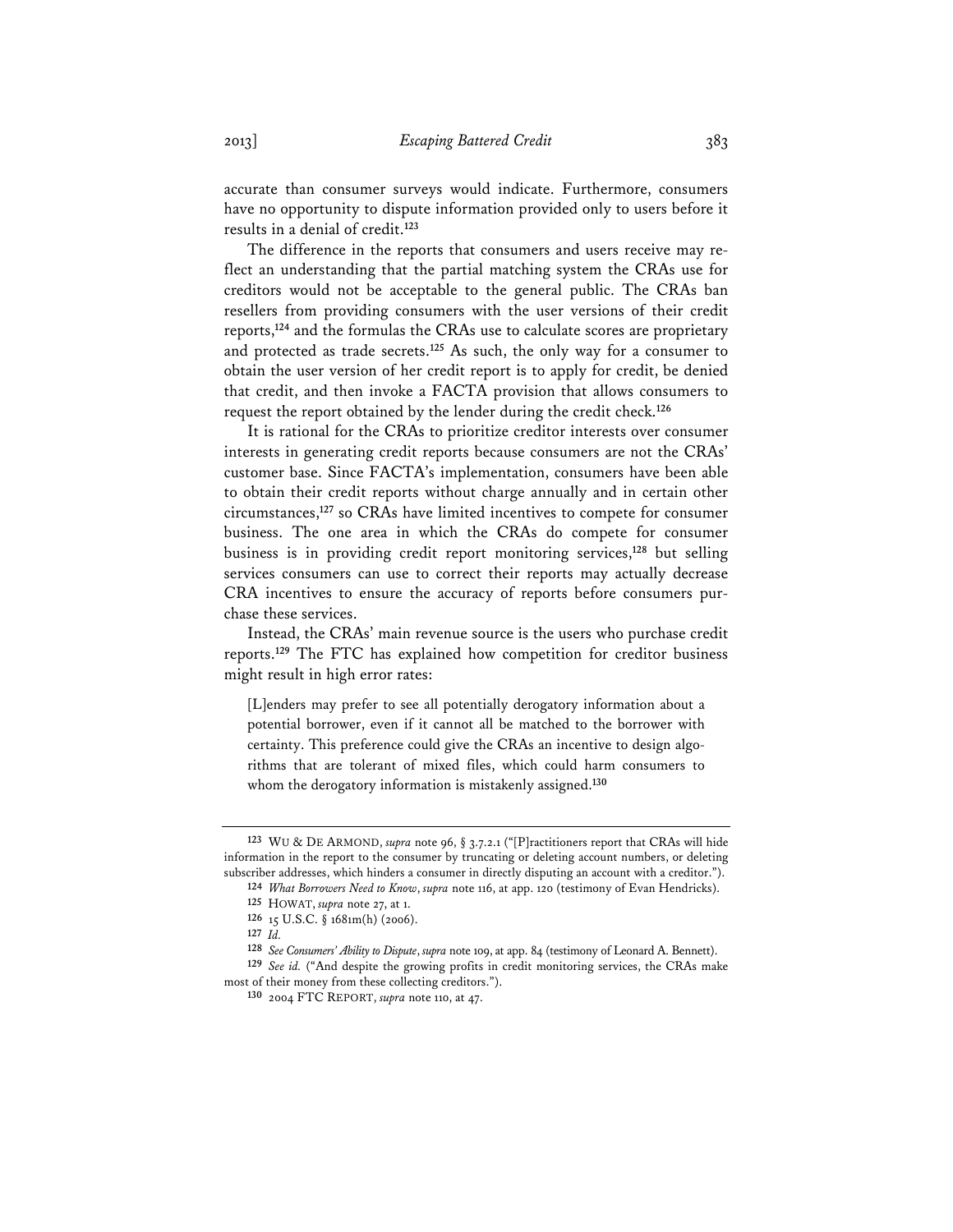accurate than consumer surveys would indicate. Furthermore, consumers have no opportunity to dispute information provided only to users before it results in a denial of credit.[123]

The difference in the reports that consumers and users receive may reflect an understanding that the partial matching system the CRAs use for creditors would not be acceptable to the general public. The CRAs ban resellers from providing consumers with the user versions of their credit reports,[124] and the formulas the CRAs use to calculate scores are proprietary and protected as trade secrets.[125] As such, the only way for a consumer to obtain the user version of her credit report is to apply for credit, be denied that credit, and then invoke a FACTA provision that allows consumers to request the report obtained by the lender during the credit check.[126]

It is rational for the CRAs to prioritize creditor interests over consumer interests in generating credit reports because consumers are not the CRAs' customer base. Since FACTA's implementation, consumers have been able to obtain their credit reports without charge annually and in certain other circumstances,[127] so CRAs have limited incentives to compete for consumer business. The one area in which the CRAs do compete for consumer business is in providing credit report monitoring services,[128] but selling services consumers can use to correct their reports may actually decrease CRA incentives to ensure the accuracy of reports before consumers purchase these services.

Instead, the CRAs' main revenue source is the users who purchase credit reports.[129] The FTC has explained how competition for creditor business might result in high error rates:

> [L]enders may prefer to see all potentially derogatory information about a potential borrower, even if it cannot all be matched to the borrower with certainty. This preference could give the CRAs an incentive to design algorithms that are tolerant of mixed files, which could harm consumers to whom the derogatory information is mistakenly assigned.[130]

---

[123] WU & DE ARMOND, *supra* note 96, § 3.7.2.1 ("[P]ractitioners report that CRAs will hide information in the report to the consumer by truncating or deleting account numbers, or deleting subscriber addresses, which hinders a consumer in directly disputing an account with a creditor.").

[124] *What Borrowers Need to Know*, *supra* note 116, at app. 120 (testimony of Evan Hendricks).

[125] HOWAT, *supra* note 27, at 1.

[126] 15 U.S.C. § 1681m(h) (2006).

[127] *Id.*

[128] *See Consumers' Ability to Dispute*, *supra* note 109, at app. 84 (testimony of Leonard A. Bennett).

[129] *See id.* ("And despite the growing profits in credit monitoring services, the CRAs make most of their money from these collecting creditors.").

[130] 2004 FTC REPORT, *supra* note 110, at 47.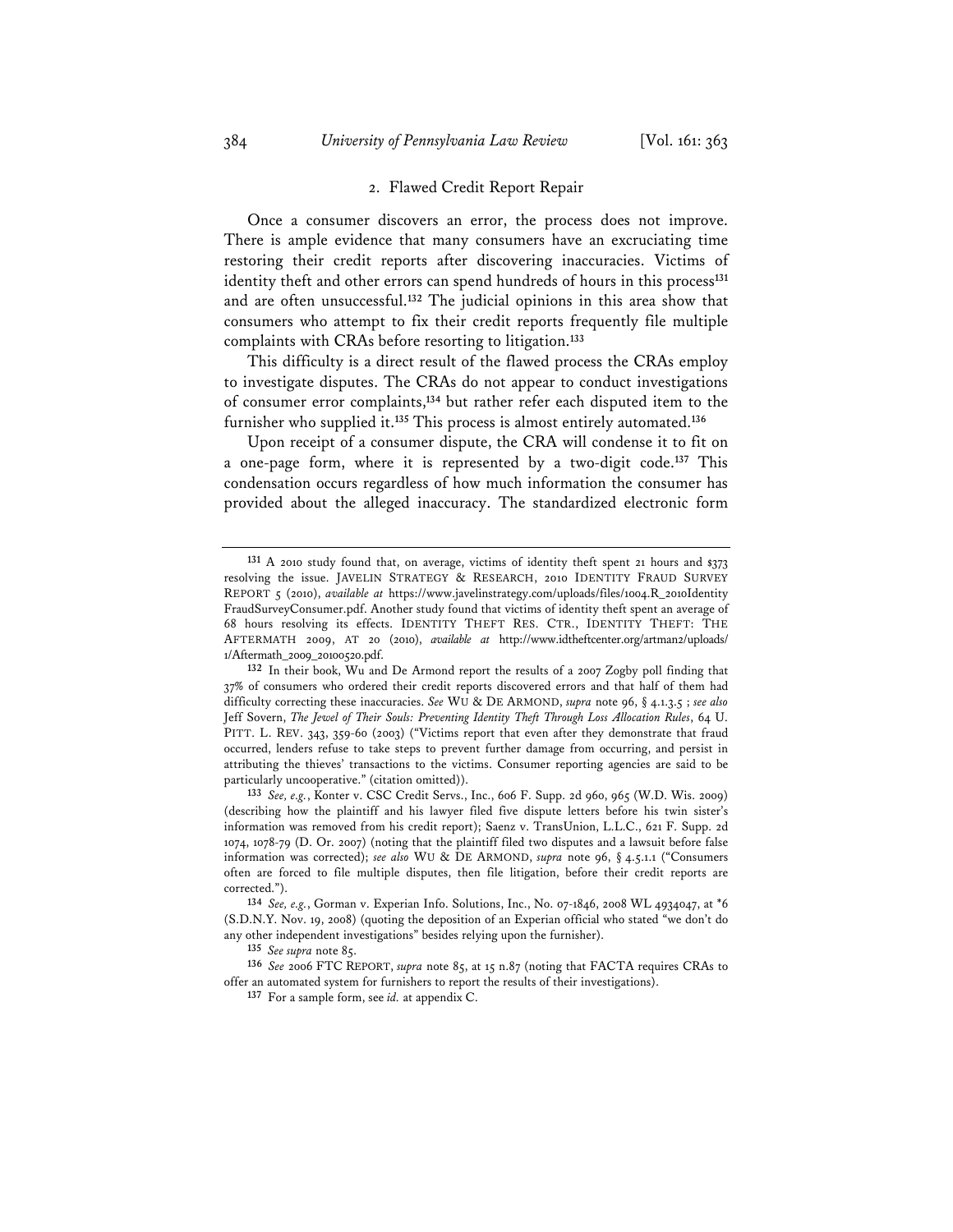### 2. Flawed Credit Report Repair

Once a consumer discovers an error, the process does not improve. There is ample evidence that many consumers have an excruciating time restoring their credit reports after discovering inaccuracies. Victims of identity theft and other errors can spend hundreds of hours in this process[131] and are often unsuccessful.[132] The judicial opinions in this area show that consumers who attempt to fix their credit reports frequently file multiple complaints with CRAs before resorting to litigation.[133]

This difficulty is a direct result of the flawed process the CRAs employ to investigate disputes. The CRAs do not appear to conduct investigations of consumer error complaints,[134] but rather refer each disputed item to the furnisher who supplied it.[135] This process is almost entirely automated.[136]

Upon receipt of a consumer dispute, the CRA will condense it to fit on a one-page form, where it is represented by a two-digit code.[137] This condensation occurs regardless of how much information the consumer has provided about the alleged inaccuracy. The standardized electronic form

---

[131] A 2010 study found that, on average, victims of identity theft spent 21 hours and $373 resolving the issue. JAVELIN STRATEGY & RESEARCH, 2010 IDENTITY FRAUD SURVEY REPORT 5 (2010), *available at* https://www.javelinstrategy.com/uploads/files/1004.R_2010IdentityFraudSurveyConsumer.pdf. Another study found that victims of identity theft spent an average of 68 hours resolving its effects. IDENTITY THEFT RES. CTR., IDENTITY THEFT: THE AFTERMATH 2009, AT 20 (2010), *available at* http://www.idtheftcenter.org/artman2/uploads/1/Aftermath_2009_20100520.pdf.

[132] In their book, Wu and De Armond report the results of a 2007 Zogby poll finding that 37% of consumers who ordered their credit reports discovered errors and that half of them had difficulty correcting these inaccuracies. *See* WU & DE ARMOND, *supra* note 96, § 4.1.3.5 ; *see also* Jeff Sovern, *The Jewel of Their Souls: Preventing Identity Theft Through Loss Allocation Rules*, 64 U. PITT. L. REV. 343, 359-60 (2003) ("Victims report that even after they demonstrate that fraud occurred, lenders refuse to take steps to prevent further damage from occurring, and persist in attributing the thieves' transactions to the victims. Consumer reporting agencies are said to be particularly uncooperative." (citation omitted)).

[133] *See, e.g.*, Konter v. CSC Credit Servs., Inc., 606 F. Supp. 2d 960, 965 (W.D. Wis. 2009) (describing how the plaintiff and his lawyer filed five dispute letters before his twin sister's information was removed from his credit report); Saenz v. TransUnion, L.L.C., 621 F. Supp. 2d 1074, 1078-79 (D. Or. 2007) (noting that the plaintiff filed two disputes and a lawsuit before false information was corrected); *see also* WU & DE ARMOND, *supra* note 96, § 4.5.1.1 ("Consumers often are forced to file multiple disputes, then file litigation, before their credit reports are corrected.").

[134] *See, e.g.*, Gorman v. Experian Info. Solutions, Inc., No. 07-1846, 2008 WL 4934047, at *6 (S.D.N.Y. Nov. 19, 2008) (quoting the deposition of an Experian official who stated "we don't do any other independent investigations" besides relying upon the furnisher).

[135] *See supra* note 85.

[136] *See* 2006 FTC REPORT, *supra* note 85, at 15 n.87 (noting that FACTA requires CRAs to offer an automated system for furnishers to report the results of their investigations).

[137] For a sample form, see *id.* at appendix C.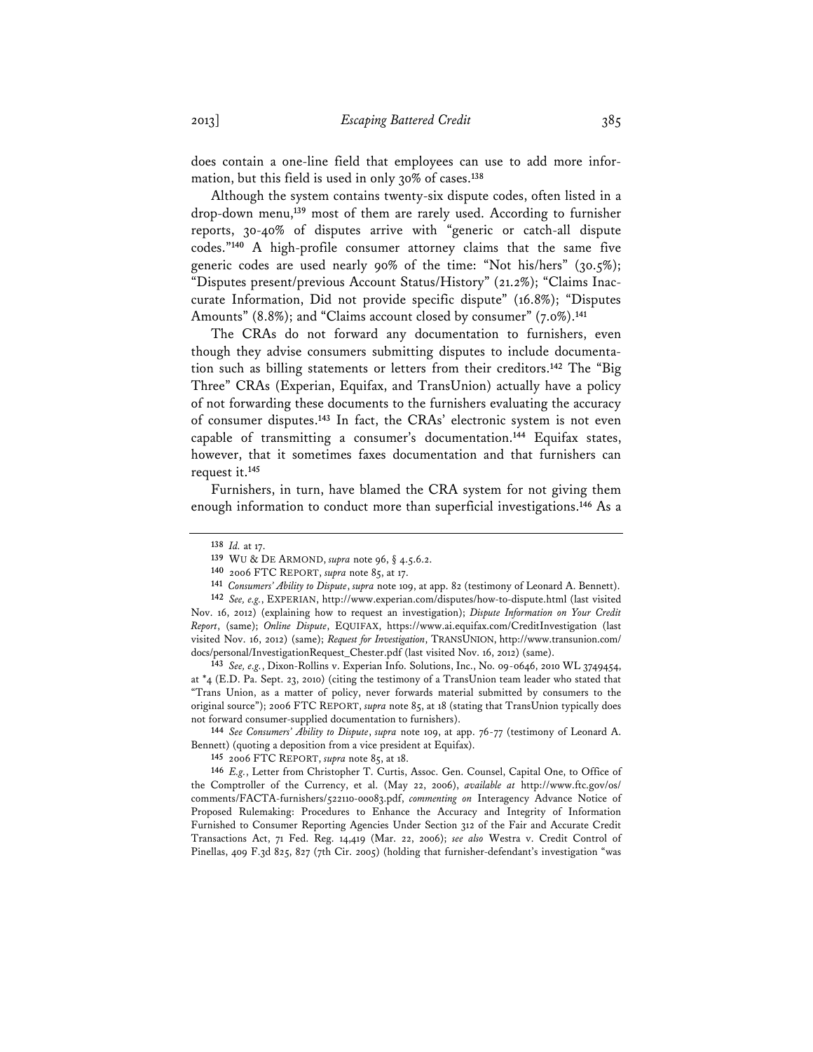does contain a one-line field that employees can use to add more information, but this field is used in only 30% of cases.[138]

Although the system contains twenty-six dispute codes, often listed in a drop-down menu,[139] most of them are rarely used. According to furnisher reports, 30-40% of disputes arrive with "generic or catch-all dispute codes."[140] A high-profile consumer attorney claims that the same five generic codes are used nearly 90% of the time: "Not his/hers" (30.5%); "Disputes present/previous Account Status/History" (21.2%); "Claims Inaccurate Information, Did not provide specific dispute" (16.8%); "Disputes Amounts" (8.8%); and "Claims account closed by consumer" (7.0%).[141]

The CRAs do not forward any documentation to furnishers, even though they advise consumers submitting disputes to include documentation such as billing statements or letters from their creditors.[142] The "Big Three" CRAs (Experian, Equifax, and TransUnion) actually have a policy of not forwarding these documents to the furnishers evaluating the accuracy of consumer disputes.[143] In fact, the CRAs' electronic system is not even capable of transmitting a consumer's documentation.[144] Equifax states, however, that it sometimes faxes documentation and that furnishers can request it.[145]

Furnishers, in turn, have blamed the CRA system for not giving them enough information to conduct more than superficial investigations.[146] As a

---

[138] *Id.* at 17.

[139] WU & DE ARMOND, *supra* note 96, § 4.5.6.2.

[140] 2006 FTC REPORT, *supra* note 85, at 17.

[141] *Consumers' Ability to Dispute*, *supra* note 109, at app. 82 (testimony of Leonard A. Bennett).

[142] *See, e.g.*, EXPERIAN, http://www.experian.com/disputes/how-to-dispute.html (last visited Nov. 16, 2012) (explaining how to request an investigation); *Dispute Information on Your Credit Report*, (same); *Online Dispute*, EQUIFAX, https://www.ai.equifax.com/CreditInvestigation (last visited Nov. 16, 2012) (same); *Request for Investigation*, TRANSUNION, http://www.transunion.com/docs/personal/InvestigationRequest_Chester.pdf (last visited Nov. 16, 2012) (same).

[143] *See, e.g.*, Dixon-Rollins v. Experian Info. Solutions, Inc., No. 09-0646, 2010 WL 3749454, at *4 (E.D. Pa. Sept. 23, 2010) (citing the testimony of a TransUnion team leader who stated that "Trans Union, as a matter of policy, never forwards material submitted by consumers to the original source"); 2006 FTC REPORT, *supra* note 85, at 18 (stating that TransUnion typically does not forward consumer-supplied documentation to furnishers).

[144] *See Consumers' Ability to Dispute*, *supra* note 109, at app. 76-77 (testimony of Leonard A. Bennett) (quoting a deposition from a vice president at Equifax).

[145] 2006 FTC REPORT, *supra* note 85, at 18.

[146] *E.g.*, Letter from Christopher T. Curtis, Assoc. Gen. Counsel, Capital One, to Office of the Comptroller of the Currency, et al. (May 22, 2006), *available at* http://www.ftc.gov/os/comments/FACTA-furnishers/522110-00083.pdf, *commenting on* Interagency Advance Notice of Proposed Rulemaking: Procedures to Enhance the Accuracy and Integrity of Information Furnished to Consumer Reporting Agencies Under Section 312 of the Fair and Accurate Credit Transactions Act, 71 Fed. Reg. 14,419 (Mar. 22, 2006); *see also* Westra v. Credit Control of Pinellas, 409 F.3d 825, 827 (7th Cir. 2005) (holding that furnisher-defendant's investigation "was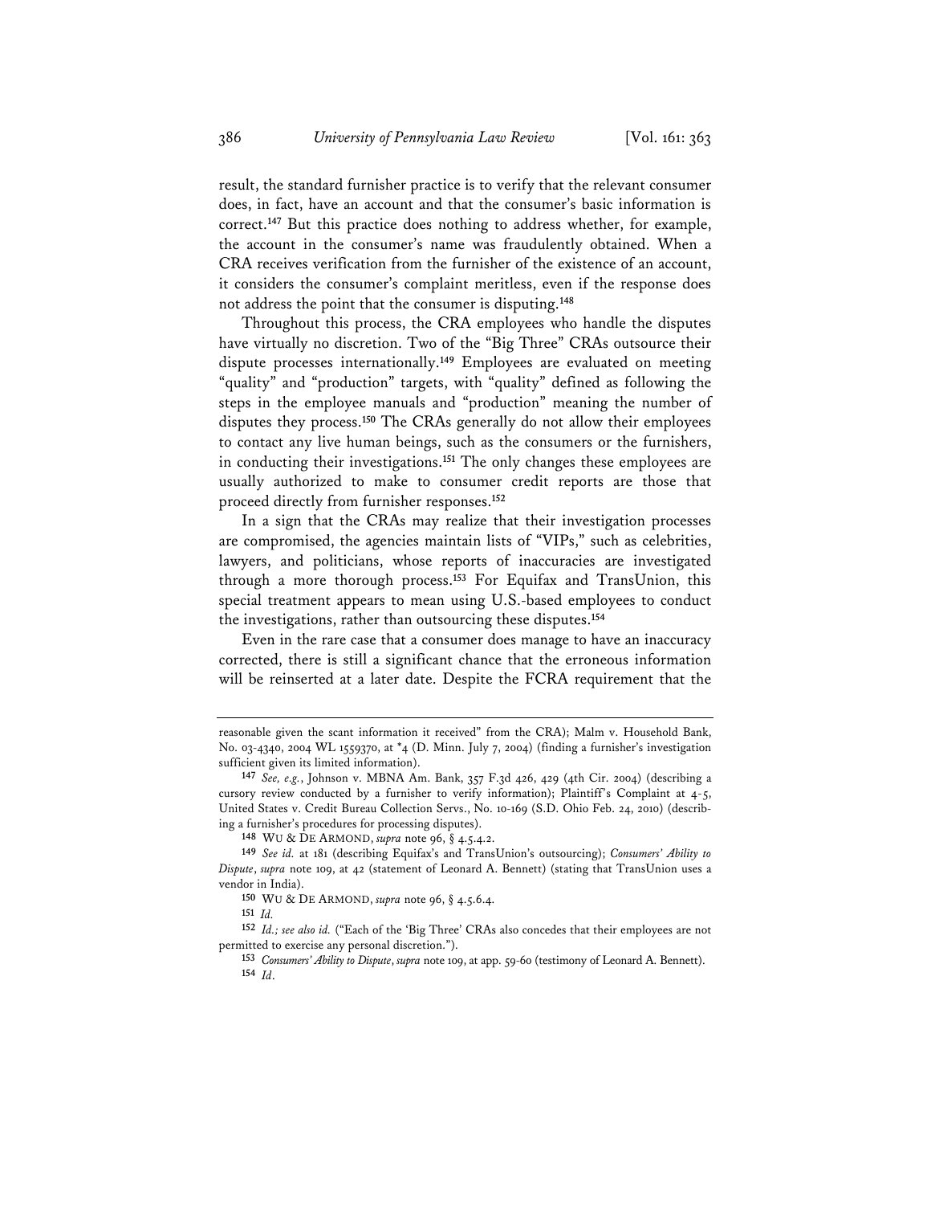result, the standard furnisher practice is to verify that the relevant consumer does, in fact, have an account and that the consumer's basic information is correct.[147] But this practice does nothing to address whether, for example, the account in the consumer's name was fraudulently obtained. When a CRA receives verification from the furnisher of the existence of an account, it considers the consumer's complaint meritless, even if the response does not address the point that the consumer is disputing.[148]

Throughout this process, the CRA employees who handle the disputes have virtually no discretion. Two of the "Big Three" CRAs outsource their dispute processes internationally.[149] Employees are evaluated on meeting "quality" and "production" targets, with "quality" defined as following the steps in the employee manuals and "production" meaning the number of disputes they process.[150] The CRAs generally do not allow their employees to contact any live human beings, such as the consumers or the furnishers, in conducting their investigations.[151] The only changes these employees are usually authorized to make to consumer credit reports are those that proceed directly from furnisher responses.[152]

In a sign that the CRAs may realize that their investigation processes are compromised, the agencies maintain lists of "VIPs," such as celebrities, lawyers, and politicians, whose reports of inaccuracies are investigated through a more thorough process.[153] For Equifax and TransUnion, this special treatment appears to mean using U.S.-based employees to conduct the investigations, rather than outsourcing these disputes.[154]

Even in the rare case that a consumer does manage to have an inaccuracy corrected, there is still a significant chance that the erroneous information will be reinserted at a later date. Despite the FCRA requirement that the

---

reasonable given the scant information it received" from the CRA); Malm v. Household Bank, No. 03-4340, 2004 WL 1559370, at *4 (D. Minn. July 7, 2004) (finding a furnisher's investigation sufficient given its limited information).

[147] *See, e.g.*, Johnson v. MBNA Am. Bank, 357 F.3d 426, 429 (4th Cir. 2004) (describing a cursory review conducted by a furnisher to verify information); Plaintiff's Complaint at 4-5, United States v. Credit Bureau Collection Servs., No. 10-169 (S.D. Ohio Feb. 24, 2010) (describing a furnisher's procedures for processing disputes).

[148] WU & DE ARMOND, *supra* note 96, § 4.5.4.2.

[149] *See id.* at 181 (describing Equifax's and TransUnion's outsourcing); *Consumers' Ability to Dispute*, *supra* note 109, at 42 (statement of Leonard A. Bennett) (stating that TransUnion uses a vendor in India).

[150] WU & DE ARMOND, *supra* note 96, § 4.5.6.4.

[151] *Id.*

[152] *Id.; see also id.* ("Each of the 'Big Three' CRAs also concedes that their employees are not permitted to exercise any personal discretion.").

[153] *Consumers' Ability to Dispute*, *supra* note 109, at app. 59-60 (testimony of Leonard A. Bennett).

[154] *Id*.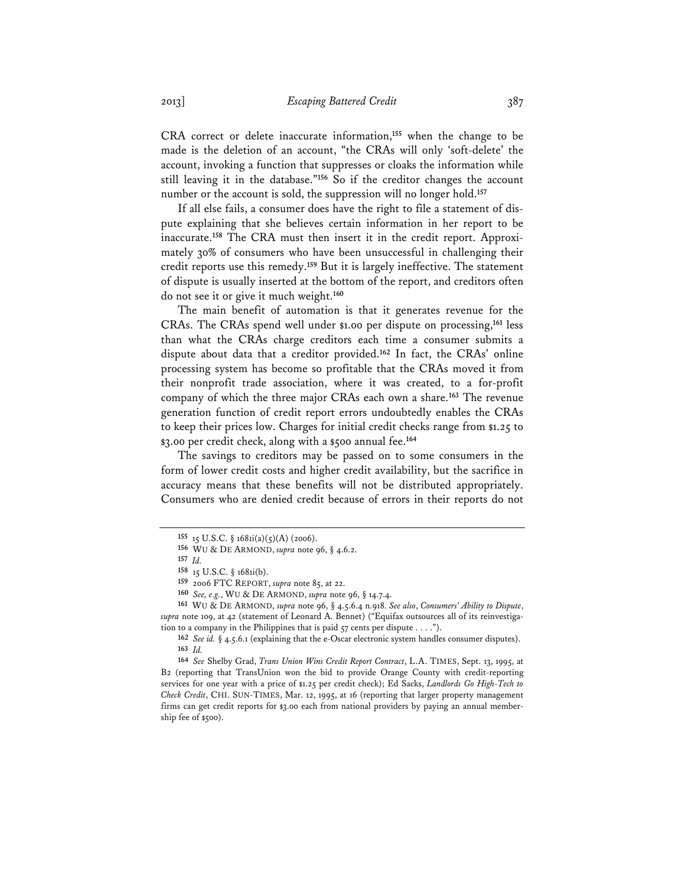CRA correct or delete inaccurate information,[155] when the change to be made is the deletion of an account, "the CRAs will only 'soft-delete' the account, invoking a function that suppresses or cloaks the information while still leaving it in the database."[156] So if the creditor changes the account number or the account is sold, the suppression will no longer hold.[157]

If all else fails, a consumer does have the right to file a statement of dispute explaining that she believes certain information in her report to be inaccurate.[158] The CRA must then insert it in the credit report. Approximately 30% of consumers who have been unsuccessful in challenging their credit reports use this remedy.[159] But it is largely ineffective. The statement of dispute is usually inserted at the bottom of the report, and creditors often do not see it or give it much weight.[160]

The main benefit of automation is that it generates revenue for the CRAs. The CRAs spend well under $1.00 per dispute on processing,[161] less than what the CRAs charge creditors each time a consumer submits a dispute about data that a creditor provided.[162] In fact, the CRAs' online processing system has become so profitable that the CRAs moved it from their nonprofit trade association, where it was created, to a for-profit company of which the three major CRAs each own a share.[163] The revenue generation function of credit report errors undoubtedly enables the CRAs to keep their prices low. Charges for initial credit checks range from $1.25 to $3.00 per credit check, along with a $500 annual fee.[164]

The savings to creditors may be passed on to some consumers in the form of lower credit costs and higher credit availability, but the sacrifice in accuracy means that these benefits will not be distributed appropriately. Consumers who are denied credit because of errors in their reports do not

---

155 15 U.S.C. § 1681i(a)(5)(A) (2006).

156 WU & DE ARMOND, *supra* note 96, § 4.6.2.

157 *Id.*

158 15 U.S.C. § 1681i(b).

159 2006 FTC REPORT, *supra* note 85, at 22.

160 *See, e.g.*, WU & DE ARMOND, *supra* note 96, § 14.7.4.

161 WU & DE ARMOND, *supra* note 96, § 4.5.6.4 n.918. *See also*, *Consumers' Ability to Dispute*, *supra* note 109, at 42 (statement of Leonard A. Bennet) ("Equifax outsources all of its reinvestigation to a company in the Philippines that is paid 57 cents per dispute . . . .").

162 *See id.* § 4.5.6.1 (explaining that the e-Oscar electronic system handles consumer disputes).

163 *Id.*

164 *See* Shelby Grad, *Trans Union Wins Credit Report Contract*, L.A. TIMES, Sept. 13, 1995, at B2 (reporting that TransUnion won the bid to provide Orange County with credit-reporting services for one year with a price of $1.25 per credit check); Ed Sacks, *Landlords Go High-Tech to Check Credit*, CHI. SUN-TIMES, Mar. 12, 1995, at 16 (reporting that larger property management firms can get credit reports for $3.00 each from national providers by paying an annual membership fee of $500).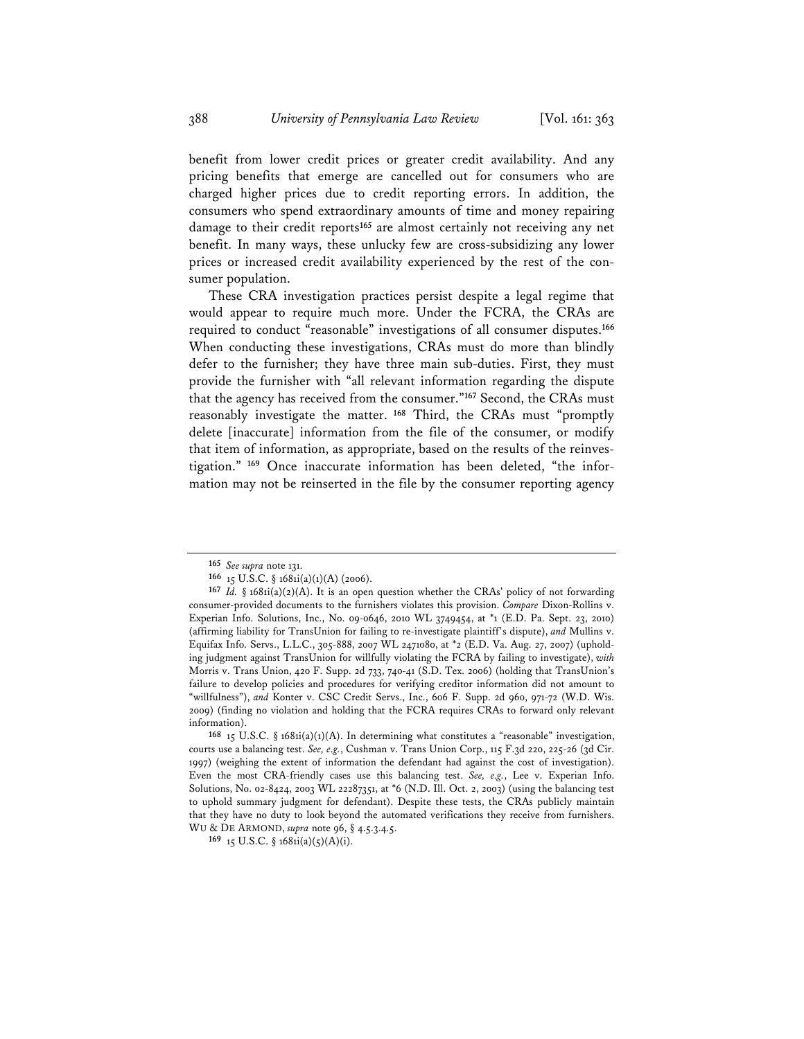benefit from lower credit prices or greater credit availability. And any pricing benefits that emerge are cancelled out for consumers who are charged higher prices due to credit reporting errors. In addition, the consumers who spend extraordinary amounts of time and money repairing damage to their credit reports[165] are almost certainly not receiving any net benefit. In many ways, these unlucky few are cross-subsidizing any lower prices or increased credit availability experienced by the rest of the consumer population.

These CRA investigation practices persist despite a legal regime that would appear to require much more. Under the FCRA, the CRAs are required to conduct "reasonable" investigations of all consumer disputes.[166] When conducting these investigations, CRAs must do more than blindly defer to the furnisher; they have three main sub-duties. First, they must provide the furnisher with "all relevant information regarding the dispute that the agency has received from the consumer."[167] Second, the CRAs must reasonably investigate the matter.[168] Third, the CRAs must "promptly delete [inaccurate] information from the file of the consumer, or modify that item of information, as appropriate, based on the results of the reinvestigation."[169] Once inaccurate information has been deleted, "the information may not be reinserted in the file by the consumer reporting agency

---

[165] *See supra* note 131.

[166] 15 U.S.C. § 1681i(a)(1)(A) (2006).

[167] *Id.* § 1681i(a)(2)(A). It is an open question whether the CRAs' policy of not forwarding consumer-provided documents to the furnishers violates this provision. *Compare* Dixon-Rollins v. Experian Info. Solutions, Inc., No. 09-0646, 2010 WL 3749454, at *1 (E.D. Pa. Sept. 23, 2010) (affirming liability for TransUnion for failing to re-investigate plaintiff's dispute), *and* Mullins v. Equifax Info. Servs., L.L.C., 305-888, 2007 WL 2471080, at *2 (E.D. Va. Aug. 27, 2007) (upholding judgment against TransUnion for willfully violating the FCRA by failing to investigate), *with* Morris v. Trans Union, 420 F. Supp. 2d 733, 740-41 (S.D. Tex. 2006) (holding that TransUnion's failure to develop policies and procedures for verifying creditor information did not amount to "willfulness"), *and* Konter v. CSC Credit Servs., Inc., 606 F. Supp. 2d 960, 971-72 (W.D. Wis. 2009) (finding no violation and holding that the FCRA requires CRAs to forward only relevant information).

[168] 15 U.S.C. § 1681i(a)(1)(A). In determining what constitutes a "reasonable" investigation, courts use a balancing test. *See, e.g.*, Cushman v. Trans Union Corp., 115 F.3d 220, 225-26 (3d Cir. 1997) (weighing the extent of information the defendant had against the cost of investigation). Even the most CRA-friendly cases use this balancing test. *See, e.g.*, Lee v. Experian Info. Solutions, No. 02-8424, 2003 WL 22287351, at *6 (N.D. Ill. Oct. 2, 2003) (using the balancing test to uphold summary judgment for defendant). Despite these tests, the CRAs publicly maintain that they have no duty to look beyond the automated verifications they receive from furnishers. WU & DE ARMOND, *supra* note 96, § 4.5.3.4.5.

[169] 15 U.S.C. § 1681i(a)(5)(A)(i).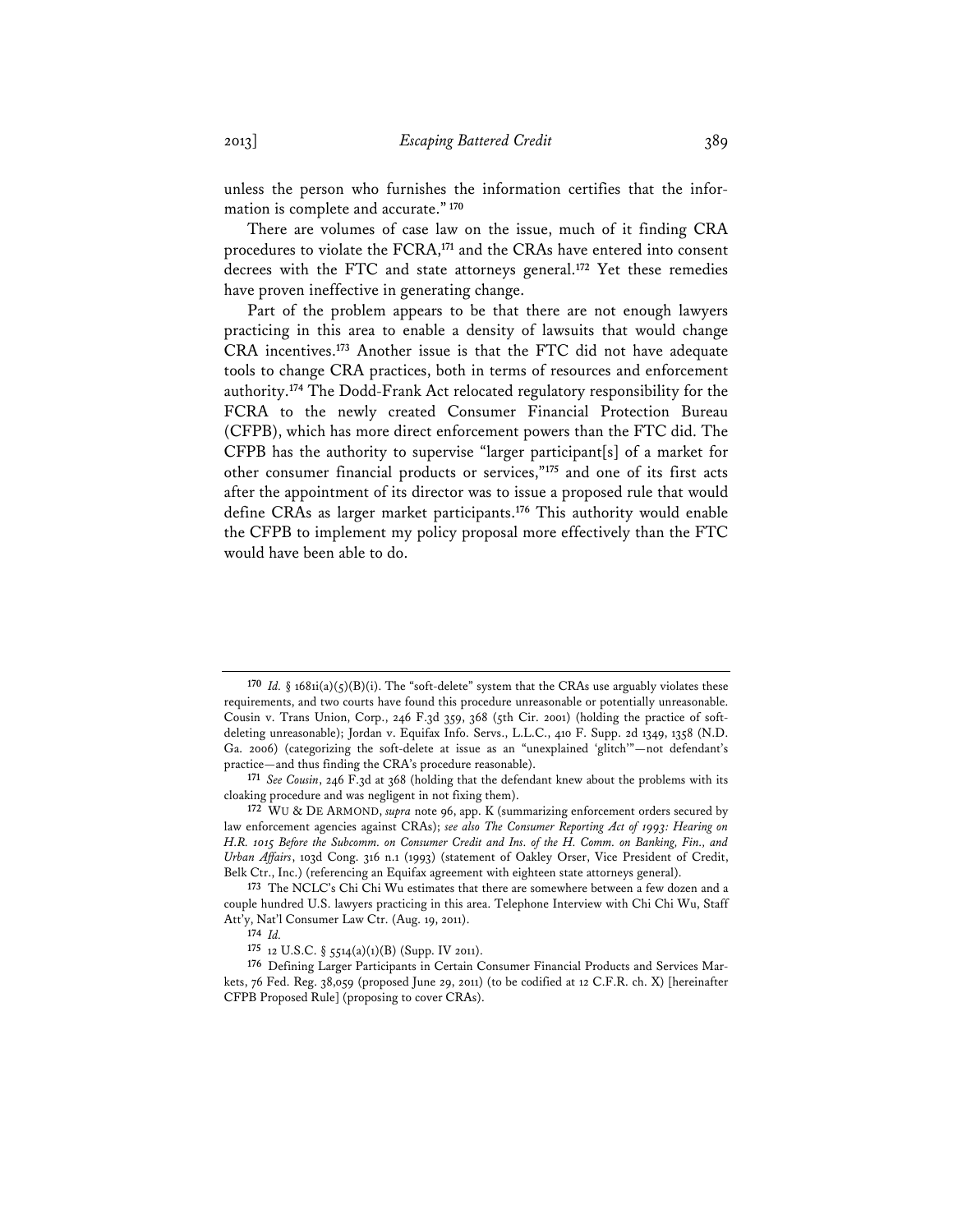unless the person who furnishes the information certifies that the information is complete and accurate." [170]

There are volumes of case law on the issue, much of it finding CRA procedures to violate the FCRA,[171] and the CRAs have entered into consent decrees with the FTC and state attorneys general.[172] Yet these remedies have proven ineffective in generating change.

Part of the problem appears to be that there are not enough lawyers practicing in this area to enable a density of lawsuits that would change CRA incentives.[173] Another issue is that the FTC did not have adequate tools to change CRA practices, both in terms of resources and enforcement authority.[174] The Dodd-Frank Act relocated regulatory responsibility for the FCRA to the newly created Consumer Financial Protection Bureau (CFPB), which has more direct enforcement powers than the FTC did. The CFPB has the authority to supervise "larger participant[s] of a market for other consumer financial products or services,"[175] and one of its first acts after the appointment of its director was to issue a proposed rule that would define CRAs as larger market participants.[176] This authority would enable the CFPB to implement my policy proposal more effectively than the FTC would have been able to do.

---

[170] *Id.* § 1681i(a)(5)(B)(i). The "soft-delete" system that the CRAs use arguably violates these requirements, and two courts have found this procedure unreasonable or potentially unreasonable. Cousin v. Trans Union, Corp., 246 F.3d 359, 368 (5th Cir. 2001) (holding the practice of soft-deleting unreasonable); Jordan v. Equifax Info. Servs., L.L.C., 410 F. Supp. 2d 1349, 1358 (N.D. Ga. 2006) (categorizing the soft-delete at issue as an "unexplained 'glitch'"—not defendant's practice—and thus finding the CRA's procedure reasonable).

[171] *See Cousin*, 246 F.3d at 368 (holding that the defendant knew about the problems with its cloaking procedure and was negligent in not fixing them).

[172] WU & DE ARMOND, *supra* note 96, app. K (summarizing enforcement orders secured by law enforcement agencies against CRAs); *see also The Consumer Reporting Act of 1993: Hearing on H.R. 1015 Before the Subcomm. on Consumer Credit and Ins. of the H. Comm. on Banking, Fin., and Urban Affairs*, 103d Cong. 316 n.1 (1993) (statement of Oakley Orser, Vice President of Credit, Belk Ctr., Inc.) (referencing an Equifax agreement with eighteen state attorneys general).

[173] The NCLC's Chi Chi Wu estimates that there are somewhere between a few dozen and a couple hundred U.S. lawyers practicing in this area. Telephone Interview with Chi Chi Wu, Staff Att'y, Nat'l Consumer Law Ctr. (Aug. 19, 2011).

[174] *Id.*

[175] 12 U.S.C. § 5514(a)(1)(B) (Supp. IV 2011).

[176] Defining Larger Participants in Certain Consumer Financial Products and Services Markets, 76 Fed. Reg. 38,059 (proposed June 29, 2011) (to be codified at 12 C.F.R. ch. X) [hereinafter CFPB Proposed Rule] (proposing to cover CRAs).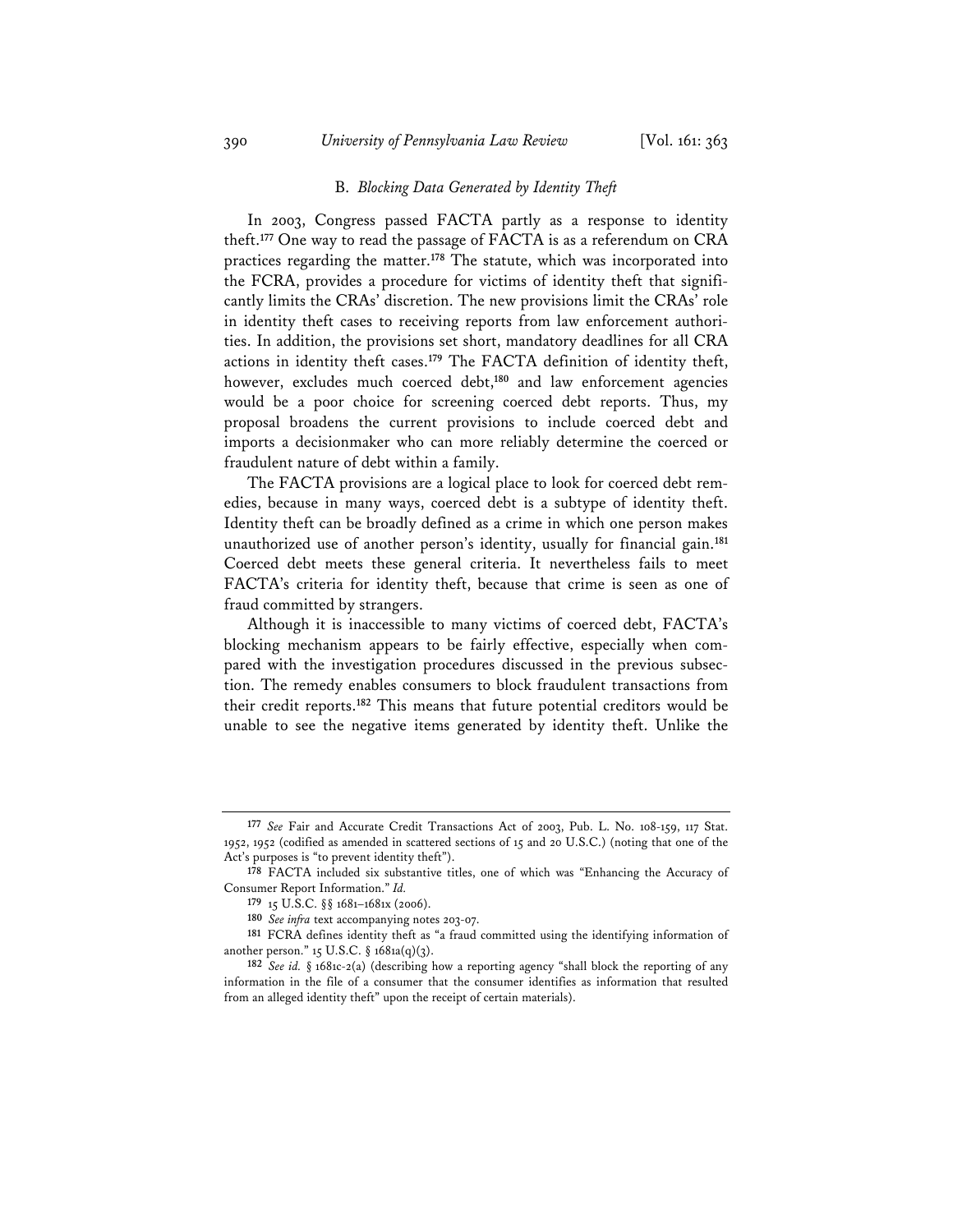### B. *Blocking Data Generated by Identity Theft*

In 2003, Congress passed FACTA partly as a response to identity theft.[177] One way to read the passage of FACTA is as a referendum on CRA practices regarding the matter.[178] The statute, which was incorporated into the FCRA, provides a procedure for victims of identity theft that significantly limits the CRAs' discretion. The new provisions limit the CRAs' role in identity theft cases to receiving reports from law enforcement authorities. In addition, the provisions set short, mandatory deadlines for all CRA actions in identity theft cases.[179] The FACTA definition of identity theft, however, excludes much coerced debt,[180] and law enforcement agencies would be a poor choice for screening coerced debt reports. Thus, my proposal broadens the current provisions to include coerced debt and imports a decisionmaker who can more reliably determine the coerced or fraudulent nature of debt within a family.

The FACTA provisions are a logical place to look for coerced debt remedies, because in many ways, coerced debt is a subtype of identity theft. Identity theft can be broadly defined as a crime in which one person makes unauthorized use of another person's identity, usually for financial gain.[181] Coerced debt meets these general criteria. It nevertheless fails to meet FACTA's criteria for identity theft, because that crime is seen as one of fraud committed by strangers.

Although it is inaccessible to many victims of coerced debt, FACTA's blocking mechanism appears to be fairly effective, especially when compared with the investigation procedures discussed in the previous subsection. The remedy enables consumers to block fraudulent transactions from their credit reports.[182] This means that future potential creditors would be unable to see the negative items generated by identity theft. Unlike the

---

[177] *See* Fair and Accurate Credit Transactions Act of 2003, Pub. L. No. 108-159, 117 Stat. 1952, 1952 (codified as amended in scattered sections of 15 and 20 U.S.C.) (noting that one of the Act's purposes is "to prevent identity theft").

[178] FACTA included six substantive titles, one of which was "Enhancing the Accuracy of Consumer Report Information." *Id.*

[179] 15 U.S.C. §§ 1681–1681x (2006).

[180] *See infra* text accompanying notes 203-07.

[181] FCRA defines identity theft as "a fraud committed using the identifying information of another person." 15 U.S.C. § 1681a(q)(3).

[182] *See id.* § 1681c-2(a) (describing how a reporting agency "shall block the reporting of any information in the file of a consumer that the consumer identifies as information that resulted from an alleged identity theft" upon the receipt of certain materials).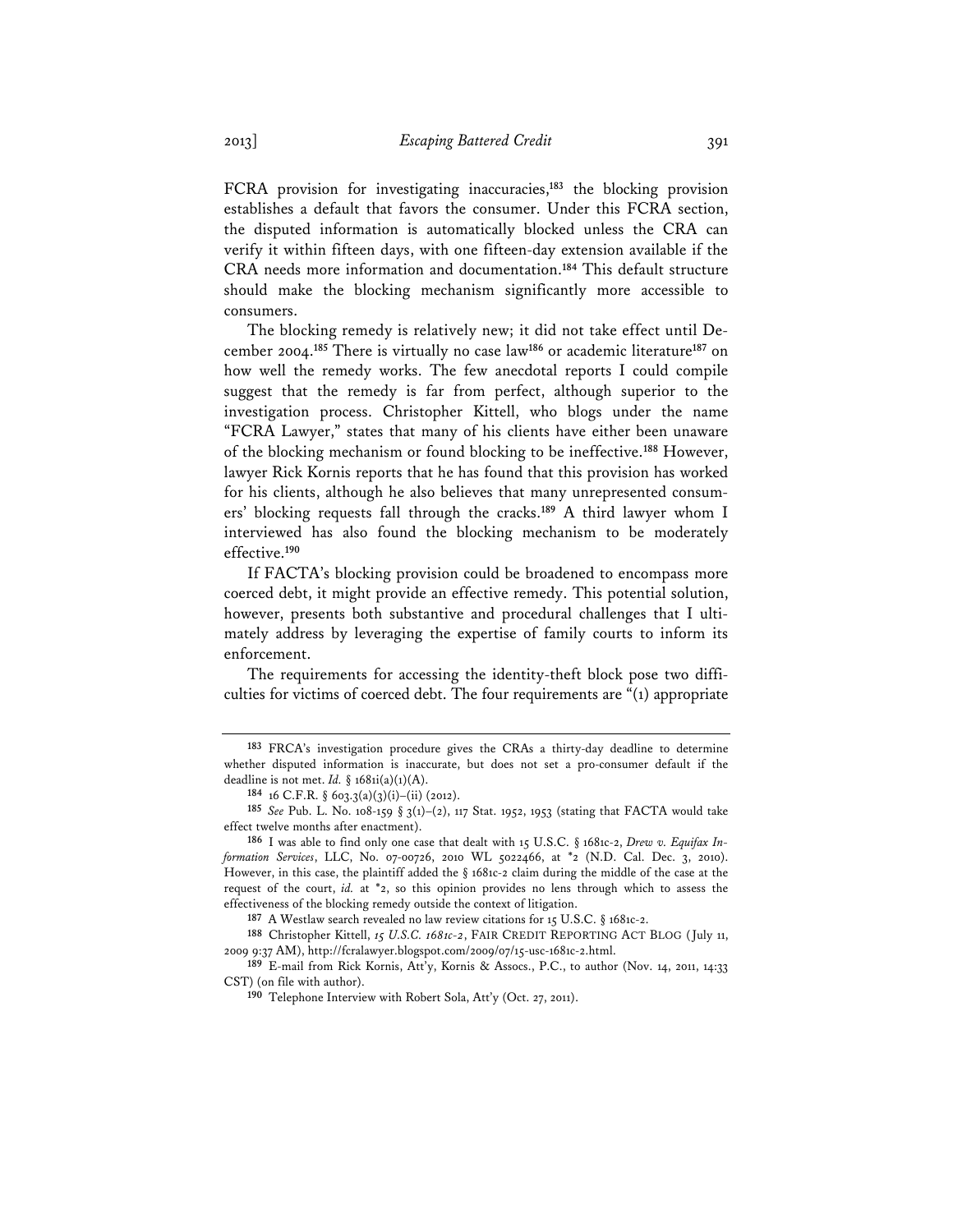FCRA provision for investigating inaccuracies,[183] the blocking provision establishes a default that favors the consumer. Under this FCRA section, the disputed information is automatically blocked unless the CRA can verify it within fifteen days, with one fifteen-day extension available if the CRA needs more information and documentation.[184] This default structure should make the blocking mechanism significantly more accessible to consumers.

The blocking remedy is relatively new; it did not take effect until December 2004.[185] There is virtually no case law[186] or academic literature[187] on how well the remedy works. The few anecdotal reports I could compile suggest that the remedy is far from perfect, although superior to the investigation process. Christopher Kittell, who blogs under the name "FCRA Lawyer," states that many of his clients have either been unaware of the blocking mechanism or found blocking to be ineffective.[188] However, lawyer Rick Kornis reports that he has found that this provision has worked for his clients, although he also believes that many unrepresented consumers' blocking requests fall through the cracks.[189] A third lawyer whom I interviewed has also found the blocking mechanism to be moderately effective.[190]

If FACTA's blocking provision could be broadened to encompass more coerced debt, it might provide an effective remedy. This potential solution, however, presents both substantive and procedural challenges that I ultimately address by leveraging the expertise of family courts to inform its enforcement.

The requirements for accessing the identity-theft block pose two difficulties for victims of coerced debt. The four requirements are "(1) appropriate

---

183 FRCA's investigation procedure gives the CRAs a thirty-day deadline to determine whether disputed information is inaccurate, but does not set a pro-consumer default if the deadline is not met. *Id.* § 1681i(a)(1)(A).

184 16 C.F.R. § 603.3(a)(3)(i)–(ii) (2012).

185 *See* Pub. L. No. 108-159 § 3(1)–(2), 117 Stat. 1952, 1953 (stating that FACTA would take effect twelve months after enactment).

186 I was able to find only one case that dealt with 15 U.S.C. § 1681c-2, *Drew v. Equifax Information Services*, LLC, No. 07-00726, 2010 WL 5022466, at *2 (N.D. Cal. Dec. 3, 2010). However, in this case, the plaintiff added the § 1681c-2 claim during the middle of the case at the request of the court, *id.* at *2, so this opinion provides no lens through which to assess the effectiveness of the blocking remedy outside the context of litigation.

187 A Westlaw search revealed no law review citations for 15 U.S.C. § 1681c-2.

188 Christopher Kittell, *15 U.S.C. 1681c-2*, FAIR CREDIT REPORTING ACT BLOG (July 11, 2009 9:37 AM), http://fcralawyer.blogspot.com/2009/07/15-usc-1681c-2.html.

189 E-mail from Rick Kornis, Att'y, Kornis & Assocs., P.C., to author (Nov. 14, 2011, 14:33 CST) (on file with author).

190 Telephone Interview with Robert Sola, Att'y (Oct. 27, 2011).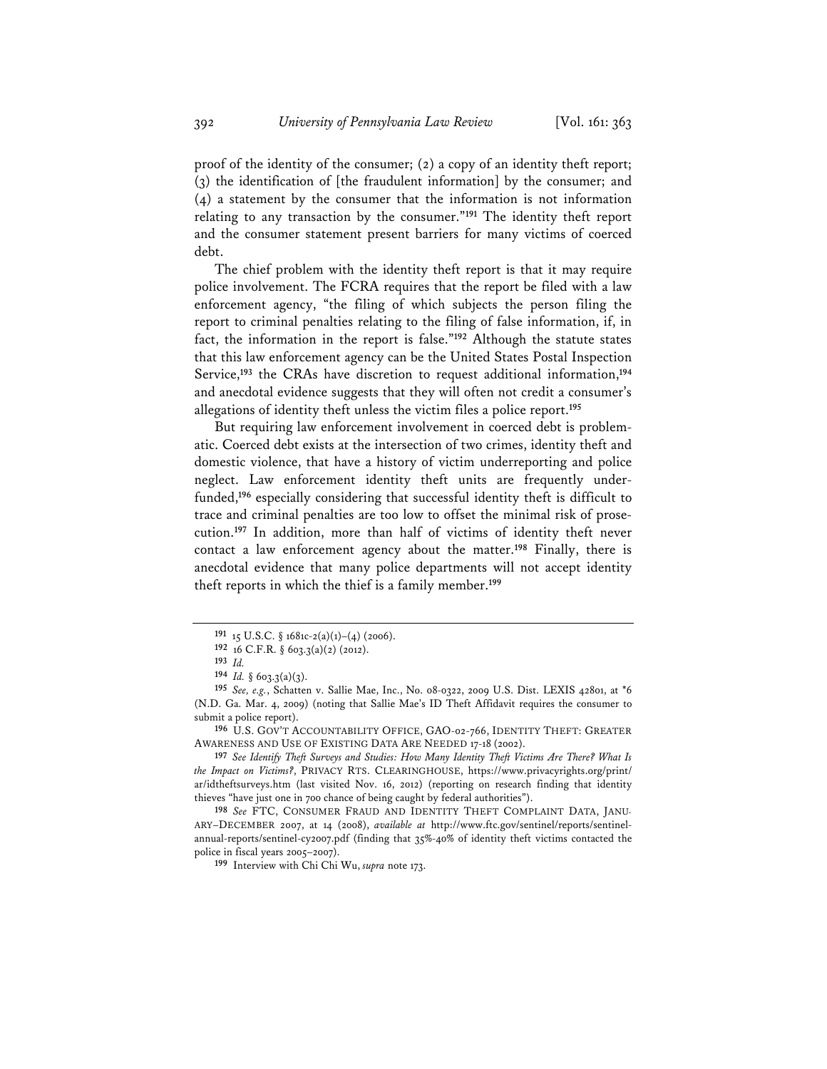proof of the identity of the consumer; (2) a copy of an identity theft report; (3) the identification of [the fraudulent information] by the consumer; and (4) a statement by the consumer that the information is not information relating to any transaction by the consumer."[191] The identity theft report and the consumer statement present barriers for many victims of coerced debt.

The chief problem with the identity theft report is that it may require police involvement. The FCRA requires that the report be filed with a law enforcement agency, "the filing of which subjects the person filing the report to criminal penalties relating to the filing of false information, if, in fact, the information in the report is false."[192] Although the statute states that this law enforcement agency can be the United States Postal Inspection Service,[193] the CRAs have discretion to request additional information,[194] and anecdotal evidence suggests that they will often not credit a consumer's allegations of identity theft unless the victim files a police report.[195]

But requiring law enforcement involvement in coerced debt is problematic. Coerced debt exists at the intersection of two crimes, identity theft and domestic violence, that have a history of victim underreporting and police neglect. Law enforcement identity theft units are frequently underfunded,[196] especially considering that successful identity theft is difficult to trace and criminal penalties are too low to offset the minimal risk of prosecution.[197] In addition, more than half of victims of identity theft never contact a law enforcement agency about the matter.[198] Finally, there is anecdotal evidence that many police departments will not accept identity theft reports in which the thief is a family member.[199]

---

[191] 15 U.S.C. § 1681c-2(a)(1)–(4) (2006).

[192] 16 C.F.R. § 603.3(a)(2) (2012).

[193] *Id.*

[194] *Id.* § 603.3(a)(3).

[195] *See, e.g.*, Schatten v. Sallie Mae, Inc., No. 08-0322, 2009 U.S. Dist. LEXIS 42801, at *6 (N.D. Ga. Mar. 4, 2009) (noting that Sallie Mae's ID Theft Affidavit requires the consumer to submit a police report).

[196] U.S. GOV'T ACCOUNTABILITY OFFICE, GAO-02-766, IDENTITY THEFT: GREATER AWARENESS AND USE OF EXISTING DATA ARE NEEDED 17-18 (2002).

[197] *See Identify Theft Surveys and Studies: How Many Identity Theft Victims Are There? What Is the Impact on Victims?*, PRIVACY RTS. CLEARINGHOUSE, https://www.privacyrights.org/print/ar/idtheftsurveys.htm (last visited Nov. 16, 2012) (reporting on research finding that identity thieves "have just one in 700 chance of being caught by federal authorities").

[198] *See* FTC, CONSUMER FRAUD AND IDENTITY THEFT COMPLAINT DATA, JANUARY–DECEMBER 2007, at 14 (2008), *available at* http://www.ftc.gov/sentinel/reports/sentinel-annual-reports/sentinel-cy2007.pdf (finding that 35%-40% of identity theft victims contacted the police in fiscal years 2005–2007).

[199] Interview with Chi Chi Wu, *supra* note 173.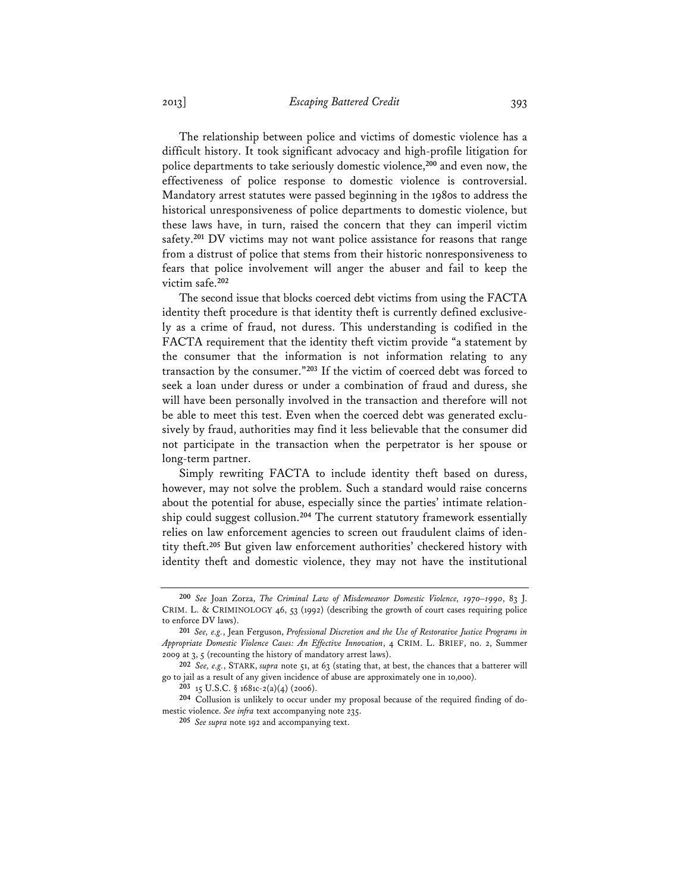The relationship between police and victims of domestic violence has a difficult history. It took significant advocacy and high-profile litigation for police departments to take seriously domestic violence,[200] and even now, the effectiveness of police response to domestic violence is controversial. Mandatory arrest statutes were passed beginning in the 1980s to address the historical unresponsiveness of police departments to domestic violence, but these laws have, in turn, raised the concern that they can imperil victim safety.[201] DV victims may not want police assistance for reasons that range from a distrust of police that stems from their historic nonresponsiveness to fears that police involvement will anger the abuser and fail to keep the victim safe.[202]

The second issue that blocks coerced debt victims from using the FACTA identity theft procedure is that identity theft is currently defined exclusively as a crime of fraud, not duress. This understanding is codified in the FACTA requirement that the identity theft victim provide "a statement by the consumer that the information is not information relating to any transaction by the consumer."[203] If the victim of coerced debt was forced to seek a loan under duress or under a combination of fraud and duress, she will have been personally involved in the transaction and therefore will not be able to meet this test. Even when the coerced debt was generated exclusively by fraud, authorities may find it less believable that the consumer did not participate in the transaction when the perpetrator is her spouse or long-term partner.

Simply rewriting FACTA to include identity theft based on duress, however, may not solve the problem. Such a standard would raise concerns about the potential for abuse, especially since the parties' intimate relationship could suggest collusion.[204] The current statutory framework essentially relies on law enforcement agencies to screen out fraudulent claims of identity theft.[205] But given law enforcement authorities' checkered history with identity theft and domestic violence, they may not have the institutional

---

[200] *See* Joan Zorza, *The Criminal Law of Misdemeanor Domestic Violence, 1970–1990*, 83 J. CRIM. L. & CRIMINOLOGY 46, 53 (1992) (describing the growth of court cases requiring police to enforce DV laws).

[201] *See, e.g.*, Jean Ferguson, *Professional Discretion and the Use of Restorative Justice Programs in Appropriate Domestic Violence Cases: An Effective Innovation*, 4 CRIM. L. BRIEF, no. 2, Summer 2009 at 3, 5 (recounting the history of mandatory arrest laws).

[202] *See, e.g.*, STARK, *supra* note 51, at 63 (stating that, at best, the chances that a batterer will go to jail as a result of any given incidence of abuse are approximately one in 10,000).

[203] 15 U.S.C. § 1681c-2(a)(4) (2006).

[204] Collusion is unlikely to occur under my proposal because of the required finding of domestic violence. *See infra* text accompanying note 235.

[205] *See supra* note 192 and accompanying text.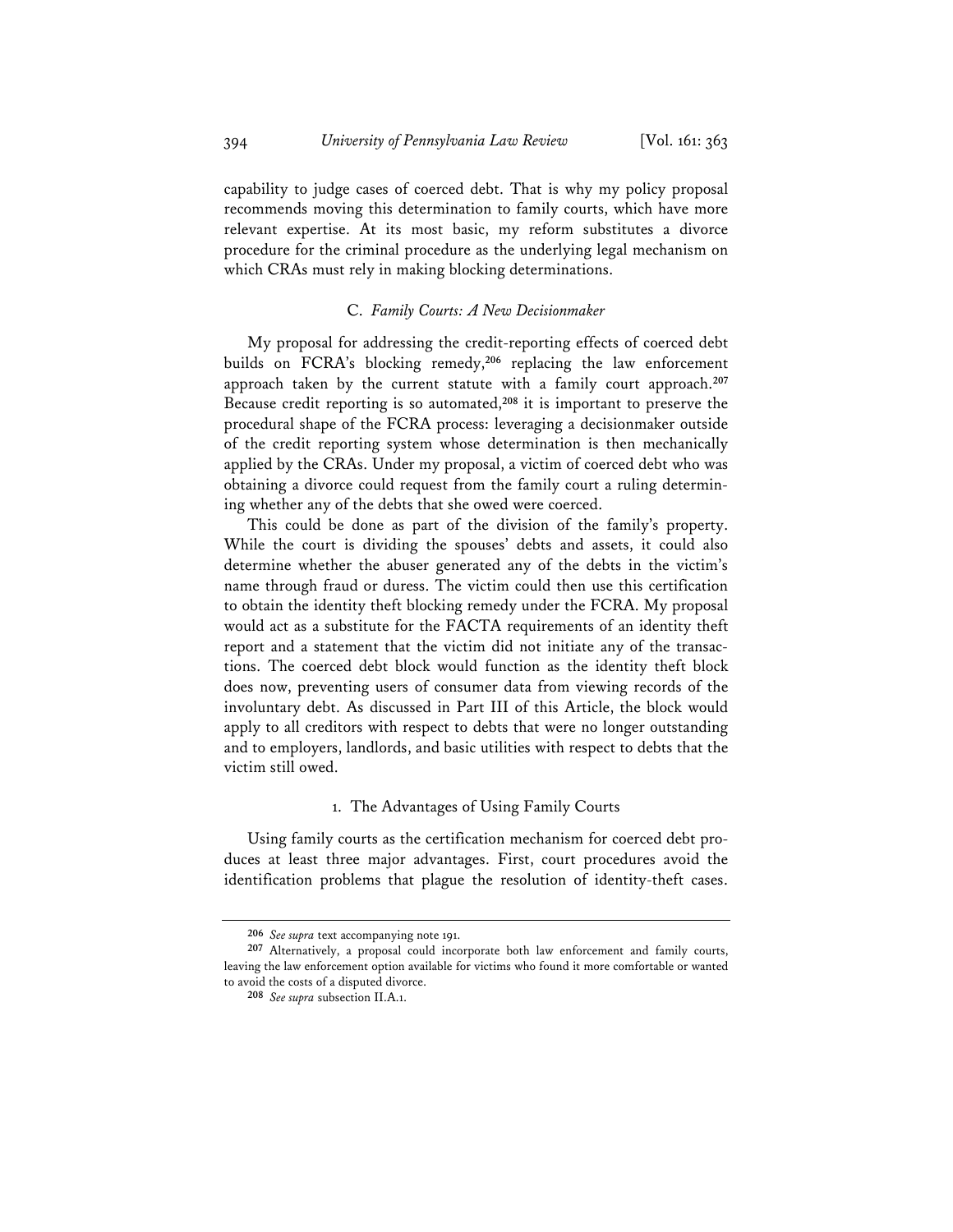capability to judge cases of coerced debt. That is why my policy proposal recommends moving this determination to family courts, which have more relevant expertise. At its most basic, my reform substitutes a divorce procedure for the criminal procedure as the underlying legal mechanism on which CRAs must rely in making blocking determinations.

### C. *Family Courts: A New Decisionmaker*

My proposal for addressing the credit-reporting effects of coerced debt builds on FCRA's blocking remedy,[206] replacing the law enforcement approach taken by the current statute with a family court approach.[207] Because credit reporting is so automated,[208] it is important to preserve the procedural shape of the FCRA process: leveraging a decisionmaker outside of the credit reporting system whose determination is then mechanically applied by the CRAs. Under my proposal, a victim of coerced debt who was obtaining a divorce could request from the family court a ruling determining whether any of the debts that she owed were coerced.

This could be done as part of the division of the family's property. While the court is dividing the spouses' debts and assets, it could also determine whether the abuser generated any of the debts in the victim's name through fraud or duress. The victim could then use this certification to obtain the identity theft blocking remedy under the FCRA. My proposal would act as a substitute for the FACTA requirements of an identity theft report and a statement that the victim did not initiate any of the transactions. The coerced debt block would function as the identity theft block does now, preventing users of consumer data from viewing records of the involuntary debt. As discussed in Part III of this Article, the block would apply to all creditors with respect to debts that were no longer outstanding and to employers, landlords, and basic utilities with respect to debts that the victim still owed.

#### 1. The Advantages of Using Family Courts

Using family courts as the certification mechanism for coerced debt produces at least three major advantages. First, court procedures avoid the identification problems that plague the resolution of identity-theft cases.

---

[206] *See supra* text accompanying note 191.

[207] Alternatively, a proposal could incorporate both law enforcement and family courts, leaving the law enforcement option available for victims who found it more comfortable or wanted to avoid the costs of a disputed divorce.

[208] *See supra* subsection II.A.1.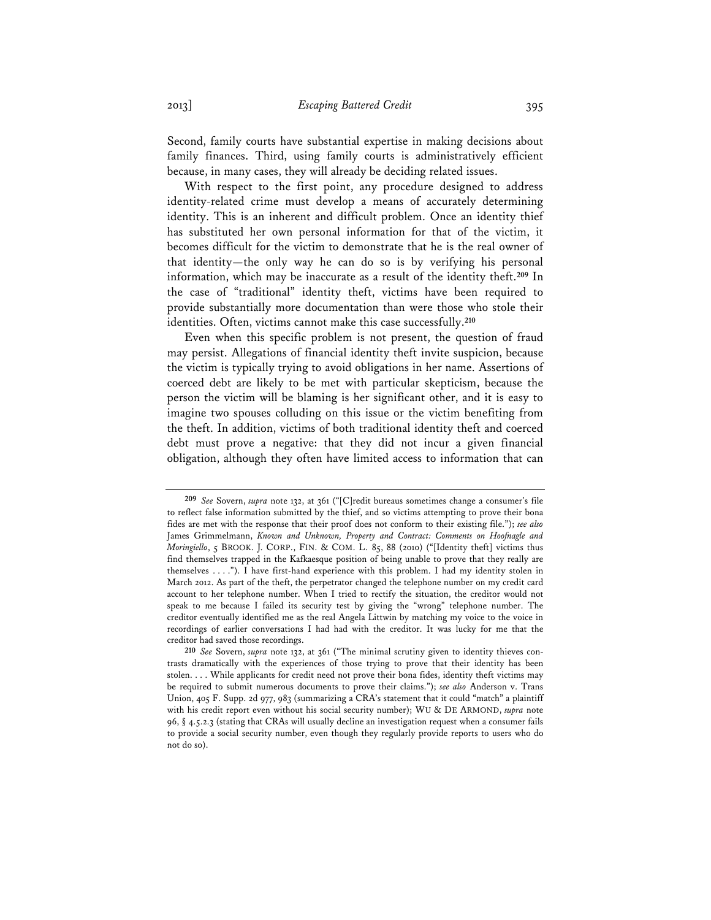Second, family courts have substantial expertise in making decisions about family finances. Third, using family courts is administratively efficient because, in many cases, they will already be deciding related issues.

With respect to the first point, any procedure designed to address identity-related crime must develop a means of accurately determining identity. This is an inherent and difficult problem. Once an identity thief has substituted her own personal information for that of the victim, it becomes difficult for the victim to demonstrate that he is the real owner of that identity—the only way he can do so is by verifying his personal information, which may be inaccurate as a result of the identity theft.[209] In the case of "traditional" identity theft, victims have been required to provide substantially more documentation than were those who stole their identities. Often, victims cannot make this case successfully.[210]

Even when this specific problem is not present, the question of fraud may persist. Allegations of financial identity theft invite suspicion, because the victim is typically trying to avoid obligations in her name. Assertions of coerced debt are likely to be met with particular skepticism, because the person the victim will be blaming is her significant other, and it is easy to imagine two spouses colluding on this issue or the victim benefiting from the theft. In addition, victims of both traditional identity theft and coerced debt must prove a negative: that they did not incur a given financial obligation, although they often have limited access to information that can

---

[209] *See* Sovern, *supra* note 132, at 361 ("[C]redit bureaus sometimes change a consumer's file to reflect false information submitted by the thief, and so victims attempting to prove their bona fides are met with the response that their proof does not conform to their existing file."); *see also* James Grimmelmann, *Known and Unknown, Property and Contract: Comments on Hoofnagle and Moringiello*, 5 BROOK. J. CORP., FIN. & COM. L. 85, 88 (2010) ("[Identity theft] victims thus find themselves trapped in the Kafkaesque position of being unable to prove that they really are themselves . . . ."). I have first-hand experience with this problem. I had my identity stolen in March 2012. As part of the theft, the perpetrator changed the telephone number on my credit card account to her telephone number. When I tried to rectify the situation, the creditor would not speak to me because I failed its security test by giving the "wrong" telephone number. The creditor eventually identified me as the real Angela Littwin by matching my voice to the voice in recordings of earlier conversations I had had with the creditor. It was lucky for me that the creditor had saved those recordings.

[210] *See* Sovern, *supra* note 132, at 361 ("The minimal scrutiny given to identity thieves contrasts dramatically with the experiences of those trying to prove that their identity has been stolen. . . . While applicants for credit need not prove their bona fides, identity theft victims may be required to submit numerous documents to prove their claims."); *see also* Anderson v. Trans Union, 405 F. Supp. 2d 977, 983 (summarizing a CRA's statement that it could "match" a plaintiff with his credit report even without his social security number); WU & DE ARMOND, *supra* note 96, § 4.5.2.3 (stating that CRAs will usually decline an investigation request when a consumer fails to provide a social security number, even though they regularly provide reports to users who do not do so).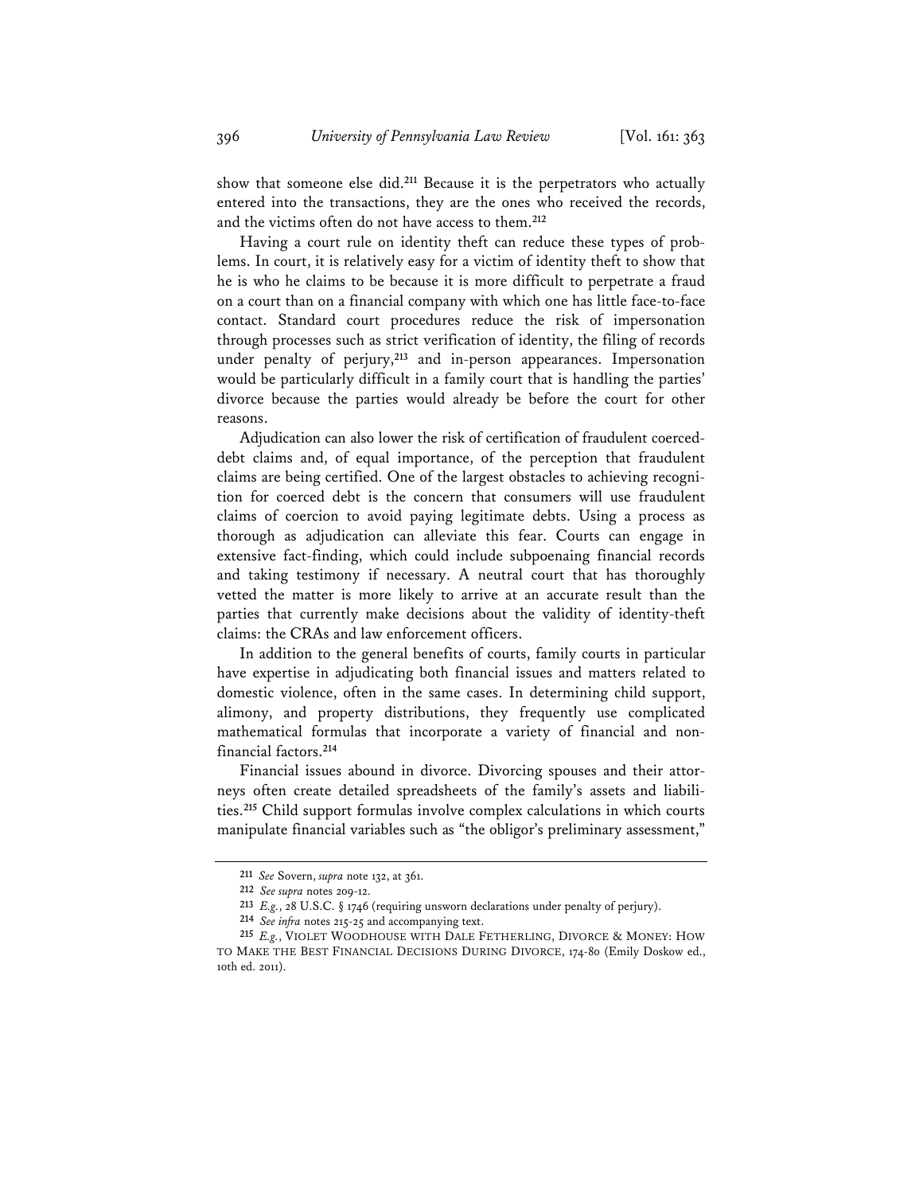show that someone else did.[211] Because it is the perpetrators who actually entered into the transactions, they are the ones who received the records, and the victims often do not have access to them.[212]

Having a court rule on identity theft can reduce these types of problems. In court, it is relatively easy for a victim of identity theft to show that he is who he claims to be because it is more difficult to perpetrate a fraud on a court than on a financial company with which one has little face-to-face contact. Standard court procedures reduce the risk of impersonation through processes such as strict verification of identity, the filing of records under penalty of perjury,[213] and in-person appearances. Impersonation would be particularly difficult in a family court that is handling the parties' divorce because the parties would already be before the court for other reasons.

Adjudication can also lower the risk of certification of fraudulent coerced-debt claims and, of equal importance, of the perception that fraudulent claims are being certified. One of the largest obstacles to achieving recognition for coerced debt is the concern that consumers will use fraudulent claims of coercion to avoid paying legitimate debts. Using a process as thorough as adjudication can alleviate this fear. Courts can engage in extensive fact-finding, which could include subpoenaing financial records and taking testimony if necessary. A neutral court that has thoroughly vetted the matter is more likely to arrive at an accurate result than the parties that currently make decisions about the validity of identity-theft claims: the CRAs and law enforcement officers.

In addition to the general benefits of courts, family courts in particular have expertise in adjudicating both financial issues and matters related to domestic violence, often in the same cases. In determining child support, alimony, and property distributions, they frequently use complicated mathematical formulas that incorporate a variety of financial and non-financial factors.[214]

Financial issues abound in divorce. Divorcing spouses and their attorneys often create detailed spreadsheets of the family's assets and liabilities.[215] Child support formulas involve complex calculations in which courts manipulate financial variables such as "the obligor's preliminary assessment,"

---

[211] *See* Sovern, *supra* note 132, at 361.

[212] *See supra* notes 209-12.

[213] *E.g.*, 28 U.S.C. § 1746 (requiring unsworn declarations under penalty of perjury).

[214] *See infra* notes 215-25 and accompanying text.

[215] *E.g.*, VIOLET WOODHOUSE WITH DALE FETHERLING, DIVORCE & MONEY: HOW TO MAKE THE BEST FINANCIAL DECISIONS DURING DIVORCE, 174-80 (Emily Doskow ed., 10th ed. 2011).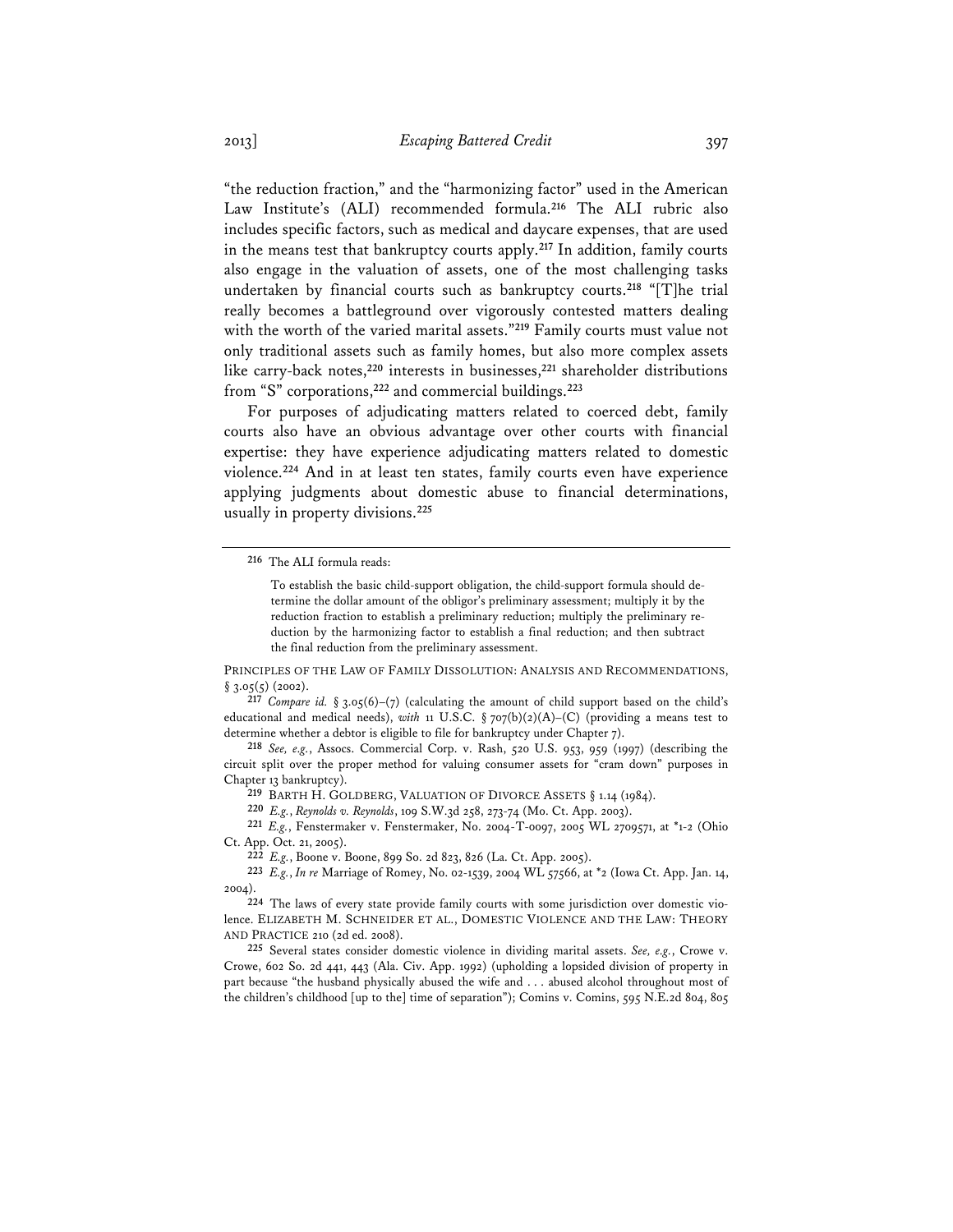"the reduction fraction," and the "harmonizing factor" used in the American Law Institute's (ALI) recommended formula.[216] The ALI rubric also includes specific factors, such as medical and daycare expenses, that are used in the means test that bankruptcy courts apply.[217] In addition, family courts also engage in the valuation of assets, one of the most challenging tasks undertaken by financial courts such as bankruptcy courts.[218] "[T]he trial really becomes a battleground over vigorously contested matters dealing with the worth of the varied marital assets."[219] Family courts must value not only traditional assets such as family homes, but also more complex assets like carry-back notes,[220] interests in businesses,[221] shareholder distributions from "S" corporations,[222] and commercial buildings.[223]

For purposes of adjudicating matters related to coerced debt, family courts also have an obvious advantage over other courts with financial expertise: they have experience adjudicating matters related to domestic violence.[224] And in at least ten states, family courts even have experience applying judgments about domestic abuse to financial determinations, usually in property divisions.[225]

---

216 The ALI formula reads:

> To establish the basic child-support obligation, the child-support formula should determine the dollar amount of the obligor's preliminary assessment; multiply it by the reduction fraction to establish a preliminary reduction; multiply the preliminary reduction by the harmonizing factor to establish a final reduction; and then subtract the final reduction from the preliminary assessment.

PRINCIPLES OF THE LAW OF FAMILY DISSOLUTION: ANALYSIS AND RECOMMENDATIONS, § 3.05(5) (2002).

217 *Compare id.* § 3.05(6)–(7) (calculating the amount of child support based on the child's educational and medical needs), *with* 11 U.S.C. § 707(b)(2)(A)–(C) (providing a means test to determine whether a debtor is eligible to file for bankruptcy under Chapter 7).

218 *See, e.g.*, Assocs. Commercial Corp. v. Rash, 520 U.S. 953, 959 (1997) (describing the circuit split over the proper method for valuing consumer assets for "cram down" purposes in Chapter 13 bankruptcy).

219 BARTH H. GOLDBERG, VALUATION OF DIVORCE ASSETS § 1.14 (1984).

220 *E.g.*, *Reynolds v. Reynolds*, 109 S.W.3d 258, 273-74 (Mo. Ct. App. 2003).

221 *E.g.*, Fenstermaker v. Fenstermaker, No. 2004-T-0097, 2005 WL 2709571, at *1-2 (Ohio Ct. App. Oct. 21, 2005).

222 *E.g.*, Boone v. Boone, 899 So. 2d 823, 826 (La. Ct. App. 2005).

223 *E.g.*, *In re* Marriage of Romey, No. 02-1539, 2004 WL 57566, at *2 (Iowa Ct. App. Jan. 14, 2004).

224 The laws of every state provide family courts with some jurisdiction over domestic violence. ELIZABETH M. SCHNEIDER ET AL., DOMESTIC VIOLENCE AND THE LAW: THEORY AND PRACTICE 210 (2d ed. 2008).

225 Several states consider domestic violence in dividing marital assets. *See, e.g.*, Crowe v. Crowe, 602 So. 2d 441, 443 (Ala. Civ. App. 1992) (upholding a lopsided division of property in part because "the husband physically abused the wife and . . . abused alcohol throughout most of the children's childhood [up to the] time of separation"); Comins v. Comins, 595 N.E.2d 804, 805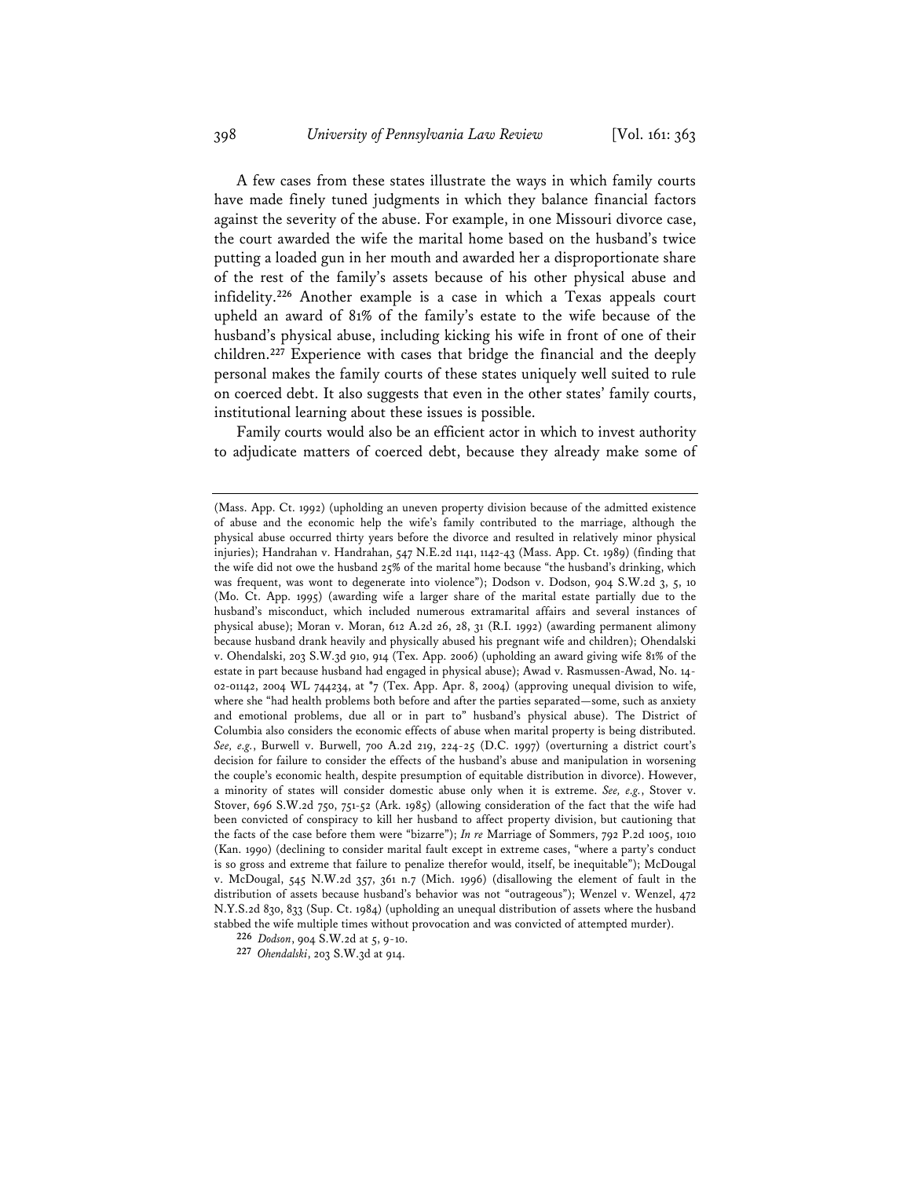A few cases from these states illustrate the ways in which family courts have made finely tuned judgments in which they balance financial factors against the severity of the abuse. For example, in one Missouri divorce case, the court awarded the wife the marital home based on the husband's twice putting a loaded gun in her mouth and awarded her a disproportionate share of the rest of the family's assets because of his other physical abuse and infidelity.[226] Another example is a case in which a Texas appeals court upheld an award of 81% of the family's estate to the wife because of the husband's physical abuse, including kicking his wife in front of one of their children.[227] Experience with cases that bridge the financial and the deeply personal makes the family courts of these states uniquely well suited to rule on coerced debt. It also suggests that even in the other states' family courts, institutional learning about these issues is possible.

Family courts would also be an efficient actor in which to invest authority to adjudicate matters of coerced debt, because they already make some of

---

(Mass. App. Ct. 1992) (upholding an uneven property division because of the admitted existence of abuse and the economic help the wife's family contributed to the marriage, although the physical abuse occurred thirty years before the divorce and resulted in relatively minor physical injuries); Handrahan v. Handrahan, 547 N.E.2d 1141, 1142-43 (Mass. App. Ct. 1989) (finding that the wife did not owe the husband 25% of the marital home because "the husband's drinking, which was frequent, was wont to degenerate into violence"); Dodson v. Dodson, 904 S.W.2d 3, 5, 10 (Mo. Ct. App. 1995) (awarding wife a larger share of the marital estate partially due to the husband's misconduct, which included numerous extramarital affairs and several instances of physical abuse); Moran v. Moran, 612 A.2d 26, 28, 31 (R.I. 1992) (awarding permanent alimony because husband drank heavily and physically abused his pregnant wife and children); Ohendalski v. Ohendalski, 203 S.W.3d 910, 914 (Tex. App. 2006) (upholding an award giving wife 81% of the estate in part because husband had engaged in physical abuse); Awad v. Rasmussen-Awad, No. 14-02-01142, 2004 WL 744234, at *7 (Tex. App. Apr. 8, 2004) (approving unequal division to wife, where she "had health problems both before and after the parties separated—some, such as anxiety and emotional problems, due all or in part to" husband's physical abuse). The District of Columbia also considers the economic effects of abuse when marital property is being distributed. *See, e.g.*, Burwell v. Burwell, 700 A.2d 219, 224-25 (D.C. 1997) (overturning a district court's decision for failure to consider the effects of the husband's abuse and manipulation in worsening the couple's economic health, despite presumption of equitable distribution in divorce). However, a minority of states will consider domestic abuse only when it is extreme. *See, e.g.*, Stover v. Stover, 696 S.W.2d 750, 751-52 (Ark. 1985) (allowing consideration of the fact that the wife had been convicted of conspiracy to kill her husband to affect property division, but cautioning that the facts of the case before them were "bizarre"); *In re* Marriage of Sommers, 792 P.2d 1005, 1010 (Kan. 1990) (declining to consider marital fault except in extreme cases, "where a party's conduct is so gross and extreme that failure to penalize therefor would, itself, be inequitable"); McDougal v. McDougal, 545 N.W.2d 357, 361 n.7 (Mich. 1996) (disallowing the element of fault in the distribution of assets because husband's behavior was not "outrageous"); Wenzel v. Wenzel, 472 N.Y.S.2d 830, 833 (Sup. Ct. 1984) (upholding an unequal distribution of assets where the husband stabbed the wife multiple times without provocation and was convicted of attempted murder).

[226] *Dodson*, 904 S.W.2d at 5, 9-10.

[227] *Ohendalski*, 203 S.W.3d at 914.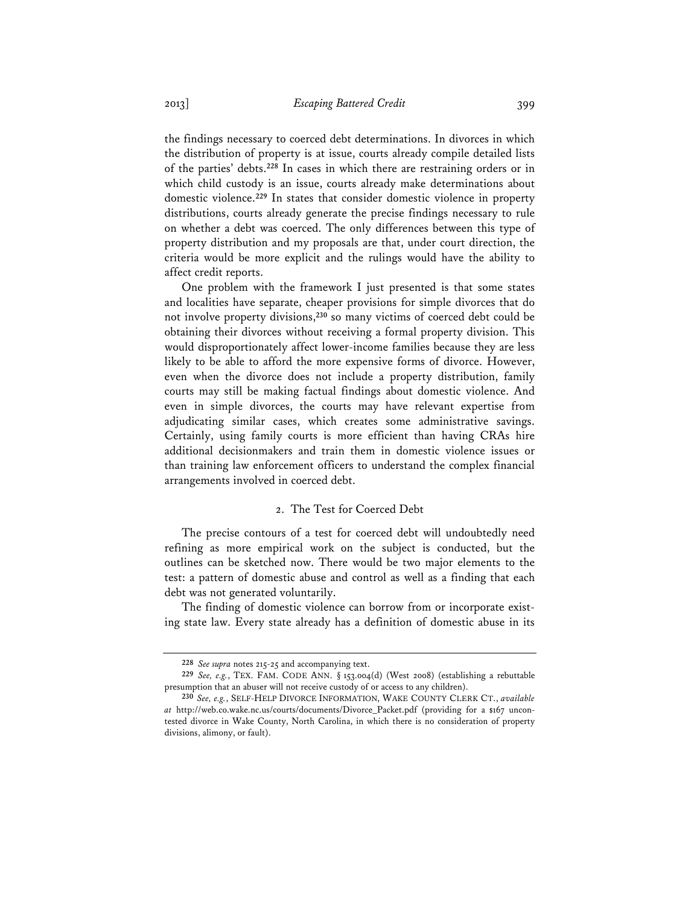the findings necessary to coerced debt determinations. In divorces in which the distribution of property is at issue, courts already compile detailed lists of the parties' debts.[228] In cases in which there are restraining orders or in which child custody is an issue, courts already make determinations about domestic violence.[229] In states that consider domestic violence in property distributions, courts already generate the precise findings necessary to rule on whether a debt was coerced. The only differences between this type of property distribution and my proposals are that, under court direction, the criteria would be more explicit and the rulings would have the ability to affect credit reports.

One problem with the framework I just presented is that some states and localities have separate, cheaper provisions for simple divorces that do not involve property divisions,[230] so many victims of coerced debt could be obtaining their divorces without receiving a formal property division. This would disproportionately affect lower-income families because they are less likely to be able to afford the more expensive forms of divorce. However, even when the divorce does not include a property distribution, family courts may still be making factual findings about domestic violence. And even in simple divorces, the courts may have relevant expertise from adjudicating similar cases, which creates some administrative savings. Certainly, using family courts is more efficient than having CRAs hire additional decisionmakers and train them in domestic violence issues or than training law enforcement officers to understand the complex financial arrangements involved in coerced debt.

### 2. The Test for Coerced Debt

The precise contours of a test for coerced debt will undoubtedly need refining as more empirical work on the subject is conducted, but the outlines can be sketched now. There would be two major elements to the test: a pattern of domestic abuse and control as well as a finding that each debt was not generated voluntarily.

The finding of domestic violence can borrow from or incorporate existing state law. Every state already has a definition of domestic abuse in its

---

[228] *See supra* notes 215-25 and accompanying text.

[229] *See, e.g.*, TEX. FAM. CODE ANN. § 153.004(d) (West 2008) (establishing a rebuttable presumption that an abuser will not receive custody of or access to any children).

[230] *See, e.g.*, SELF-HELP DIVORCE INFORMATION, WAKE COUNTY CLERK CT., *available at* http://web.co.wake.nc.us/courts/documents/Divorce_Packet.pdf (providing for a $167 uncontested divorce in Wake County, North Carolina, in which there is no consideration of property divisions, alimony, or fault).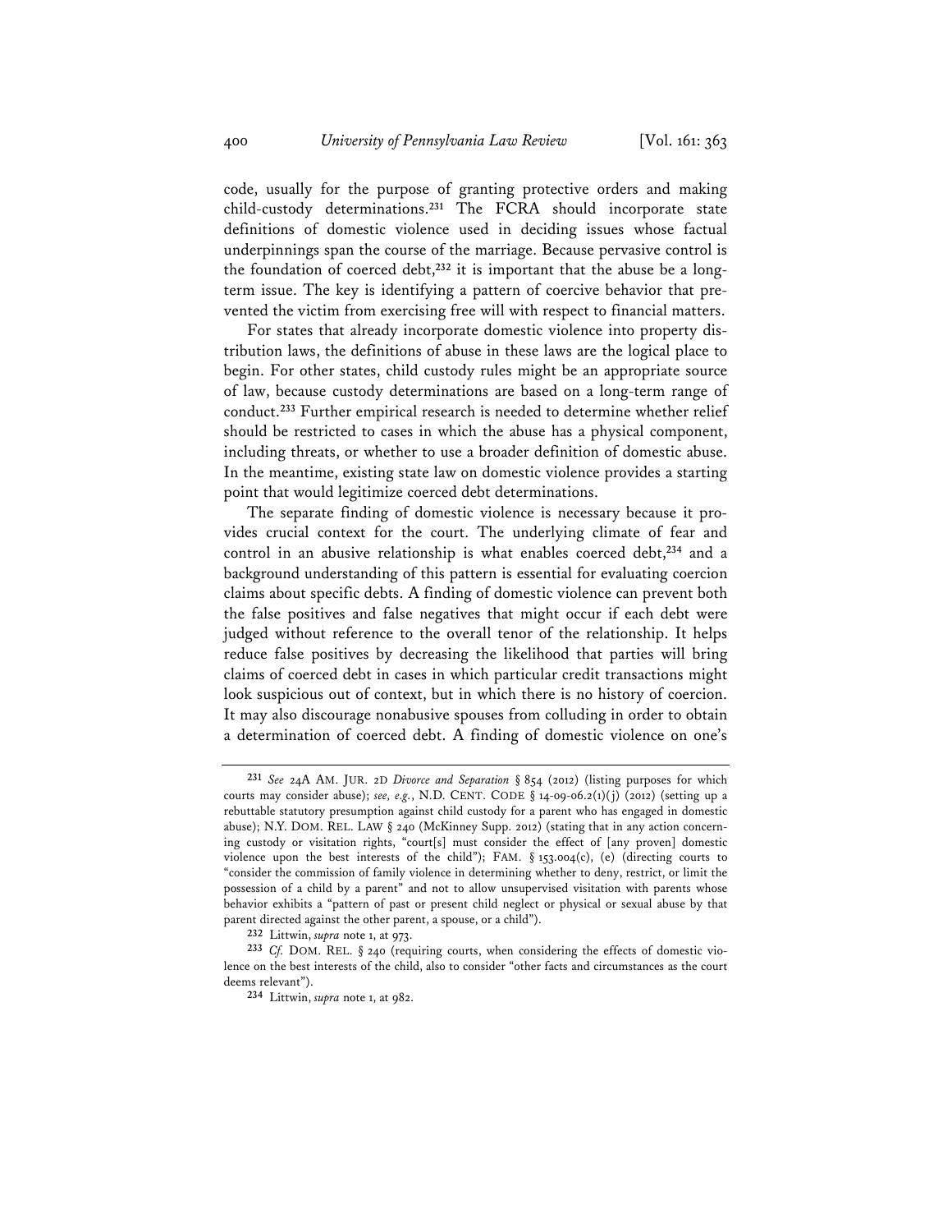code, usually for the purpose of granting protective orders and making child-custody determinations.[231] The FCRA should incorporate state definitions of domestic violence used in deciding issues whose factual underpinnings span the course of the marriage. Because pervasive control is the foundation of coerced debt,[232] it is important that the abuse be a long-term issue. The key is identifying a pattern of coercive behavior that prevented the victim from exercising free will with respect to financial matters.

For states that already incorporate domestic violence into property distribution laws, the definitions of abuse in these laws are the logical place to begin. For other states, child custody rules might be an appropriate source of law, because custody determinations are based on a long-term range of conduct.[233] Further empirical research is needed to determine whether relief should be restricted to cases in which the abuse has a physical component, including threats, or whether to use a broader definition of domestic abuse. In the meantime, existing state law on domestic violence provides a starting point that would legitimize coerced debt determinations.

The separate finding of domestic violence is necessary because it provides crucial context for the court. The underlying climate of fear and control in an abusive relationship is what enables coerced debt,[234] and a background understanding of this pattern is essential for evaluating coercion claims about specific debts. A finding of domestic violence can prevent both the false positives and false negatives that might occur if each debt were judged without reference to the overall tenor of the relationship. It helps reduce false positives by decreasing the likelihood that parties will bring claims of coerced debt in cases in which particular credit transactions might look suspicious out of context, but in which there is no history of coercion. It may also discourage nonabusive spouses from colluding in order to obtain a determination of coerced debt. A finding of domestic violence on one's

---

[231] *See* 24A AM. JUR. 2D *Divorce and Separation* § 854 (2012) (listing purposes for which courts may consider abuse); *see, e.g.*, N.D. CENT. CODE § 14-09-06.2(1)(j) (2012) (setting up a rebuttable statutory presumption against child custody for a parent who has engaged in domestic abuse); N.Y. DOM. REL. LAW § 240 (McKinney Supp. 2012) (stating that in any action concerning custody or visitation rights, "court[s] must consider the effect of [any proven] domestic violence upon the best interests of the child"); FAM. § 153.004(c), (e) (directing courts to "consider the commission of family violence in determining whether to deny, restrict, or limit the possession of a child by a parent" and not to allow unsupervised visitation with parents whose behavior exhibits a "pattern of past or present child neglect or physical or sexual abuse by that parent directed against the other parent, a spouse, or a child").

[232] Littwin, *supra* note 1, at 973.

[233] *Cf.* DOM. REL. § 240 (requiring courts, when considering the effects of domestic violence on the best interests of the child, also to consider "other facts and circumstances as the court deems relevant").

[234] Littwin, *supra* note 1, at 982.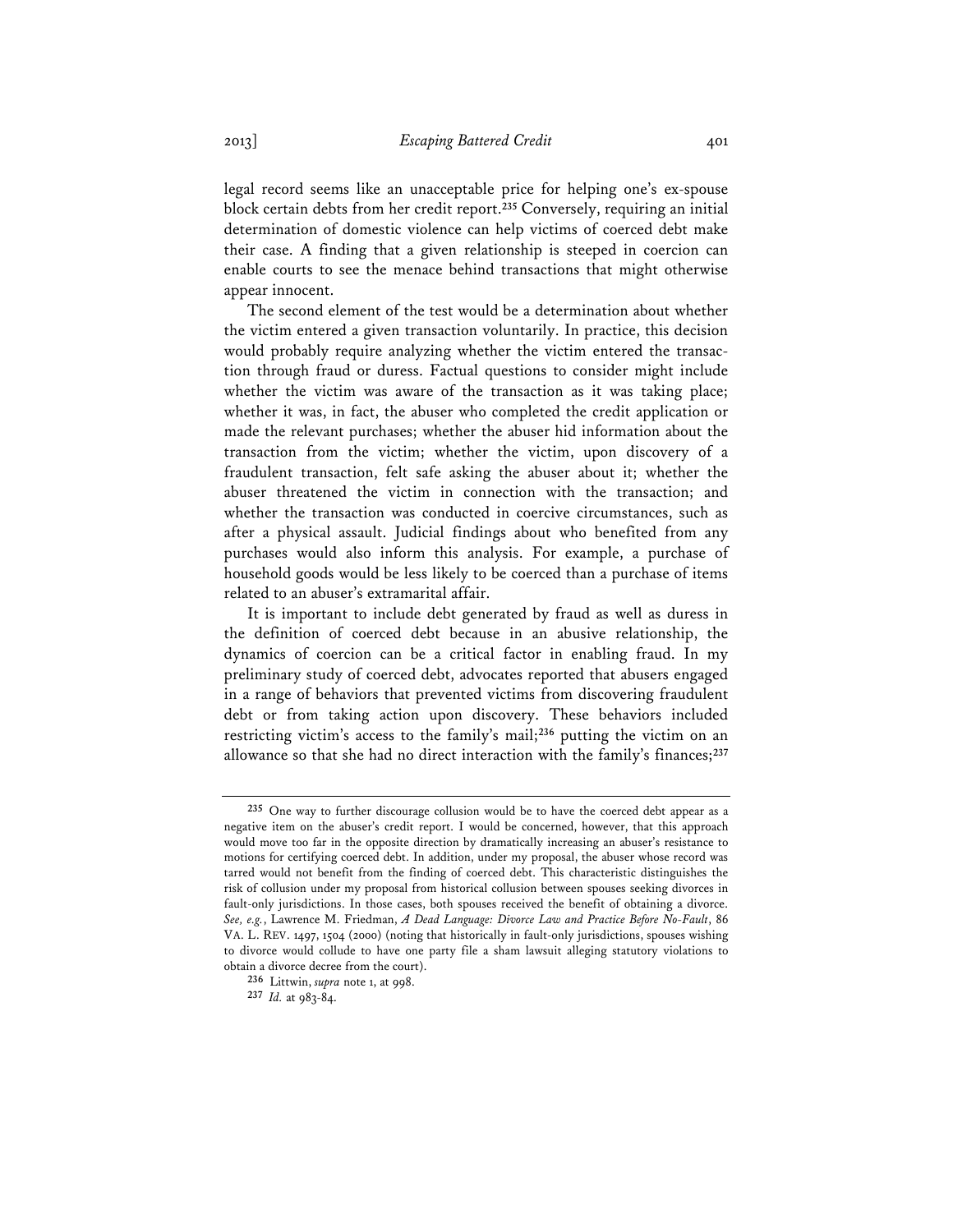legal record seems like an unacceptable price for helping one's ex-spouse block certain debts from her credit report.[235] Conversely, requiring an initial determination of domestic violence can help victims of coerced debt make their case. A finding that a given relationship is steeped in coercion can enable courts to see the menace behind transactions that might otherwise appear innocent.

The second element of the test would be a determination about whether the victim entered a given transaction voluntarily. In practice, this decision would probably require analyzing whether the victim entered the transaction through fraud or duress. Factual questions to consider might include whether the victim was aware of the transaction as it was taking place; whether it was, in fact, the abuser who completed the credit application or made the relevant purchases; whether the abuser hid information about the transaction from the victim; whether the victim, upon discovery of a fraudulent transaction, felt safe asking the abuser about it; whether the abuser threatened the victim in connection with the transaction; and whether the transaction was conducted in coercive circumstances, such as after a physical assault. Judicial findings about who benefited from any purchases would also inform this analysis. For example, a purchase of household goods would be less likely to be coerced than a purchase of items related to an abuser's extramarital affair.

It is important to include debt generated by fraud as well as duress in the definition of coerced debt because in an abusive relationship, the dynamics of coercion can be a critical factor in enabling fraud. In my preliminary study of coerced debt, advocates reported that abusers engaged in a range of behaviors that prevented victims from discovering fraudulent debt or from taking action upon discovery. These behaviors included restricting victim's access to the family's mail;[236] putting the victim on an allowance so that she had no direct interaction with the family's finances;[237]

---

[235] One way to further discourage collusion would be to have the coerced debt appear as a negative item on the abuser's credit report. I would be concerned, however, that this approach would move too far in the opposite direction by dramatically increasing an abuser's resistance to motions for certifying coerced debt. In addition, under my proposal, the abuser whose record was tarred would not benefit from the finding of coerced debt. This characteristic distinguishes the risk of collusion under my proposal from historical collusion between spouses seeking divorces in fault-only jurisdictions. In those cases, both spouses received the benefit of obtaining a divorce. *See, e.g.*, Lawrence M. Friedman, *A Dead Language: Divorce Law and Practice Before No-Fault*, 86 VA. L. REV. 1497, 1504 (2000) (noting that historically in fault-only jurisdictions, spouses wishing to divorce would collude to have one party file a sham lawsuit alleging statutory violations to obtain a divorce decree from the court).

[236] Littwin, *supra* note 1, at 998.

[237] *Id.* at 983-84.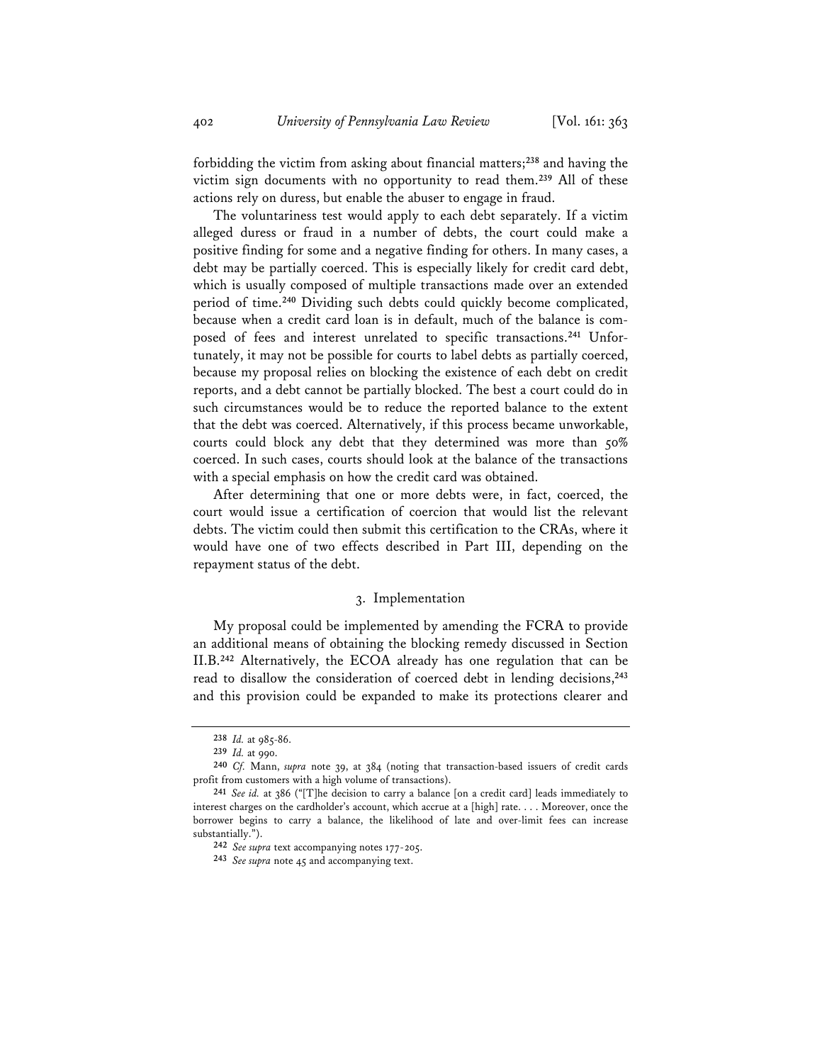forbidding the victim from asking about financial matters;[238] and having the victim sign documents with no opportunity to read them.[239] All of these actions rely on duress, but enable the abuser to engage in fraud.

The voluntariness test would apply to each debt separately. If a victim alleged duress or fraud in a number of debts, the court could make a positive finding for some and a negative finding for others. In many cases, a debt may be partially coerced. This is especially likely for credit card debt, which is usually composed of multiple transactions made over an extended period of time.[240] Dividing such debts could quickly become complicated, because when a credit card loan is in default, much of the balance is composed of fees and interest unrelated to specific transactions.[241] Unfortunately, it may not be possible for courts to label debts as partially coerced, because my proposal relies on blocking the existence of each debt on credit reports, and a debt cannot be partially blocked. The best a court could do in such circumstances would be to reduce the reported balance to the extent that the debt was coerced. Alternatively, if this process became unworkable, courts could block any debt that they determined was more than 50% coerced. In such cases, courts should look at the balance of the transactions with a special emphasis on how the credit card was obtained.

After determining that one or more debts were, in fact, coerced, the court would issue a certification of coercion that would list the relevant debts. The victim could then submit this certification to the CRAs, where it would have one of two effects described in Part III, depending on the repayment status of the debt.

### 3. Implementation

My proposal could be implemented by amending the FCRA to provide an additional means of obtaining the blocking remedy discussed in Section II.B.[242] Alternatively, the ECOA already has one regulation that can be read to disallow the consideration of coerced debt in lending decisions,[243] and this provision could be expanded to make its protections clearer and

---

[238] *Id.* at 985-86.

[239] *Id.* at 990.

[240] *Cf.* Mann, *supra* note 39, at 384 (noting that transaction-based issuers of credit cards profit from customers with a high volume of transactions).

[241] *See id.* at 386 ("[T]he decision to carry a balance [on a credit card] leads immediately to interest charges on the cardholder's account, which accrue at a [high] rate. . . . Moreover, once the borrower begins to carry a balance, the likelihood of late and over-limit fees can increase substantially.").

[242] *See supra* text accompanying notes 177-205.

[243] *See supra* note 45 and accompanying text.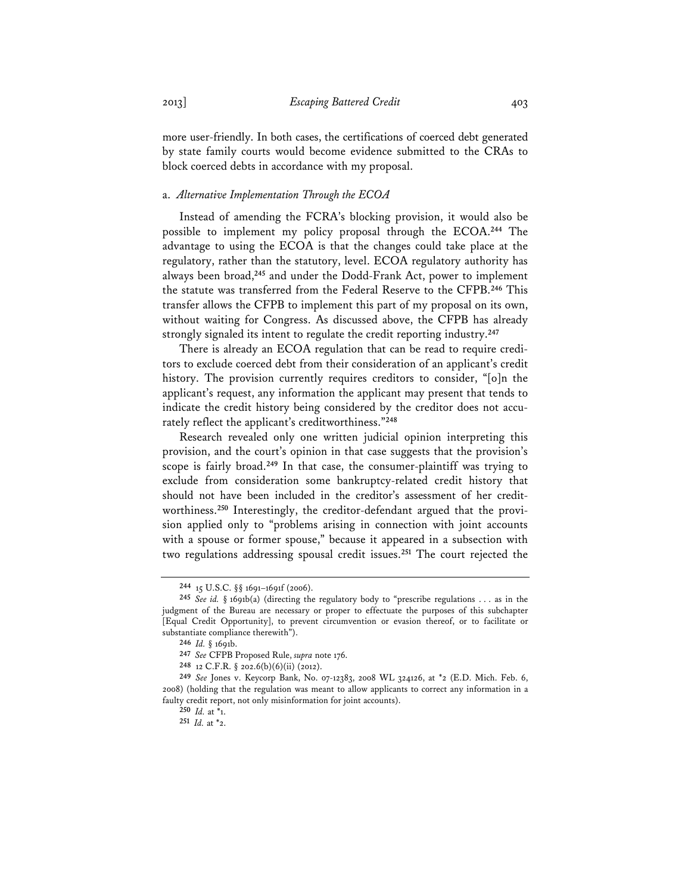more user-friendly. In both cases, the certifications of coerced debt generated by state family courts would become evidence submitted to the CRAs to block coerced debts in accordance with my proposal.

### a. *Alternative Implementation Through the ECOA*

Instead of amending the FCRA's blocking provision, it would also be possible to implement my policy proposal through the ECOA.[244] The advantage to using the ECOA is that the changes could take place at the regulatory, rather than the statutory, level. ECOA regulatory authority has always been broad,[245] and under the Dodd-Frank Act, power to implement the statute was transferred from the Federal Reserve to the CFPB.[246] This transfer allows the CFPB to implement this part of my proposal on its own, without waiting for Congress. As discussed above, the CFPB has already strongly signaled its intent to regulate the credit reporting industry.[247]

There is already an ECOA regulation that can be read to require creditors to exclude coerced debt from their consideration of an applicant's credit history. The provision currently requires creditors to consider, "[o]n the applicant's request, any information the applicant may present that tends to indicate the credit history being considered by the creditor does not accurately reflect the applicant's creditworthiness."[248]

Research revealed only one written judicial opinion interpreting this provision, and the court's opinion in that case suggests that the provision's scope is fairly broad.[249] In that case, the consumer-plaintiff was trying to exclude from consideration some bankruptcy-related credit history that should not have been included in the creditor's assessment of her creditworthiness.[250] Interestingly, the creditor-defendant argued that the provision applied only to "problems arising in connection with joint accounts with a spouse or former spouse," because it appeared in a subsection with two regulations addressing spousal credit issues.[251] The court rejected the

---

[244] 15 U.S.C. §§ 1691–1691f (2006).

[245] *See id.* § 1691b(a) (directing the regulatory body to "prescribe regulations . . . as in the judgment of the Bureau are necessary or proper to effectuate the purposes of this subchapter [Equal Credit Opportunity], to prevent circumvention or evasion thereof, or to facilitate or substantiate compliance therewith").

[246] *Id.* § 1691b.

[247] *See* CFPB Proposed Rule, *supra* note 176.

[248] 12 C.F.R. § 202.6(b)(6)(ii) (2012).

[249] *See* Jones v. Keycorp Bank, No. 07-12383, 2008 WL 324126, at *2 (E.D. Mich. Feb. 6, 2008) (holding that the regulation was meant to allow applicants to correct any information in a faulty credit report, not only misinformation for joint accounts).

[250] *Id.* at *1.

[251] *Id.* at *2.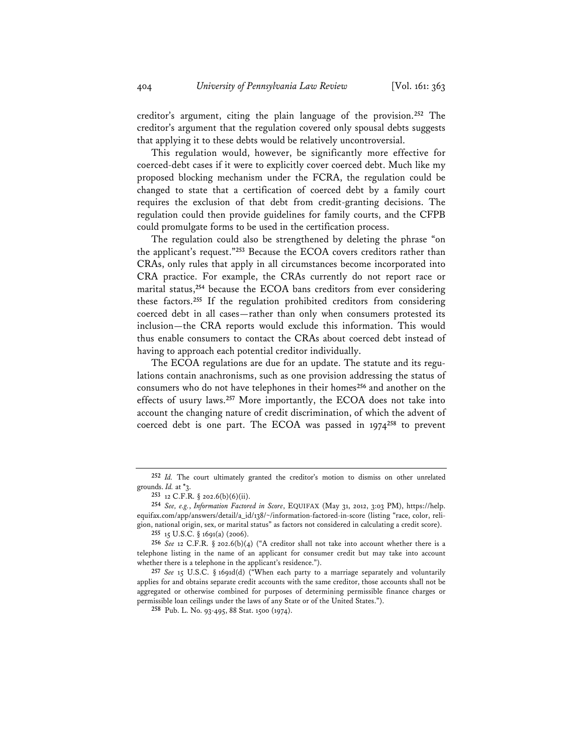creditor's argument, citing the plain language of the provision.[252] The creditor's argument that the regulation covered only spousal debts suggests that applying it to these debts would be relatively uncontroversial.

This regulation would, however, be significantly more effective for coerced-debt cases if it were to explicitly cover coerced debt. Much like my proposed blocking mechanism under the FCRA, the regulation could be changed to state that a certification of coerced debt by a family court requires the exclusion of that debt from credit-granting decisions. The regulation could then provide guidelines for family courts, and the CFPB could promulgate forms to be used in the certification process.

The regulation could also be strengthened by deleting the phrase "on the applicant's request."[253] Because the ECOA covers creditors rather than CRAs, only rules that apply in all circumstances become incorporated into CRA practice. For example, the CRAs currently do not report race or marital status,[254] because the ECOA bans creditors from ever considering these factors.[255] If the regulation prohibited creditors from considering coerced debt in all cases—rather than only when consumers protested its inclusion—the CRA reports would exclude this information. This would thus enable consumers to contact the CRAs about coerced debt instead of having to approach each potential creditor individually.

The ECOA regulations are due for an update. The statute and its regulations contain anachronisms, such as one provision addressing the status of consumers who do not have telephones in their homes[256] and another on the effects of usury laws.[257] More importantly, the ECOA does not take into account the changing nature of credit discrimination, of which the advent of coerced debt is one part. The ECOA was passed in 1974[258] to prevent

---

[252] *Id.* The court ultimately granted the creditor's motion to dismiss on other unrelated grounds. *Id.* at \*3.

[253] 12 C.F.R. § 202.6(b)(6)(ii).

[254] *See, e.g.*, *Information Factored in Score*, EQUIFAX (May 31, 2012, 3:03 PM), https://help.equifax.com/app/answers/detail/a_id/138/~/information-factored-in-score (listing "race, color, religion, national origin, sex, or marital status" as factors not considered in calculating a credit score).

[255] 15 U.S.C. § 1691(a) (2006).

[256] *See* 12 C.F.R. § 202.6(b)(4) ("A creditor shall not take into account whether there is a telephone listing in the name of an applicant for consumer credit but may take into account whether there is a telephone in the applicant's residence.").

[257] *See* 15 U.S.C. § 1691d(d) ("When each party to a marriage separately and voluntarily applies for and obtains separate credit accounts with the same creditor, those accounts shall not be aggregated or otherwise combined for purposes of determining permissible finance charges or permissible loan ceilings under the laws of any State or of the United States.").

[258] Pub. L. No. 93-495, 88 Stat. 1500 (1974).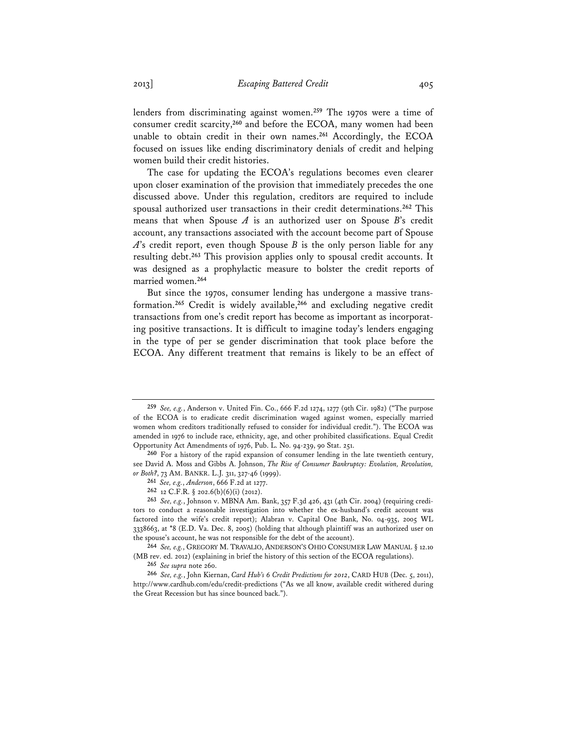lenders from discriminating against women.[259] The 1970s were a time of consumer credit scarcity,[260] and before the ECOA, many women had been unable to obtain credit in their own names.[261] Accordingly, the ECOA focused on issues like ending discriminatory denials of credit and helping women build their credit histories.

The case for updating the ECOA's regulations becomes even clearer upon closer examination of the provision that immediately precedes the one discussed above. Under this regulation, creditors are required to include spousal authorized user transactions in their credit determinations.[262] This means that when Spouse *A* is an authorized user on Spouse *B*'s credit account, any transactions associated with the account become part of Spouse *A*'s credit report, even though Spouse *B* is the only person liable for any resulting debt.[263] This provision applies only to spousal credit accounts. It was designed as a prophylactic measure to bolster the credit reports of married women.[264]

But since the 1970s, consumer lending has undergone a massive transformation.[265] Credit is widely available,[266] and excluding negative credit transactions from one's credit report has become as important as incorporating positive transactions. It is difficult to imagine today's lenders engaging in the type of per se gender discrimination that took place before the ECOA. Any different treatment that remains is likely to be an effect of

---

[259] *See, e.g.*, Anderson v. United Fin. Co., 666 F.2d 1274, 1277 (9th Cir. 1982) ("The purpose of the ECOA is to eradicate credit discrimination waged against women, especially married women whom creditors traditionally refused to consider for individual credit."). The ECOA was amended in 1976 to include race, ethnicity, age, and other prohibited classifications. Equal Credit Opportunity Act Amendments of 1976, Pub. L. No. 94-239, 90 Stat. 251.

[260] For a history of the rapid expansion of consumer lending in the late twentieth century, see David A. Moss and Gibbs A. Johnson, *The Rise of Consumer Bankruptcy: Evolution, Revolution, or Both?*, 73 AM. BANKR. L.J. 311, 327-46 (1999).

[261] *See, e.g.*, *Anderson*, 666 F.2d at 1277.

[262] 12 C.F.R. § 202.6(b)(6)(i) (2012).

[263] *See, e.g.*, Johnson v. MBNA Am. Bank, 357 F.3d 426, 431 (4th Cir. 2004) (requiring creditors to conduct a reasonable investigation into whether the ex-husband's credit account was factored into the wife's credit report); Alabran v. Capital One Bank, No. 04-935, 2005 WL 3338663, at *8 (E.D. Va. Dec. 8, 2005) (holding that although plaintiff was an authorized user on the spouse's account, he was not responsible for the debt of the account).

[264] *See, e.g.*, GREGORY M. TRAVALIO, ANDERSON'S OHIO CONSUMER LAW MANUAL § 12.10 (MB rev. ed. 2012) (explaining in brief the history of this section of the ECOA regulations).

[265] *See supra* note 260.

[266] *See, e.g.*, John Kiernan, *Card Hub's 6 Credit Predictions for 2012*, CARD HUB (Dec. 5, 2011), http://www.cardhub.com/edu/credit-predictions ("As we all know, available credit withered during the Great Recession but has since bounced back.").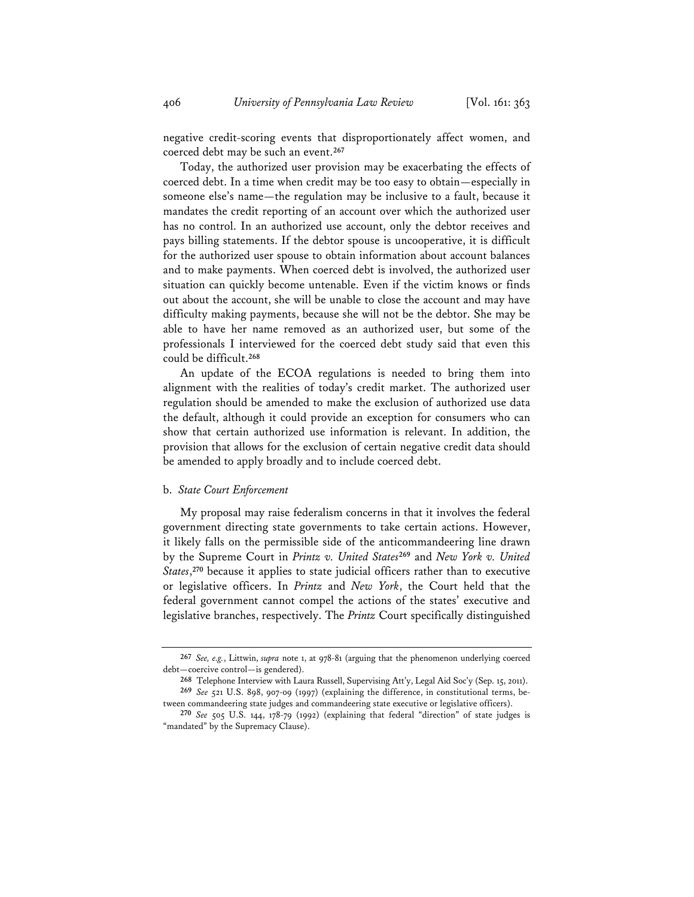negative credit-scoring events that disproportionately affect women, and coerced debt may be such an event.[267]

Today, the authorized user provision may be exacerbating the effects of coerced debt. In a time when credit may be too easy to obtain—especially in someone else's name—the regulation may be inclusive to a fault, because it mandates the credit reporting of an account over which the authorized user has no control. In an authorized use account, only the debtor receives and pays billing statements. If the debtor spouse is uncooperative, it is difficult for the authorized user spouse to obtain information about account balances and to make payments. When coerced debt is involved, the authorized user situation can quickly become untenable. Even if the victim knows or finds out about the account, she will be unable to close the account and may have difficulty making payments, because she will not be the debtor. She may be able to have her name removed as an authorized user, but some of the professionals I interviewed for the coerced debt study said that even this could be difficult.[268]

An update of the ECOA regulations is needed to bring them into alignment with the realities of today's credit market. The authorized user regulation should be amended to make the exclusion of authorized use data the default, although it could provide an exception for consumers who can show that certain authorized use information is relevant. In addition, the provision that allows for the exclusion of certain negative credit data should be amended to apply broadly and to include coerced debt.

b. *State Court Enforcement*

My proposal may raise federalism concerns in that it involves the federal government directing state governments to take certain actions. However, it likely falls on the permissible side of the anticommandeering line drawn by the Supreme Court in *Printz v. United States*[269] and *New York v. United States*,[270] because it applies to state judicial officers rather than to executive or legislative officers. In *Printz* and *New York*, the Court held that the federal government cannot compel the actions of the states' executive and legislative branches, respectively. The *Printz* Court specifically distinguished

---

[267] *See, e.g.*, Littwin, *supra* note 1, at 978-81 (arguing that the phenomenon underlying coerced debt—coercive control—is gendered).

[268] Telephone Interview with Laura Russell, Supervising Att'y, Legal Aid Soc'y (Sep. 15, 2011).

[269] *See* 521 U.S. 898, 907-09 (1997) (explaining the difference, in constitutional terms, between commandeering state judges and commandeering state executive or legislative officers).

[270] *See* 505 U.S. 144, 178-79 (1992) (explaining that federal "direction" of state judges is "mandated" by the Supremacy Clause).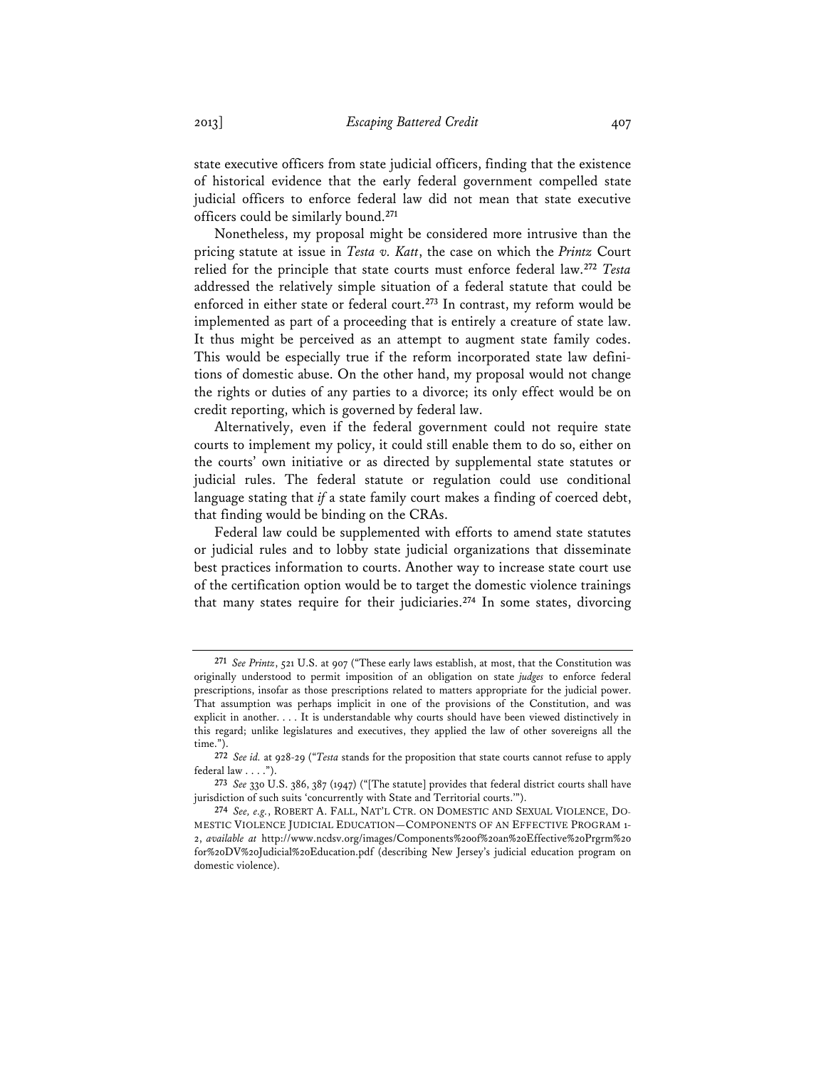state executive officers from state judicial officers, finding that the existence of historical evidence that the early federal government compelled state judicial officers to enforce federal law did not mean that state executive officers could be similarly bound.[271]

Nonetheless, my proposal might be considered more intrusive than the pricing statute at issue in *Testa v. Katt*, the case on which the *Printz* Court relied for the principle that state courts must enforce federal law.[272] *Testa* addressed the relatively simple situation of a federal statute that could be enforced in either state or federal court.[273] In contrast, my reform would be implemented as part of a proceeding that is entirely a creature of state law. It thus might be perceived as an attempt to augment state family codes. This would be especially true if the reform incorporated state law definitions of domestic abuse. On the other hand, my proposal would not change the rights or duties of any parties to a divorce; its only effect would be on credit reporting, which is governed by federal law.

Alternatively, even if the federal government could not require state courts to implement my policy, it could still enable them to do so, either on the courts' own initiative or as directed by supplemental state statutes or judicial rules. The federal statute or regulation could use conditional language stating that *if* a state family court makes a finding of coerced debt, that finding would be binding on the CRAs.

Federal law could be supplemented with efforts to amend state statutes or judicial rules and to lobby state judicial organizations that disseminate best practices information to courts. Another way to increase state court use of the certification option would be to target the domestic violence trainings that many states require for their judiciaries.[274] In some states, divorcing

---

[271] *See Printz*, 521 U.S. at 907 ("These early laws establish, at most, that the Constitution was originally understood to permit imposition of an obligation on state *judges* to enforce federal prescriptions, insofar as those prescriptions related to matters appropriate for the judicial power. That assumption was perhaps implicit in one of the provisions of the Constitution, and was explicit in another. . . . It is understandable why courts should have been viewed distinctively in this regard; unlike legislatures and executives, they applied the law of other sovereigns all the time.").

[272] *See id.* at 928-29 ("*Testa* stands for the proposition that state courts cannot refuse to apply federal law . . . .").

[273] *See* 330 U.S. 386, 387 (1947) ("[The statute] provides that federal district courts shall have jurisdiction of such suits 'concurrently with State and Territorial courts.'").

[274] *See, e.g.*, ROBERT A. FALL, NAT'L CTR. ON DOMESTIC AND SEXUAL VIOLENCE, DOMESTIC VIOLENCE JUDICIAL EDUCATION—COMPONENTS OF AN EFFECTIVE PROGRAM 1-2, *available at* http://www.ncdsv.org/images/Components%20of%20an%20Effective%20Prgrm%20for%20DV%20Judicial%20Education.pdf (describing New Jersey's judicial education program on domestic violence).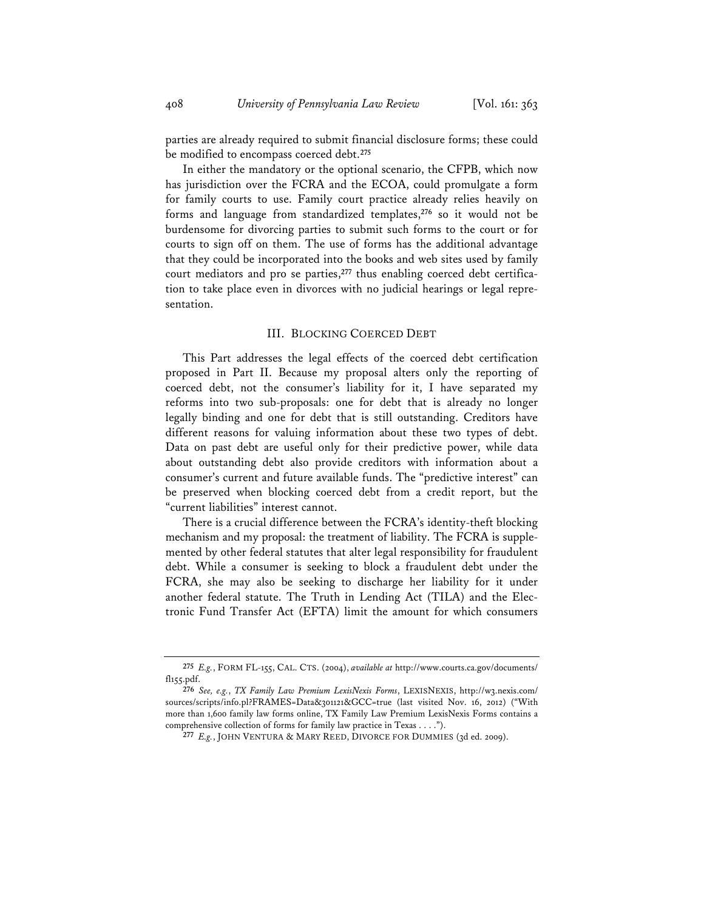parties are already required to submit financial disclosure forms; these could be modified to encompass coerced debt.[275]

In either the mandatory or the optional scenario, the CFPB, which now has jurisdiction over the FCRA and the ECOA, could promulgate a form for family courts to use. Family court practice already relies heavily on forms and language from standardized templates,[276] so it would not be burdensome for divorcing parties to submit such forms to the court or for courts to sign off on them. The use of forms has the additional advantage that they could be incorporated into the books and web sites used by family court mediators and pro se parties,[277] thus enabling coerced debt certification to take place even in divorces with no judicial hearings or legal representation.

## III. Blocking Coerced Debt

This Part addresses the legal effects of the coerced debt certification proposed in Part II. Because my proposal alters only the reporting of coerced debt, not the consumer's liability for it, I have separated my reforms into two sub-proposals: one for debt that is already no longer legally binding and one for debt that is still outstanding. Creditors have different reasons for valuing information about these two types of debt. Data on past debt are useful only for their predictive power, while data about outstanding debt also provide creditors with information about a consumer's current and future available funds. The "predictive interest" can be preserved when blocking coerced debt from a credit report, but the "current liabilities" interest cannot.

There is a crucial difference between the FCRA's identity-theft blocking mechanism and my proposal: the treatment of liability. The FCRA is supplemented by other federal statutes that alter legal responsibility for fraudulent debt. While a consumer is seeking to block a fraudulent debt under the FCRA, she may also be seeking to discharge her liability for it under another federal statute. The Truth in Lending Act (TILA) and the Electronic Fund Transfer Act (EFTA) limit the amount for which consumers

---

275 *E.g.*, Form FL-155, Cal. Cts. (2004), *available at* http://www.courts.ca.gov/documents/fl155.pdf.

276 *See, e.g.*, *TX Family Law Premium LexisNexis Forms*, LexisNexis, http://w3.nexis.com/sources/scripts/info.pl?FRAMES=Data&301121&GCC=true (last visited Nov. 16, 2012) ("With more than 1,600 family law forms online, TX Family Law Premium LexisNexis Forms contains a comprehensive collection of forms for family law practice in Texas . . . .").

277 *E.g.*, John Ventura & Mary Reed, Divorce for Dummies (3d ed. 2009).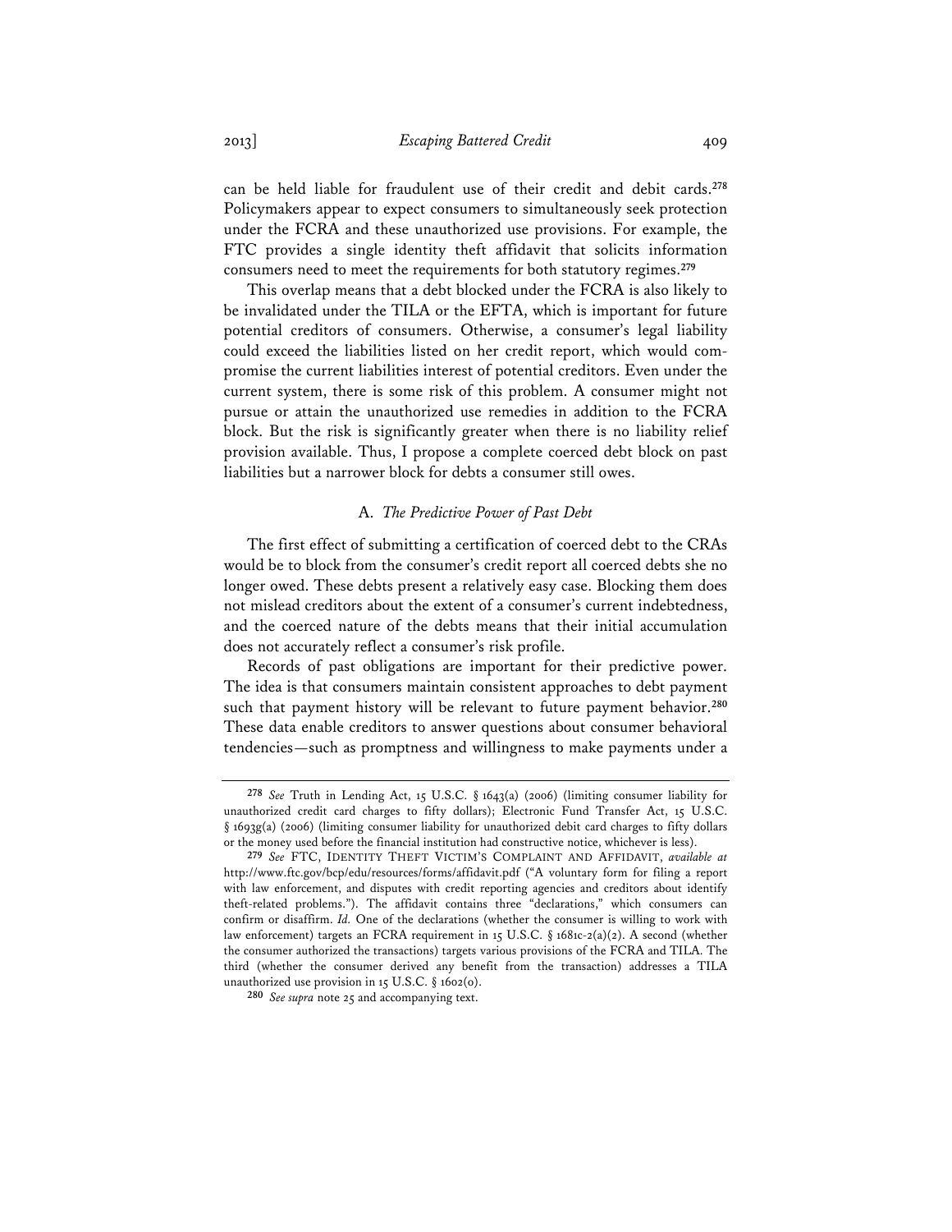can be held liable for fraudulent use of their credit and debit cards.[278] Policymakers appear to expect consumers to simultaneously seek protection under the FCRA and these unauthorized use provisions. For example, the FTC provides a single identity theft affidavit that solicits information consumers need to meet the requirements for both statutory regimes.[279]

This overlap means that a debt blocked under the FCRA is also likely to be invalidated under the TILA or the EFTA, which is important for future potential creditors of consumers. Otherwise, a consumer's legal liability could exceed the liabilities listed on her credit report, which would compromise the current liabilities interest of potential creditors. Even under the current system, there is some risk of this problem. A consumer might not pursue or attain the unauthorized use remedies in addition to the FCRA block. But the risk is significantly greater when there is no liability relief provision available. Thus, I propose a complete coerced debt block on past liabilities but a narrower block for debts a consumer still owes.

## A. *The Predictive Power of Past Debt*

The first effect of submitting a certification of coerced debt to the CRAs would be to block from the consumer's credit report all coerced debts she no longer owed. These debts present a relatively easy case. Blocking them does not mislead creditors about the extent of a consumer's current indebtedness, and the coerced nature of the debts means that their initial accumulation does not accurately reflect a consumer's risk profile.

Records of past obligations are important for their predictive power. The idea is that consumers maintain consistent approaches to debt payment such that payment history will be relevant to future payment behavior.[280] These data enable creditors to answer questions about consumer behavioral tendencies—such as promptness and willingness to make payments under a

---

[278] *See* Truth in Lending Act, 15 U.S.C. § 1643(a) (2006) (limiting consumer liability for unauthorized credit card charges to fifty dollars); Electronic Fund Transfer Act, 15 U.S.C. § 1693g(a) (2006) (limiting consumer liability for unauthorized debit card charges to fifty dollars or the money used before the financial institution had constructive notice, whichever is less).

[279] *See* FTC, IDENTITY THEFT VICTIM'S COMPLAINT AND AFFIDAVIT, *available at* http://www.ftc.gov/bcp/edu/resources/forms/affidavit.pdf ("A voluntary form for filing a report with law enforcement, and disputes with credit reporting agencies and creditors about identify theft-related problems."). The affidavit contains three "declarations," which consumers can confirm or disaffirm. *Id.* One of the declarations (whether the consumer is willing to work with law enforcement) targets an FCRA requirement in 15 U.S.C. § 1681c-2(a)(2). A second (whether the consumer authorized the transactions) targets various provisions of the FCRA and TILA. The third (whether the consumer derived any benefit from the transaction) addresses a TILA unauthorized use provision in 15 U.S.C. § 1602(o).

[280] *See supra* note 25 and accompanying text.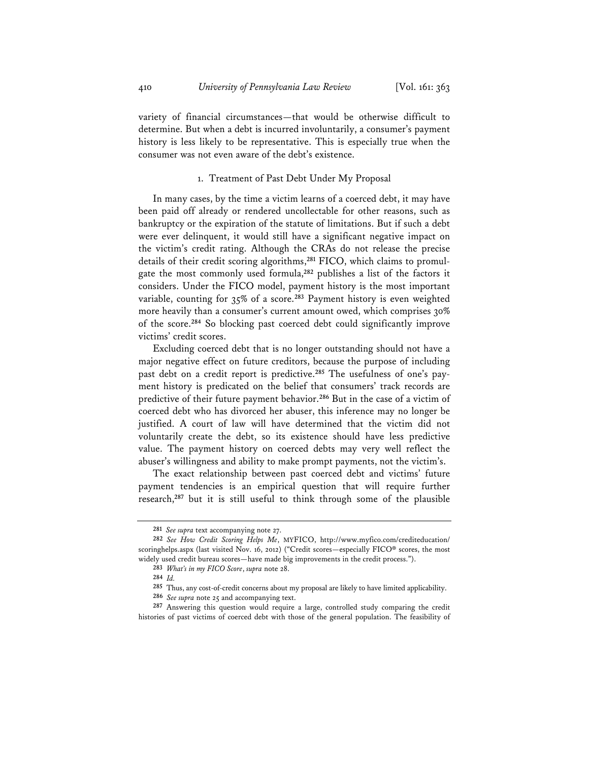variety of financial circumstances—that would be otherwise difficult to determine. But when a debt is incurred involuntarily, a consumer's payment history is less likely to be representative. This is especially true when the consumer was not even aware of the debt's existence.

### 1. Treatment of Past Debt Under My Proposal

In many cases, by the time a victim learns of a coerced debt, it may have been paid off already or rendered uncollectable for other reasons, such as bankruptcy or the expiration of the statute of limitations. But if such a debt were ever delinquent, it would still have a significant negative impact on the victim's credit rating. Although the CRAs do not release the precise details of their credit scoring algorithms,[281] FICO, which claims to promulgate the most commonly used formula,[282] publishes a list of the factors it considers. Under the FICO model, payment history is the most important variable, counting for 35% of a score.[283] Payment history is even weighted more heavily than a consumer's current amount owed, which comprises 30% of the score.[284] So blocking past coerced debt could significantly improve victims' credit scores.

Excluding coerced debt that is no longer outstanding should not have a major negative effect on future creditors, because the purpose of including past debt on a credit report is predictive.[285] The usefulness of one's payment history is predicated on the belief that consumers' track records are predictive of their future payment behavior.[286] But in the case of a victim of coerced debt who has divorced her abuser, this inference may no longer be justified. A court of law will have determined that the victim did not voluntarily create the debt, so its existence should have less predictive value. The payment history on coerced debts may very well reflect the abuser's willingness and ability to make prompt payments, not the victim's.

The exact relationship between past coerced debt and victims' future payment tendencies is an empirical question that will require further research,[287] but it is still useful to think through some of the plausible

---

[281] *See supra* text accompanying note 27.

[282] *See How Credit Scoring Helps Me*, MYFICO, http://www.myfico.com/crediteducation/scoringhelps.aspx (last visited Nov. 16, 2012) ("Credit scores—especially FICO® scores, the most widely used credit bureau scores—have made big improvements in the credit process.").

[283] *What's in my FICO Score*, *supra* note 28.

[284] *Id.*

[285] Thus, any cost-of-credit concerns about my proposal are likely to have limited applicability.

[286] *See supra* note 25 and accompanying text.

[287] Answering this question would require a large, controlled study comparing the credit histories of past victims of coerced debt with those of the general population. The feasibility of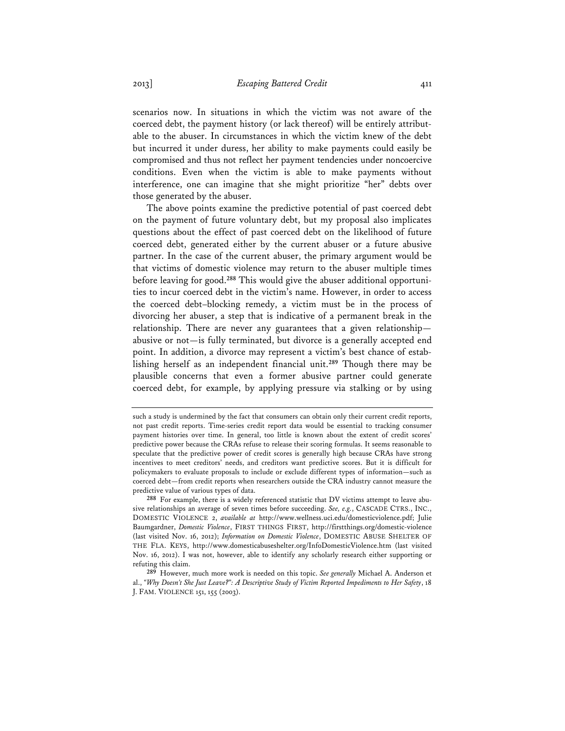scenarios now. In situations in which the victim was not aware of the coerced debt, the payment history (or lack thereof) will be entirely attributable to the abuser. In circumstances in which the victim knew of the debt but incurred it under duress, her ability to make payments could easily be compromised and thus not reflect her payment tendencies under noncoercive conditions. Even when the victim is able to make payments without interference, one can imagine that she might prioritize "her" debts over those generated by the abuser.

The above points examine the predictive potential of past coerced debt on the payment of future voluntary debt, but my proposal also implicates questions about the effect of past coerced debt on the likelihood of future coerced debt, generated either by the current abuser or a future abusive partner. In the case of the current abuser, the primary argument would be that victims of domestic violence may return to the abuser multiple times before leaving for good.[288] This would give the abuser additional opportunities to incur coerced debt in the victim's name. However, in order to access the coerced debt–blocking remedy, a victim must be in the process of divorcing her abuser, a step that is indicative of a permanent break in the relationship. There are never any guarantees that a given relationship—abusive or not—is fully terminated, but divorce is a generally accepted end point. In addition, a divorce may represent a victim's best chance of establishing herself as an independent financial unit.[289] Though there may be plausible concerns that even a former abusive partner could generate coerced debt, for example, by applying pressure via stalking or by using

---

such a study is undermined by the fact that consumers can obtain only their current credit reports, not past credit reports. Time-series credit report data would be essential to tracking consumer payment histories over time. In general, too little is known about the extent of credit scores' predictive power because the CRAs refuse to release their scoring formulas. It seems reasonable to speculate that the predictive power of credit scores is generally high because CRAs have strong incentives to meet creditors' needs, and creditors want predictive scores. But it is difficult for policymakers to evaluate proposals to include or exclude different types of information—such as coerced debt—from credit reports when researchers outside the CRA industry cannot measure the predictive value of various types of data.

[288] For example, there is a widely referenced statistic that DV victims attempt to leave abusive relationships an average of seven times before succeeding. *See, e.g.*, CASCADE CTRS., INC., DOMESTIC VIOLENCE 2, *available at* http://www.wellness.uci.edu/domesticviolence.pdf; Julie Baumgardner, *Domestic Violence*, FIRST THINGS FIRST, http://firstthings.org/domestic-violence (last visited Nov. 16, 2012); *Information on Domestic Violence*, DOMESTIC ABUSE SHELTER OF THE FLA. KEYS, http://www.domesticabuseshelter.org/InfoDomesticViolence.htm (last visited Nov. 16, 2012). I was not, however, able to identify any scholarly research either supporting or refuting this claim.

[289] However, much more work is needed on this topic. *See generally* Michael A. Anderson et al., *"Why Doesn't She Just Leave?": A Descriptive Study of Victim Reported Impediments to Her Safety*, 18 J. FAM. VIOLENCE 151, 155 (2003).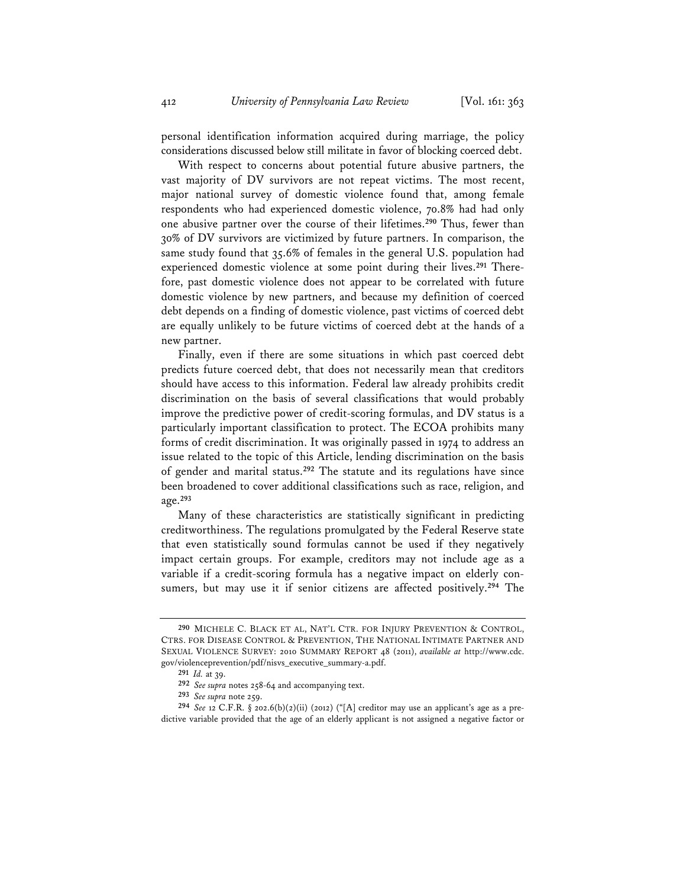personal identification information acquired during marriage, the policy considerations discussed below still militate in favor of blocking coerced debt.

With respect to concerns about potential future abusive partners, the vast majority of DV survivors are not repeat victims. The most recent, major national survey of domestic violence found that, among female respondents who had experienced domestic violence, 70.8% had had only one abusive partner over the course of their lifetimes.[290] Thus, fewer than 30% of DV survivors are victimized by future partners. In comparison, the same study found that 35.6% of females in the general U.S. population had experienced domestic violence at some point during their lives.[291] Therefore, past domestic violence does not appear to be correlated with future domestic violence by new partners, and because my definition of coerced debt depends on a finding of domestic violence, past victims of coerced debt are equally unlikely to be future victims of coerced debt at the hands of a new partner.

Finally, even if there are some situations in which past coerced debt predicts future coerced debt, that does not necessarily mean that creditors should have access to this information. Federal law already prohibits credit discrimination on the basis of several classifications that would probably improve the predictive power of credit-scoring formulas, and DV status is a particularly important classification to protect. The ECOA prohibits many forms of credit discrimination. It was originally passed in 1974 to address an issue related to the topic of this Article, lending discrimination on the basis of gender and marital status.[292] The statute and its regulations have since been broadened to cover additional classifications such as race, religion, and age.[293]

Many of these characteristics are statistically significant in predicting creditworthiness. The regulations promulgated by the Federal Reserve state that even statistically sound formulas cannot be used if they negatively impact certain groups. For example, creditors may not include age as a variable if a credit-scoring formula has a negative impact on elderly consumers, but may use it if senior citizens are affected positively.[294] The

---

[290] MICHELE C. BLACK ET AL, NAT'L CTR. FOR INJURY PREVENTION & CONTROL, CTRS. FOR DISEASE CONTROL & PREVENTION, THE NATIONAL INTIMATE PARTNER AND SEXUAL VIOLENCE SURVEY: 2010 SUMMARY REPORT 48 (2011), *available at* http://www.cdc.gov/violenceprevention/pdf/nisvs_executive_summary-a.pdf.

[291] *Id.* at 39.

[292] *See supra* notes 258-64 and accompanying text.

[293] *See supra* note 259.

[294] *See* 12 C.F.R. § 202.6(b)(2)(ii) (2012) ("[A] creditor may use an applicant's age as a predictive variable provided that the age of an elderly applicant is not assigned a negative factor or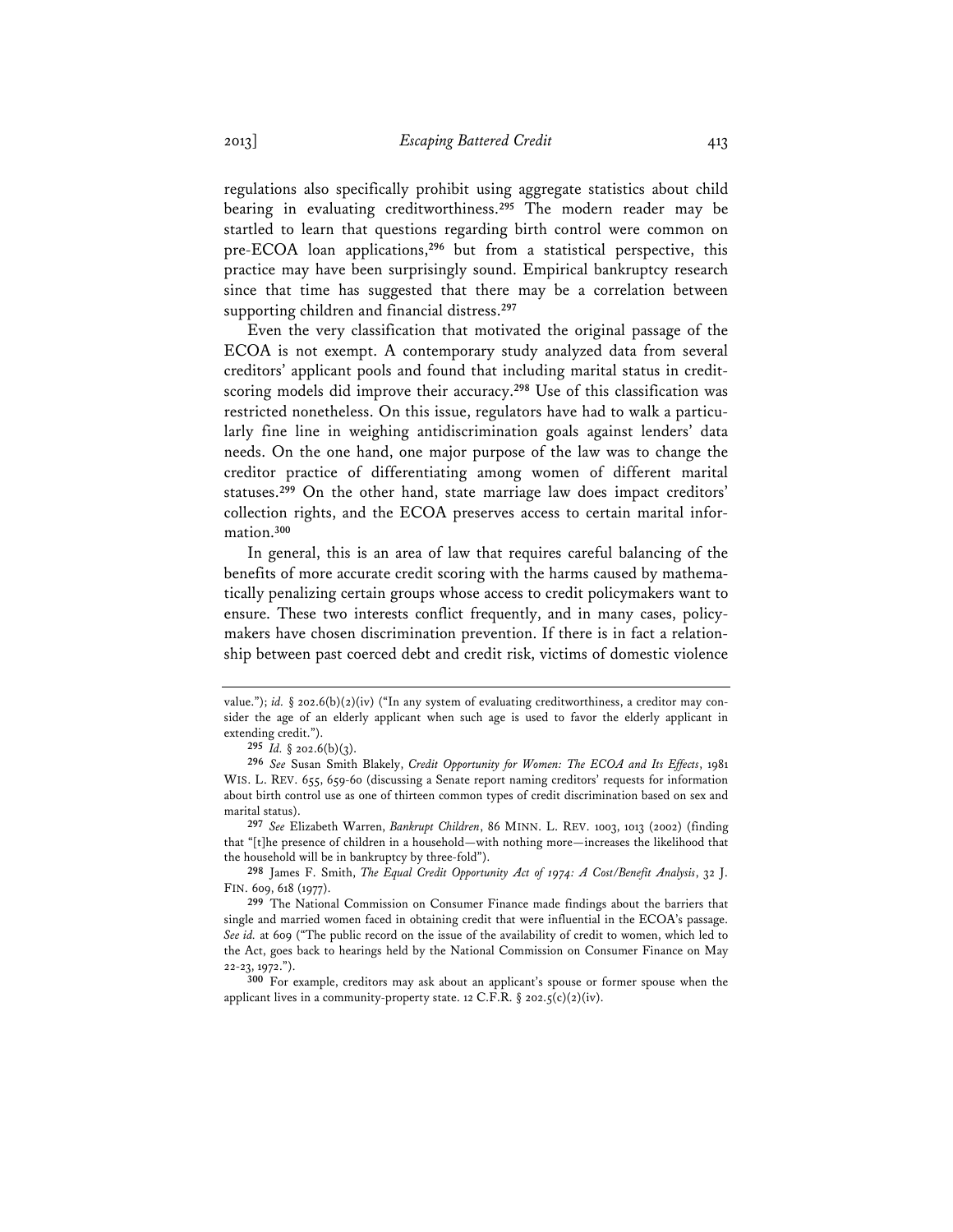regulations also specifically prohibit using aggregate statistics about child bearing in evaluating creditworthiness.[295] The modern reader may be startled to learn that questions regarding birth control were common on pre-ECOA loan applications,[296] but from a statistical perspective, this practice may have been surprisingly sound. Empirical bankruptcy research since that time has suggested that there may be a correlation between supporting children and financial distress.[297]

Even the very classification that motivated the original passage of the ECOA is not exempt. A contemporary study analyzed data from several creditors' applicant pools and found that including marital status in credit-scoring models did improve their accuracy.[298] Use of this classification was restricted nonetheless. On this issue, regulators have had to walk a particularly fine line in weighing antidiscrimination goals against lenders' data needs. On the one hand, one major purpose of the law was to change the creditor practice of differentiating among women of different marital statuses.[299] On the other hand, state marriage law does impact creditors' collection rights, and the ECOA preserves access to certain marital information.[300]

In general, this is an area of law that requires careful balancing of the benefits of more accurate credit scoring with the harms caused by mathematically penalizing certain groups whose access to credit policymakers want to ensure. These two interests conflict frequently, and in many cases, policymakers have chosen discrimination prevention. If there is in fact a relationship between past coerced debt and credit risk, victims of domestic violence

---

value."); *id.* § 202.6(b)(2)(iv) ("In any system of evaluating creditworthiness, a creditor may consider the age of an elderly applicant when such age is used to favor the elderly applicant in extending credit.").

[295] *Id.* § 202.6(b)(3).

[296] *See* Susan Smith Blakely, *Credit Opportunity for Women: The ECOA and Its Effects*, 1981 WIS. L. REV. 655, 659-60 (discussing a Senate report naming creditors' requests for information about birth control use as one of thirteen common types of credit discrimination based on sex and marital status).

[297] *See* Elizabeth Warren, *Bankrupt Children*, 86 MINN. L. REV. 1003, 1013 (2002) (finding that "[t]he presence of children in a household—with nothing more—increases the likelihood that the household will be in bankruptcy by three-fold").

[298] James F. Smith, *The Equal Credit Opportunity Act of 1974: A Cost/Benefit Analysis*, 32 J. FIN. 609, 618 (1977).

[299] The National Commission on Consumer Finance made findings about the barriers that single and married women faced in obtaining credit that were influential in the ECOA's passage. *See id.* at 609 ("The public record on the issue of the availability of credit to women, which led to the Act, goes back to hearings held by the National Commission on Consumer Finance on May 22-23, 1972.").

[300] For example, creditors may ask about an applicant's spouse or former spouse when the applicant lives in a community-property state. 12 C.F.R. § 202.5(c)(2)(iv).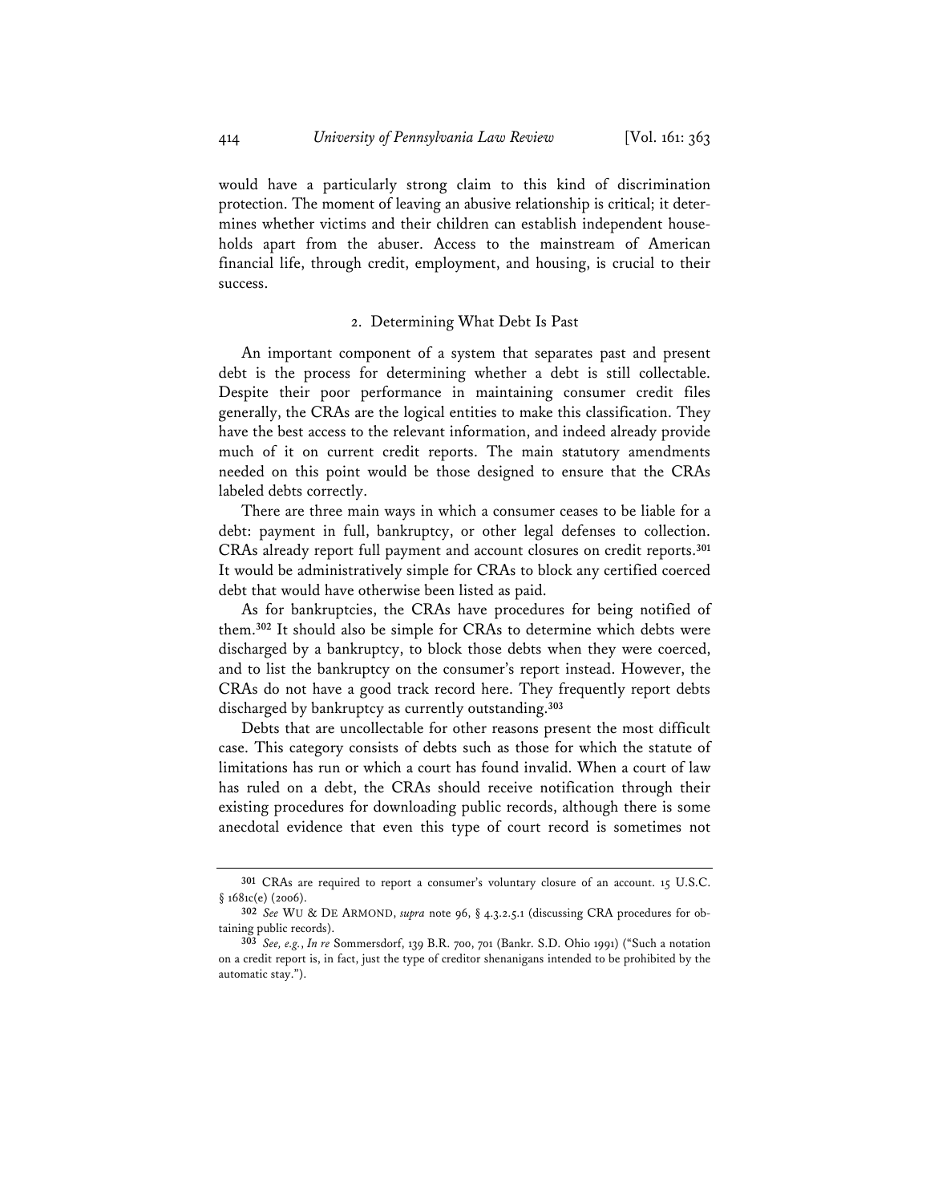would have a particularly strong claim to this kind of discrimination protection. The moment of leaving an abusive relationship is critical; it determines whether victims and their children can establish independent households apart from the abuser. Access to the mainstream of American financial life, through credit, employment, and housing, is crucial to their success.

### 2. Determining What Debt Is Past

An important component of a system that separates past and present debt is the process for determining whether a debt is still collectable. Despite their poor performance in maintaining consumer credit files generally, the CRAs are the logical entities to make this classification. They have the best access to the relevant information, and indeed already provide much of it on current credit reports. The main statutory amendments needed on this point would be those designed to ensure that the CRAs labeled debts correctly.

There are three main ways in which a consumer ceases to be liable for a debt: payment in full, bankruptcy, or other legal defenses to collection. CRAs already report full payment and account closures on credit reports.[301] It would be administratively simple for CRAs to block any certified coerced debt that would have otherwise been listed as paid.

As for bankruptcies, the CRAs have procedures for being notified of them.[302] It should also be simple for CRAs to determine which debts were discharged by a bankruptcy, to block those debts when they were coerced, and to list the bankruptcy on the consumer's report instead. However, the CRAs do not have a good track record here. They frequently report debts discharged by bankruptcy as currently outstanding.[303]

Debts that are uncollectable for other reasons present the most difficult case. This category consists of debts such as those for which the statute of limitations has run or which a court has found invalid. When a court of law has ruled on a debt, the CRAs should receive notification through their existing procedures for downloading public records, although there is some anecdotal evidence that even this type of court record is sometimes not

---

[301] CRAs are required to report a consumer's voluntary closure of an account. 15 U.S.C. § 1681c(e) (2006).

[302] *See* WU & DE ARMOND, *supra* note 96, § 4.3.2.5.1 (discussing CRA procedures for obtaining public records).

[303] *See, e.g.*, *In re* Sommersdorf, 139 B.R. 700, 701 (Bankr. S.D. Ohio 1991) ("Such a notation on a credit report is, in fact, just the type of creditor shenanigans intended to be prohibited by the automatic stay.").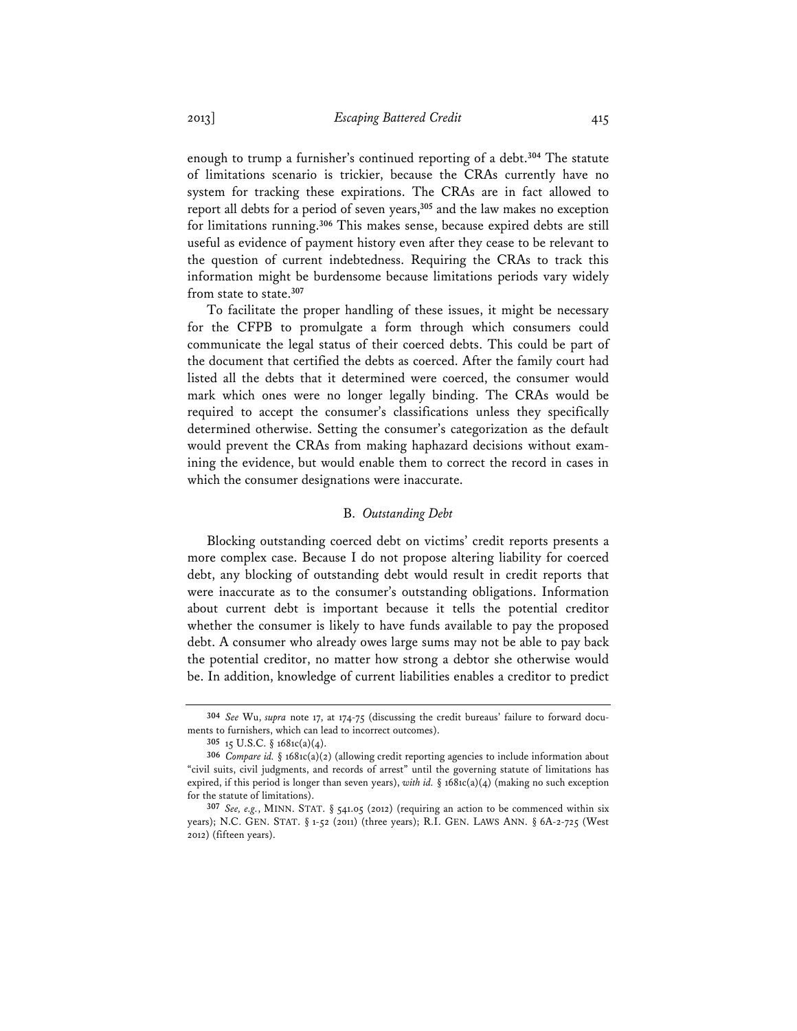enough to trump a furnisher's continued reporting of a debt.[304] The statute of limitations scenario is trickier, because the CRAs currently have no system for tracking these expirations. The CRAs are in fact allowed to report all debts for a period of seven years,[305] and the law makes no exception for limitations running.[306] This makes sense, because expired debts are still useful as evidence of payment history even after they cease to be relevant to the question of current indebtedness. Requiring the CRAs to track this information might be burdensome because limitations periods vary widely from state to state.[307]

To facilitate the proper handling of these issues, it might be necessary for the CFPB to promulgate a form through which consumers could communicate the legal status of their coerced debts. This could be part of the document that certified the debts as coerced. After the family court had listed all the debts that it determined were coerced, the consumer would mark which ones were no longer legally binding. The CRAs would be required to accept the consumer's classifications unless they specifically determined otherwise. Setting the consumer's categorization as the default would prevent the CRAs from making haphazard decisions without examining the evidence, but would enable them to correct the record in cases in which the consumer designations were inaccurate.

### B. *Outstanding Debt*

Blocking outstanding coerced debt on victims' credit reports presents a more complex case. Because I do not propose altering liability for coerced debt, any blocking of outstanding debt would result in credit reports that were inaccurate as to the consumer's outstanding obligations. Information about current debt is important because it tells the potential creditor whether the consumer is likely to have funds available to pay the proposed debt. A consumer who already owes large sums may not be able to pay back the potential creditor, no matter how strong a debtor she otherwise would be. In addition, knowledge of current liabilities enables a creditor to predict

---

[304] *See* Wu, *supra* note 17, at 174-75 (discussing the credit bureaus' failure to forward documents to furnishers, which can lead to incorrect outcomes).

[305] 15 U.S.C. § 1681c(a)(4).

[306] *Compare id.* § 1681c(a)(2) (allowing credit reporting agencies to include information about "civil suits, civil judgments, and records of arrest" until the governing statute of limitations has expired, if this period is longer than seven years), *with id.* § 1681c(a)(4) (making no such exception for the statute of limitations).

[307] *See, e.g.*, MINN. STAT. § 541.05 (2012) (requiring an action to be commenced within six years); N.C. GEN. STAT. § 1-52 (2011) (three years); R.I. GEN. LAWS ANN. § 6A-2-725 (West 2012) (fifteen years).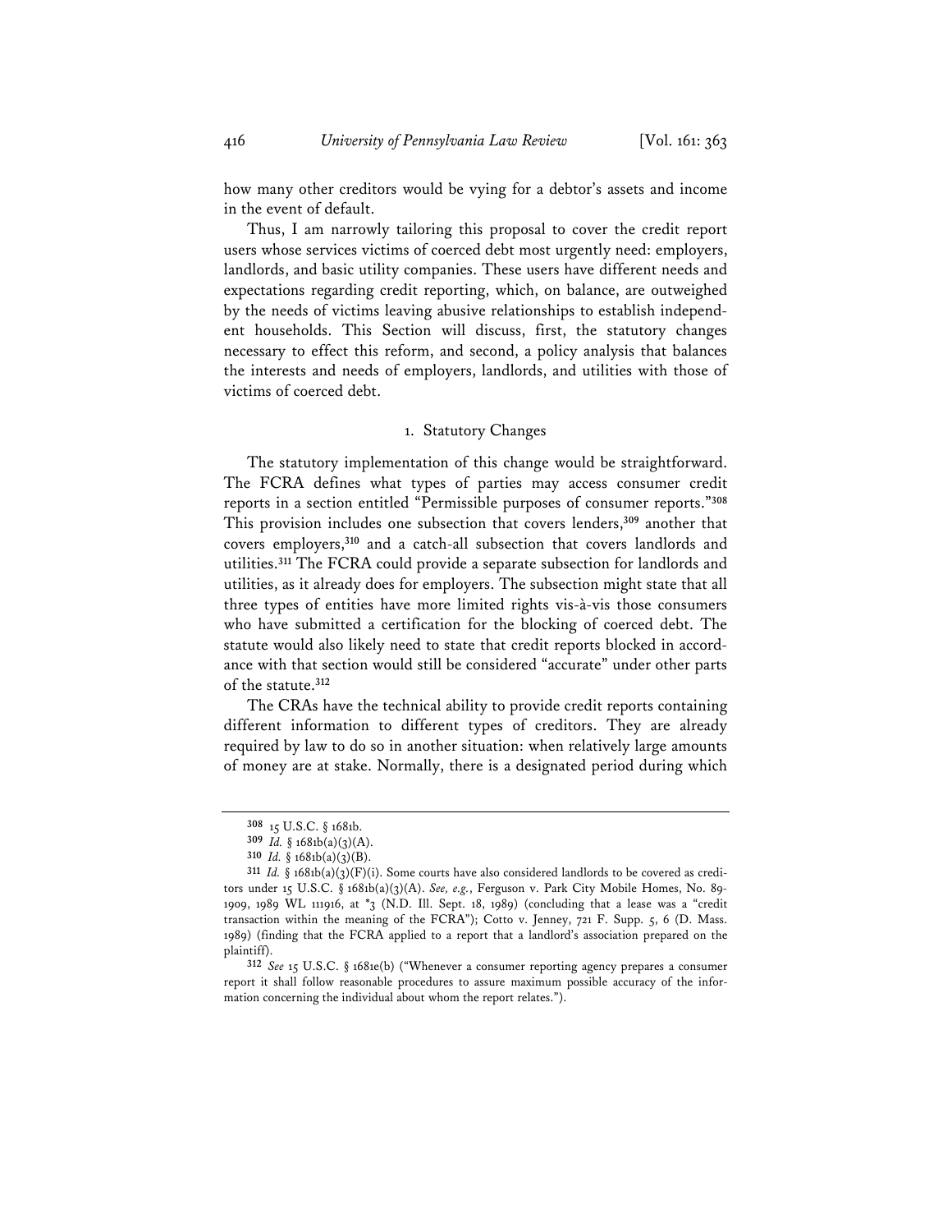how many other creditors would be vying for a debtor's assets and income in the event of default.

Thus, I am narrowly tailoring this proposal to cover the credit report users whose services victims of coerced debt most urgently need: employers, landlords, and basic utility companies. These users have different needs and expectations regarding credit reporting, which, on balance, are outweighed by the needs of victims leaving abusive relationships to establish independent households. This Section will discuss, first, the statutory changes necessary to effect this reform, and second, a policy analysis that balances the interests and needs of employers, landlords, and utilities with those of victims of coerced debt.

### 1. Statutory Changes

The statutory implementation of this change would be straightforward. The FCRA defines what types of parties may access consumer credit reports in a section entitled "Permissible purposes of consumer reports."[308] This provision includes one subsection that covers lenders,[309] another that covers employers,[310] and a catch-all subsection that covers landlords and utilities.[311] The FCRA could provide a separate subsection for landlords and utilities, as it already does for employers. The subsection might state that all three types of entities have more limited rights vis-à-vis those consumers who have submitted a certification for the blocking of coerced debt. The statute would also likely need to state that credit reports blocked in accordance with that section would still be considered "accurate" under other parts of the statute.[312]

The CRAs have the technical ability to provide credit reports containing different information to different types of creditors. They are already required by law to do so in another situation: when relatively large amounts of money are at stake. Normally, there is a designated period during which

---

[308] 15 U.S.C. § 1681b.

[309] *Id.* § 1681b(a)(3)(A).

[310] *Id.* § 1681b(a)(3)(B).

[311] *Id.* § 1681b(a)(3)(F)(i). Some courts have also considered landlords to be covered as creditors under 15 U.S.C. § 1681b(a)(3)(A). *See, e.g.*, Ferguson v. Park City Mobile Homes, No. 89-1909, 1989 WL 111916, at *3 (N.D. Ill. Sept. 18, 1989) (concluding that a lease was a "credit transaction within the meaning of the FCRA"); Cotto v. Jenney, 721 F. Supp. 5, 6 (D. Mass. 1989) (finding that the FCRA applied to a report that a landlord's association prepared on the plaintiff).

[312] *See* 15 U.S.C. § 1681e(b) ("Whenever a consumer reporting agency prepares a consumer report it shall follow reasonable procedures to assure maximum possible accuracy of the information concerning the individual about whom the report relates.").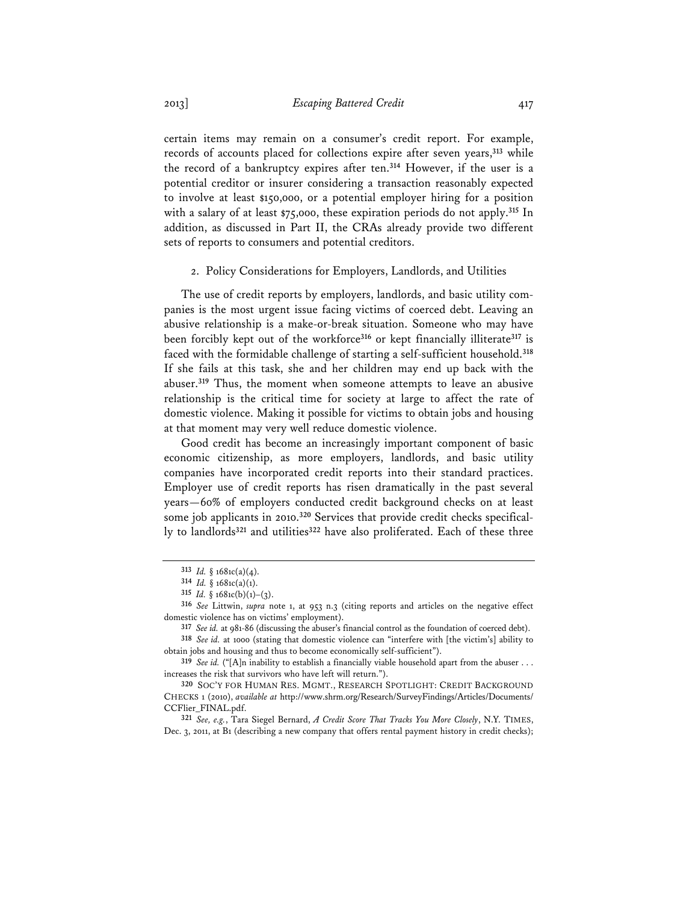certain items may remain on a consumer's credit report. For example, records of accounts placed for collections expire after seven years,[313] while the record of a bankruptcy expires after ten.[314] However, if the user is a potential creditor or insurer considering a transaction reasonably expected to involve at least $150,000, or a potential employer hiring for a position with a salary of at least $75,000, these expiration periods do not apply.[315] In addition, as discussed in Part II, the CRAs already provide two different sets of reports to consumers and potential creditors.

### 2. Policy Considerations for Employers, Landlords, and Utilities

The use of credit reports by employers, landlords, and basic utility companies is the most urgent issue facing victims of coerced debt. Leaving an abusive relationship is a make-or-break situation. Someone who may have been forcibly kept out of the workforce[316] or kept financially illiterate[317] is faced with the formidable challenge of starting a self-sufficient household.[318] If she fails at this task, she and her children may end up back with the abuser.[319] Thus, the moment when someone attempts to leave an abusive relationship is the critical time for society at large to affect the rate of domestic violence. Making it possible for victims to obtain jobs and housing at that moment may very well reduce domestic violence.

Good credit has become an increasingly important component of basic economic citizenship, as more employers, landlords, and basic utility companies have incorporated credit reports into their standard practices. Employer use of credit reports has risen dramatically in the past several years—60% of employers conducted credit background checks on at least some job applicants in 2010.[320] Services that provide credit checks specifically to landlords[321] and utilities[322] have also proliferated. Each of these three

---

[313] *Id.* § 1681c(a)(4).

[314] *Id.* § 1681c(a)(1).

[315] *Id.* § 1681c(b)(1)–(3).

[316] *See* Littwin, *supra* note 1, at 953 n.3 (citing reports and articles on the negative effect domestic violence has on victims' employment).

[317] *See id.* at 981-86 (discussing the abuser's financial control as the foundation of coerced debt).

[318] *See id.* at 1000 (stating that domestic violence can "interfere with [the victim's] ability to obtain jobs and housing and thus to become economically self-sufficient").

[319] *See id.* ("[A]n inability to establish a financially viable household apart from the abuser . . . increases the risk that survivors who have left will return.").

[320] SOC'Y FOR HUMAN RES. MGMT., RESEARCH SPOTLIGHT: CREDIT BACKGROUND CHECKS 1 (2010), *available at* http://www.shrm.org/Research/SurveyFindings/Articles/Documents/CCFlier_FINAL.pdf.

[321] *See, e.g.*, Tara Siegel Bernard, *A Credit Score That Tracks You More Closely*, N.Y. TIMES, Dec. 3, 2011, at B1 (describing a new company that offers rental payment history in credit checks);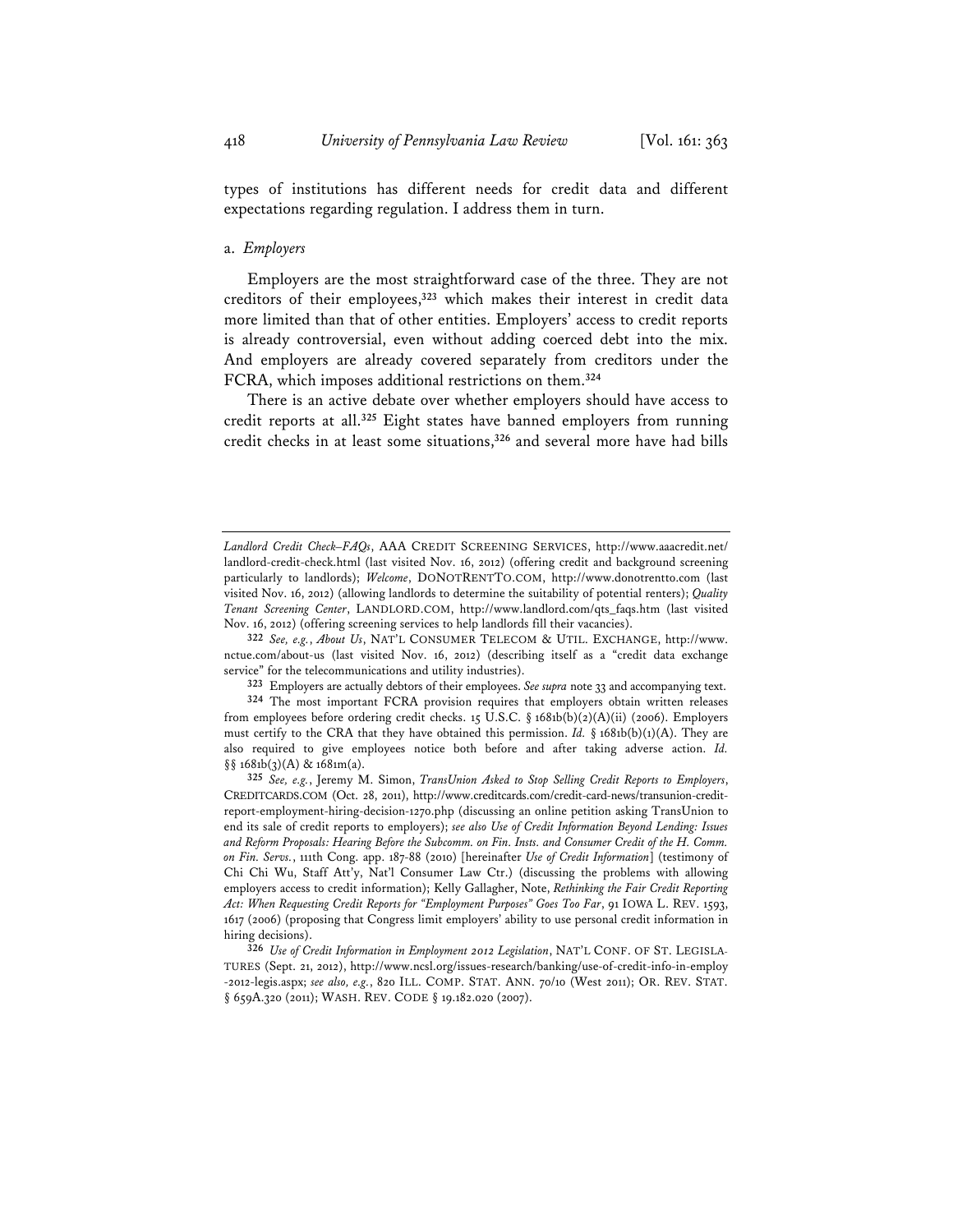types of institutions has different needs for credit data and different expectations regarding regulation. I address them in turn.

a. *Employers*

Employers are the most straightforward case of the three. They are not creditors of their employees,[323] which makes their interest in credit data more limited than that of other entities. Employers' access to credit reports is already controversial, even without adding coerced debt into the mix. And employers are already covered separately from creditors under the FCRA, which imposes additional restrictions on them.[324]

There is an active debate over whether employers should have access to credit reports at all.[325] Eight states have banned employers from running credit checks in at least some situations,[326] and several more have had bills

---

*Landlord Credit Check–FAQs*, AAA CREDIT SCREENING SERVICES, http://www.aaacredit.net/landlord-credit-check.html (last visited Nov. 16, 2012) (offering credit and background screening particularly to landlords); *Welcome*, DONOTRENTTO.COM, http://www.donotrentto.com (last visited Nov. 16, 2012) (allowing landlords to determine the suitability of potential renters); *Quality Tenant Screening Center*, LANDLORD.COM, http://www.landlord.com/qts_faqs.htm (last visited Nov. 16, 2012) (offering screening services to help landlords fill their vacancies).

[322] *See, e.g.*, *About Us*, NAT'L CONSUMER TELECOM & UTIL. EXCHANGE, http://www.nctue.com/about-us (last visited Nov. 16, 2012) (describing itself as a "credit data exchange service" for the telecommunications and utility industries).

[323] Employers are actually debtors of their employees. *See supra* note 33 and accompanying text.

[324] The most important FCRA provision requires that employers obtain written releases from employees before ordering credit checks. 15 U.S.C. § 1681b(b)(2)(A)(ii) (2006). Employers must certify to the CRA that they have obtained this permission. *Id.* § 1681b(b)(1)(A). They are also required to give employees notice both before and after taking adverse action. *Id.* §§ 1681b(3)(A) & 1681m(a).

[325] *See, e.g.*, Jeremy M. Simon, *TransUnion Asked to Stop Selling Credit Reports to Employers*, CREDITCARDS.COM (Oct. 28, 2011), http://www.creditcards.com/credit-card-news/transunion-credit-report-employment-hiring-decision-1270.php (discussing an online petition asking TransUnion to end its sale of credit reports to employers); *see also Use of Credit Information Beyond Lending: Issues and Reform Proposals: Hearing Before the Subcomm. on Fin. Insts. and Consumer Credit of the H. Comm. on Fin. Servs.*, 111th Cong. app. 187-88 (2010) [hereinafter *Use of Credit Information*] (testimony of Chi Chi Wu, Staff Att'y, Nat'l Consumer Law Ctr.) (discussing the problems with allowing employers access to credit information); Kelly Gallagher, Note, *Rethinking the Fair Credit Reporting Act: When Requesting Credit Reports for "Employment Purposes" Goes Too Far*, 91 IOWA L. REV. 1593, 1617 (2006) (proposing that Congress limit employers' ability to use personal credit information in hiring decisions).

[326] *Use of Credit Information in Employment 2012 Legislation*, NAT'L CONF. OF ST. LEGISLATURES (Sept. 21, 2012), http://www.ncsl.org/issues-research/banking/use-of-credit-info-in-employ-2012-legis.aspx; *see also, e.g.*, 820 ILL. COMP. STAT. ANN. 70/10 (West 2011); OR. REV. STAT. § 659A.320 (2011); WASH. REV. CODE § 19.182.020 (2007).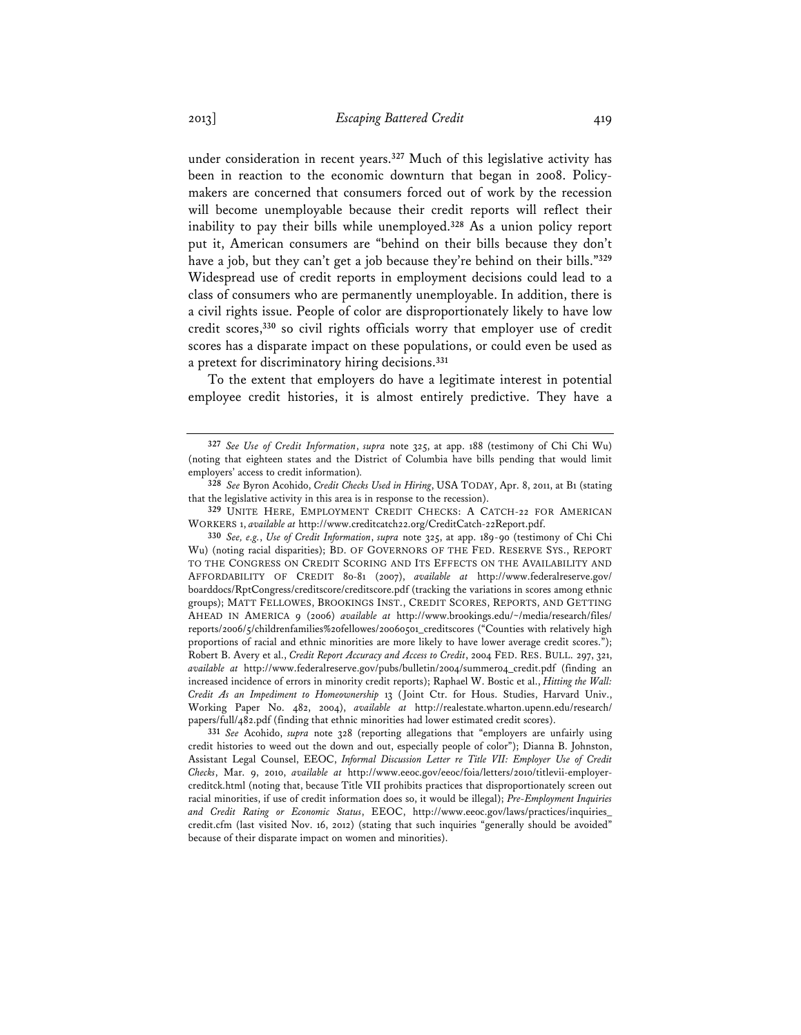under consideration in recent years.[327] Much of this legislative activity has been in reaction to the economic downturn that began in 2008. Policymakers are concerned that consumers forced out of work by the recession will become unemployable because their credit reports will reflect their inability to pay their bills while unemployed.[328] As a union policy report put it, American consumers are "behind on their bills because they don't have a job, but they can't get a job because they're behind on their bills."[329] Widespread use of credit reports in employment decisions could lead to a class of consumers who are permanently unemployable. In addition, there is a civil rights issue. People of color are disproportionately likely to have low credit scores,[330] so civil rights officials worry that employer use of credit scores has a disparate impact on these populations, or could even be used as a pretext for discriminatory hiring decisions.[331]

To the extent that employers do have a legitimate interest in potential employee credit histories, it is almost entirely predictive. They have a

---

[327] *See Use of Credit Information*, *supra* note 325, at app. 188 (testimony of Chi Chi Wu) (noting that eighteen states and the District of Columbia have bills pending that would limit employers' access to credit information).

[328] *See* Byron Acohido, *Credit Checks Used in Hiring*, USA TODAY, Apr. 8, 2011, at B1 (stating that the legislative activity in this area is in response to the recession).

[329] UNITE HERE, EMPLOYMENT CREDIT CHECKS: A CATCH-22 FOR AMERICAN WORKERS 1, *available at* http://www.creditcatch22.org/CreditCatch-22Report.pdf.

[330] *See, e.g.*, *Use of Credit Information*, *supra* note 325, at app. 189-90 (testimony of Chi Chi Wu) (noting racial disparities); BD. OF GOVERNORS OF THE FED. RESERVE SYS., REPORT TO THE CONGRESS ON CREDIT SCORING AND ITS EFFECTS ON THE AVAILABILITY AND AFFORDABILITY OF CREDIT 80-81 (2007), *available at* http://www.federalreserve.gov/boarddocs/RptCongress/creditscore/creditscore.pdf (tracking the variations in scores among ethnic groups); MATT FELLOWES, BROOKINGS INST., CREDIT SCORES, REPORTS, AND GETTING AHEAD IN AMERICA 9 (2006) *available at* http://www.brookings.edu/~/media/research/files/reports/2006/5/childrenfamilies%20fellowes/20060501_creditscores ("Counties with relatively high proportions of racial and ethnic minorities are more likely to have lower average credit scores."); Robert B. Avery et al., *Credit Report Accuracy and Access to Credit*, 2004 FED. RES. BULL. 297, 321, *available at* http://www.federalreserve.gov/pubs/bulletin/2004/summer04_credit.pdf (finding an increased incidence of errors in minority credit reports); Raphael W. Bostic et al., *Hitting the Wall: Credit As an Impediment to Homeownership* 13 (Joint Ctr. for Hous. Studies, Harvard Univ., Working Paper No. 482, 2004), *available at* http://realestate.wharton.upenn.edu/research/papers/full/482.pdf (finding that ethnic minorities had lower estimated credit scores).

[331] *See* Acohido, *supra* note 328 (reporting allegations that "employers are unfairly using credit histories to weed out the down and out, especially people of color"); Dianna B. Johnston, Assistant Legal Counsel, EEOC, *Informal Discussion Letter re Title VII: Employer Use of Credit Checks*, Mar. 9, 2010, *available at* http://www.eeoc.gov/eeoc/foia/letters/2010/titlevii-employer-creditck.html (noting that, because Title VII prohibits practices that disproportionately screen out racial minorities, if use of credit information does so, it would be illegal); *Pre-Employment Inquiries and Credit Rating or Economic Status*, EEOC, http://www.eeoc.gov/laws/practices/inquiries_credit.cfm (last visited Nov. 16, 2012) (stating that such inquiries "generally should be avoided" because of their disparate impact on women and minorities).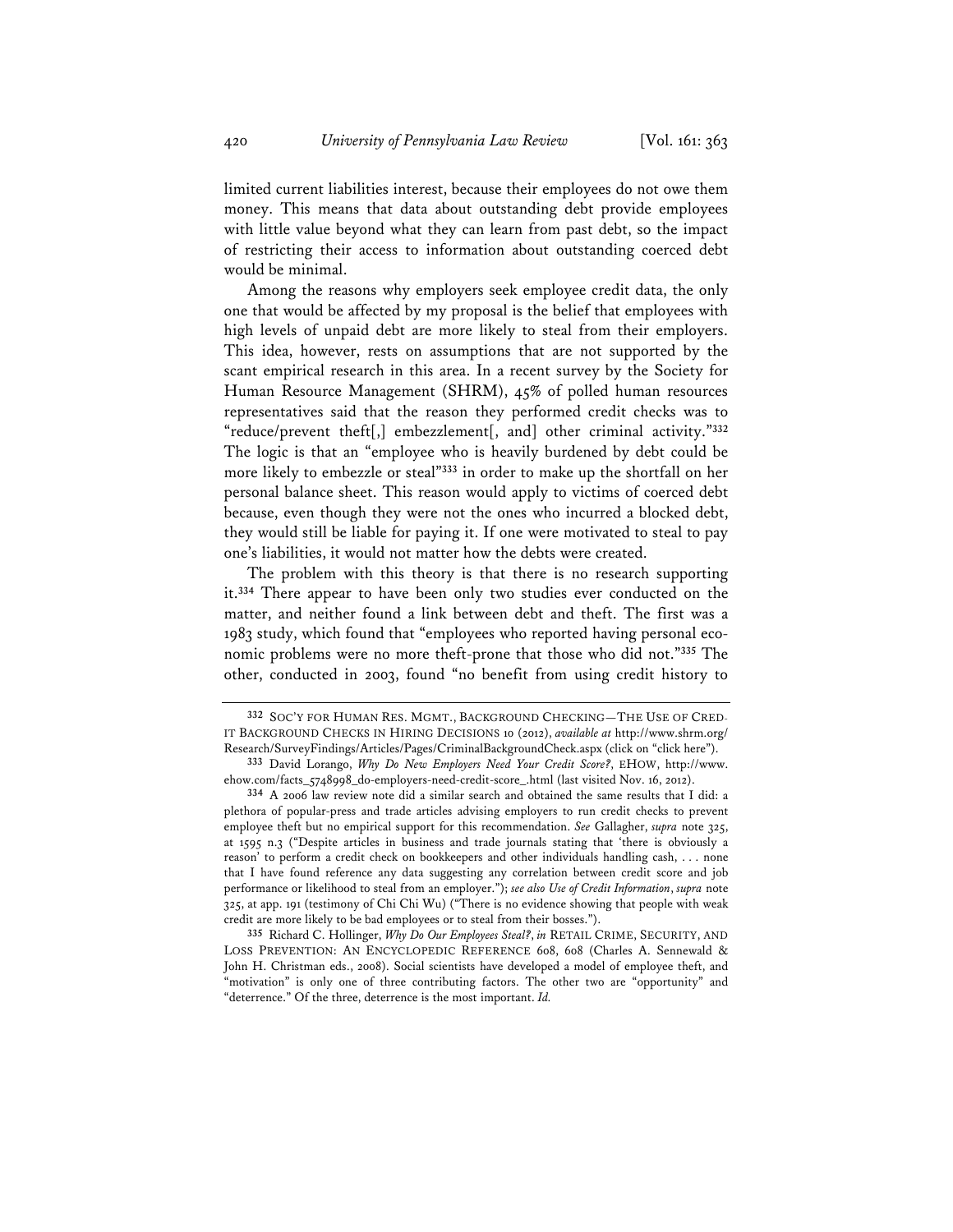limited current liabilities interest, because their employees do not owe them money. This means that data about outstanding debt provide employees with little value beyond what they can learn from past debt, so the impact of restricting their access to information about outstanding coerced debt would be minimal.

Among the reasons why employers seek employee credit data, the only one that would be affected by my proposal is the belief that employees with high levels of unpaid debt are more likely to steal from their employers. This idea, however, rests on assumptions that are not supported by the scant empirical research in this area. In a recent survey by the Society for Human Resource Management (SHRM), 45% of polled human resources representatives said that the reason they performed credit checks was to "reduce/prevent theft[,] embezzlement[, and] other criminal activity."[332] The logic is that an "employee who is heavily burdened by debt could be more likely to embezzle or steal"[333] in order to make up the shortfall on her personal balance sheet. This reason would apply to victims of coerced debt because, even though they were not the ones who incurred a blocked debt, they would still be liable for paying it. If one were motivated to steal to pay one's liabilities, it would not matter how the debts were created.

The problem with this theory is that there is no research supporting it.[334] There appear to have been only two studies ever conducted on the matter, and neither found a link between debt and theft. The first was a 1983 study, which found that "employees who reported having personal economic problems were no more theft-prone that those who did not."[335] The other, conducted in 2003, found "no benefit from using credit history to

---

[332] SOC'Y FOR HUMAN RES. MGMT., BACKGROUND CHECKING—THE USE OF CREDIT BACKGROUND CHECKS IN HIRING DECISIONS 10 (2012), *available at* http://www.shrm.org/Research/SurveyFindings/Articles/Pages/CriminalBackgroundCheck.aspx (click on "click here").

[333] David Lorango, *Why Do New Employers Need Your Credit Score?*, EHOW, http://www.ehow.com/facts_5748998_do-employers-need-credit-score_.html (last visited Nov. 16, 2012).

[334] A 2006 law review note did a similar search and obtained the same results that I did: a plethora of popular-press and trade articles advising employers to run credit checks to prevent employee theft but no empirical support for this recommendation. *See* Gallagher, *supra* note 325, at 1595 n.3 ("Despite articles in business and trade journals stating that 'there is obviously a reason' to perform a credit check on bookkeepers and other individuals handling cash, . . . none that I have found reference any data suggesting any correlation between credit score and job performance or likelihood to steal from an employer."); *see also Use of Credit Information*, *supra* note 325, at app. 191 (testimony of Chi Chi Wu) ("There is no evidence showing that people with weak credit are more likely to be bad employees or to steal from their bosses.").

[335] Richard C. Hollinger, *Why Do Our Employees Steal?*, *in* RETAIL CRIME, SECURITY, AND LOSS PREVENTION: AN ENCYCLOPEDIC REFERENCE 608, 608 (Charles A. Sennewald & John H. Christman eds., 2008). Social scientists have developed a model of employee theft, and "motivation" is only one of three contributing factors. The other two are "opportunity" and "deterrence." Of the three, deterrence is the most important. *Id.*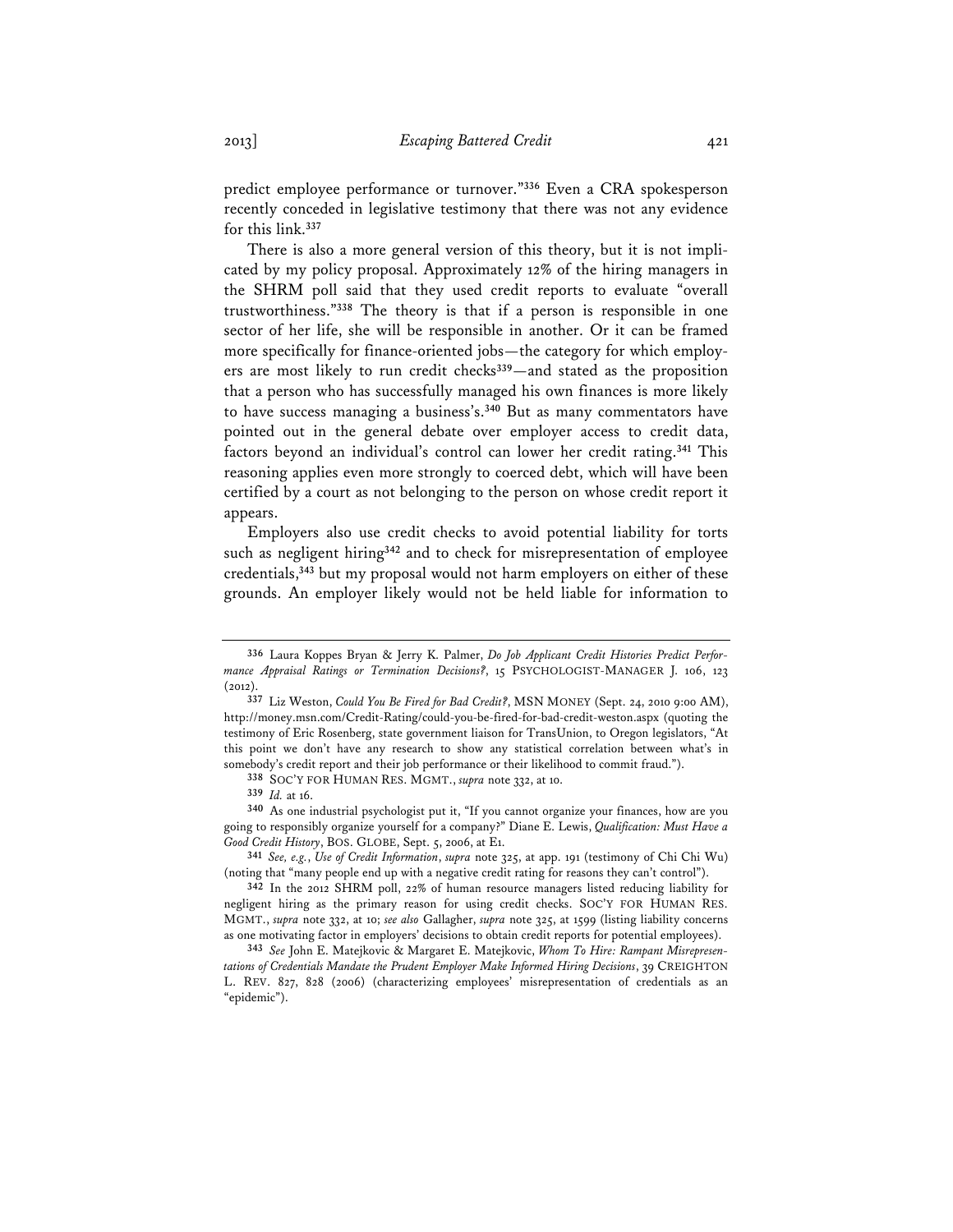predict employee performance or turnover."[336] Even a CRA spokesperson recently conceded in legislative testimony that there was not any evidence for this link.[337]

There is also a more general version of this theory, but it is not implicated by my policy proposal. Approximately 12% of the hiring managers in the SHRM poll said that they used credit reports to evaluate "overall trustworthiness."[338] The theory is that if a person is responsible in one sector of her life, she will be responsible in another. Or it can be framed more specifically for finance-oriented jobs—the category for which employers are most likely to run credit checks[339]—and stated as the proposition that a person who has successfully managed his own finances is more likely to have success managing a business's.[340] But as many commentators have pointed out in the general debate over employer access to credit data, factors beyond an individual's control can lower her credit rating.[341] This reasoning applies even more strongly to coerced debt, which will have been certified by a court as not belonging to the person on whose credit report it appears.

Employers also use credit checks to avoid potential liability for torts such as negligent hiring[342] and to check for misrepresentation of employee credentials,[343] but my proposal would not harm employers on either of these grounds. An employer likely would not be held liable for information to

---

[336] Laura Koppes Bryan & Jerry K. Palmer, *Do Job Applicant Credit Histories Predict Performance Appraisal Ratings or Termination Decisions?*, 15 PSYCHOLOGIST-MANAGER J. 106, 123 (2012).

[337] Liz Weston, *Could You Be Fired for Bad Credit?*, MSN MONEY (Sept. 24, 2010 9:00 AM), http://money.msn.com/Credit-Rating/could-you-be-fired-for-bad-credit-weston.aspx (quoting the testimony of Eric Rosenberg, state government liaison for TransUnion, to Oregon legislators, "At this point we don't have any research to show any statistical correlation between what's in somebody's credit report and their job performance or their likelihood to commit fraud.").

[338] SOC'Y FOR HUMAN RES. MGMT., *supra* note 332, at 10.

[339] *Id.* at 16.

[340] As one industrial psychologist put it, "If you cannot organize your finances, how are you going to responsibly organize yourself for a company?" Diane E. Lewis, *Qualification: Must Have a Good Credit History*, BOS. GLOBE, Sept. 5, 2006, at E1.

[341] *See, e.g.*, *Use of Credit Information*, *supra* note 325, at app. 191 (testimony of Chi Chi Wu) (noting that "many people end up with a negative credit rating for reasons they can't control").

[342] In the 2012 SHRM poll, 22% of human resource managers listed reducing liability for negligent hiring as the primary reason for using credit checks. SOC'Y FOR HUMAN RES. MGMT., *supra* note 332, at 10; *see also* Gallagher, *supra* note 325, at 1599 (listing liability concerns as one motivating factor in employers' decisions to obtain credit reports for potential employees).

[343] *See* John E. Matejkovic & Margaret E. Matejkovic, *Whom To Hire: Rampant Misrepresentations of Credentials Mandate the Prudent Employer Make Informed Hiring Decisions*, 39 CREIGHTON L. REV. 827, 828 (2006) (characterizing employees' misrepresentation of credentials as an "epidemic").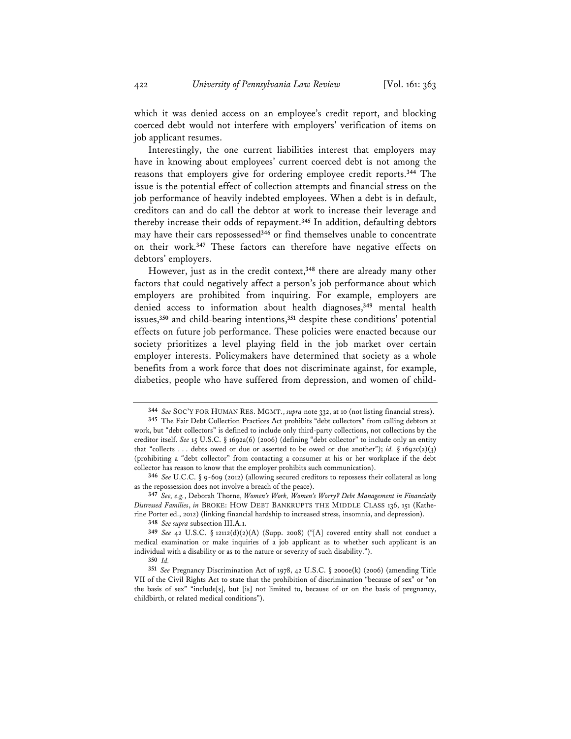which it was denied access on an employee's credit report, and blocking coerced debt would not interfere with employers' verification of items on job applicant resumes.

Interestingly, the one current liabilities interest that employers may have in knowing about employees' current coerced debt is not among the reasons that employers give for ordering employee credit reports.[344] The issue is the potential effect of collection attempts and financial stress on the job performance of heavily indebted employees. When a debt is in default, creditors can and do call the debtor at work to increase their leverage and thereby increase their odds of repayment.[345] In addition, defaulting debtors may have their cars repossessed[346] or find themselves unable to concentrate on their work.[347] These factors can therefore have negative effects on debtors' employers.

However, just as in the credit context,[348] there are already many other factors that could negatively affect a person's job performance about which employers are prohibited from inquiring. For example, employers are denied access to information about health diagnoses,[349] mental health issues,[350] and child-bearing intentions,[351] despite these conditions' potential effects on future job performance. These policies were enacted because our society prioritizes a level playing field in the job market over certain employer interests. Policymakers have determined that society as a whole benefits from a work force that does not discriminate against, for example, diabetics, people who have suffered from depression, and women of child-

---

[344] *See* SOC'Y FOR HUMAN RES. MGMT., *supra* note 332, at 10 (not listing financial stress).

[345] The Fair Debt Collection Practices Act prohibits "debt collectors" from calling debtors at work, but "debt collectors" is defined to include only third-party collections, not collections by the creditor itself. *See* 15 U.S.C. § 1692a(6) (2006) (defining "debt collector" to include only an entity that "collects . . . debts owed or due or asserted to be owed or due another"); *id.* § 1692c(a)(3) (prohibiting a "debt collector" from contacting a consumer at his or her workplace if the debt collector has reason to know that the employer prohibits such communication).

[346] *See* U.C.C. § 9-609 (2012) (allowing secured creditors to repossess their collateral as long as the repossession does not involve a breach of the peace).

[347] *See, e.g.*, Deborah Thorne, *Women's Work, Women's Worry? Debt Management in Financially Distressed Families*, *in* BROKE: HOW DEBT BANKRUPTS THE MIDDLE CLASS 136, 151 (Katherine Porter ed., 2012) (linking financial hardship to increased stress, insomnia, and depression).

[348] *See supra* subsection III.A.1.

[349] *See* 42 U.S.C. § 12112(d)(2)(A) (Supp. 2008) ("[A] covered entity shall not conduct a medical examination or make inquiries of a job applicant as to whether such applicant is an individual with a disability or as to the nature or severity of such disability.").

[350] *Id.*

[351] *See* Pregnancy Discrimination Act of 1978, 42 U.S.C. § 2000e(k) (2006) (amending Title VII of the Civil Rights Act to state that the prohibition of discrimination "because of sex" or "on the basis of sex" "include[s], but [is] not limited to, because of or on the basis of pregnancy, childbirth, or related medical conditions").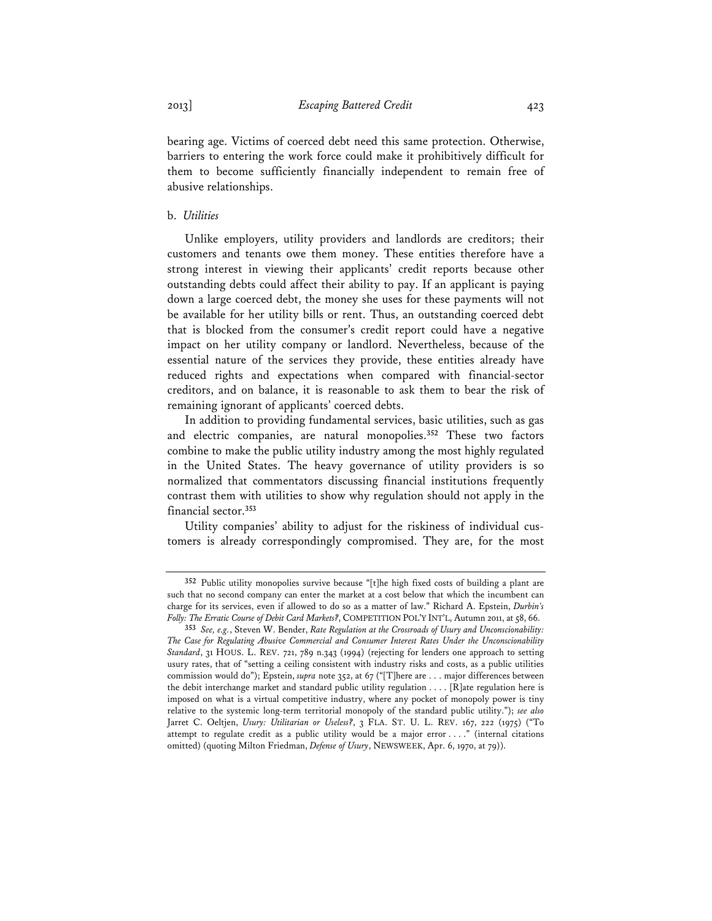bearing age. Victims of coerced debt need this same protection. Otherwise, barriers to entering the work force could make it prohibitively difficult for them to become sufficiently financially independent to remain free of abusive relationships.

b. *Utilities*

Unlike employers, utility providers and landlords are creditors; their customers and tenants owe them money. These entities therefore have a strong interest in viewing their applicants' credit reports because other outstanding debts could affect their ability to pay. If an applicant is paying down a large coerced debt, the money she uses for these payments will not be available for her utility bills or rent. Thus, an outstanding coerced debt that is blocked from the consumer's credit report could have a negative impact on her utility company or landlord. Nevertheless, because of the essential nature of the services they provide, these entities already have reduced rights and expectations when compared with financial-sector creditors, and on balance, it is reasonable to ask them to bear the risk of remaining ignorant of applicants' coerced debts.

In addition to providing fundamental services, basic utilities, such as gas and electric companies, are natural monopolies.[352] These two factors combine to make the public utility industry among the most highly regulated in the United States. The heavy governance of utility providers is so normalized that commentators discussing financial institutions frequently contrast them with utilities to show why regulation should not apply in the financial sector.[353]

Utility companies' ability to adjust for the riskiness of individual customers is already correspondingly compromised. They are, for the most

---

[352] Public utility monopolies survive because "[t]he high fixed costs of building a plant are such that no second company can enter the market at a cost below that which the incumbent can charge for its services, even if allowed to do so as a matter of law." Richard A. Epstein, *Durbin's Folly: The Erratic Course of Debit Card Markets?*, COMPETITION POL'Y INT'L, Autumn 2011, at 58, 66.

[353] *See, e.g.*, Steven W. Bender, *Rate Regulation at the Crossroads of Usury and Unconscionability: The Case for Regulating Abusive Commercial and Consumer Interest Rates Under the Unconscionability Standard*, 31 HOUS. L. REV. 721, 789 n.343 (1994) (rejecting for lenders one approach to setting usury rates, that of "setting a ceiling consistent with industry risks and costs, as a public utilities commission would do"); Epstein, *supra* note 352, at 67 ("[T]here are . . . major differences between the debit interchange market and standard public utility regulation . . . . [R]ate regulation here is imposed on what is a virtual competitive industry, where any pocket of monopoly power is tiny relative to the systemic long-term territorial monopoly of the standard public utility."); *see also* Jarret C. Oeltjen, *Usury: Utilitarian or Useless?*, 3 FLA. ST. U. L. REV. 167, 222 (1975) ("To attempt to regulate credit as a public utility would be a major error . . . ." (internal citations omitted) (quoting Milton Friedman, *Defense of Usury*, NEWSWEEK, Apr. 6, 1970, at 79)).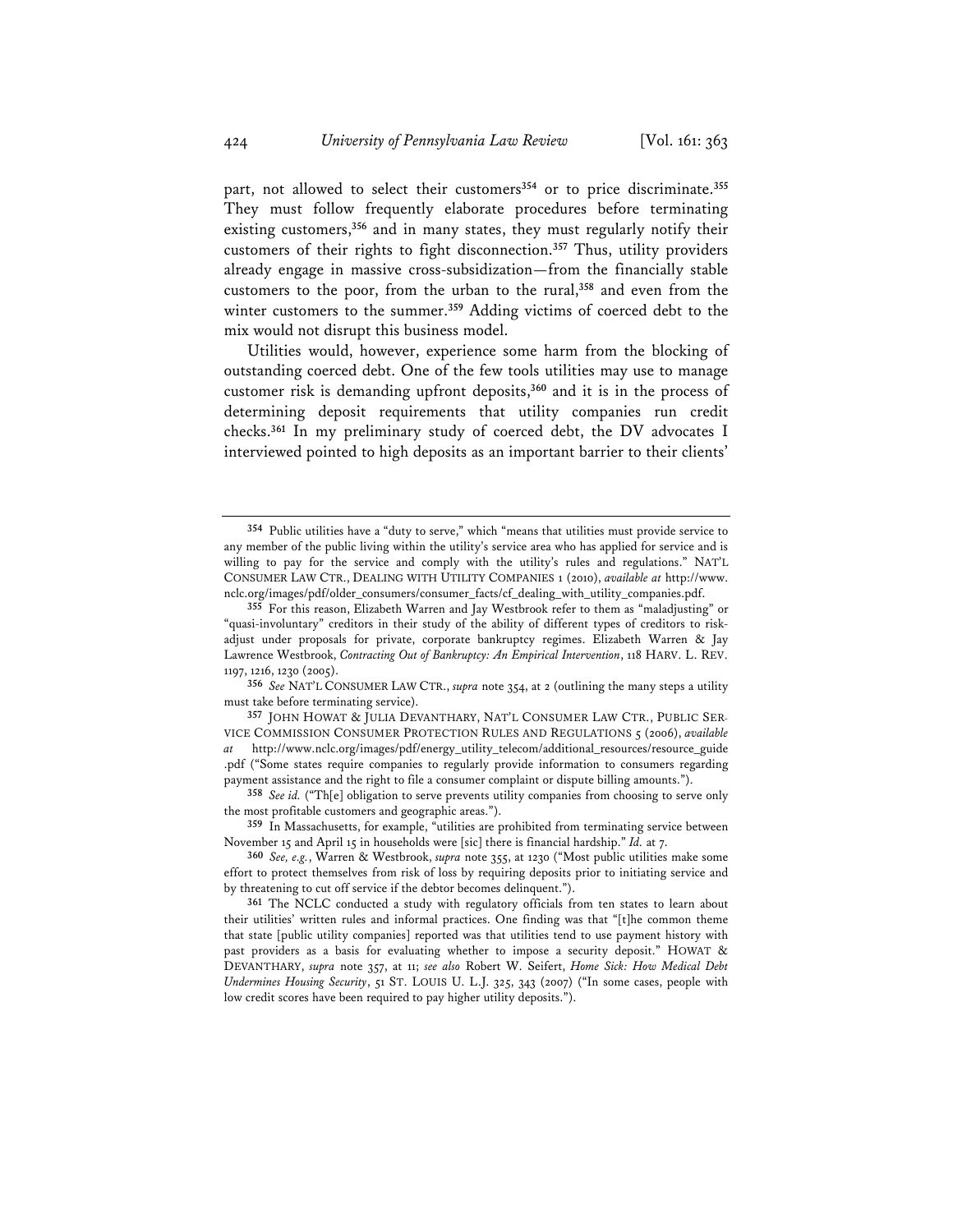part, not allowed to select their customers[354] or to price discriminate.[355] They must follow frequently elaborate procedures before terminating existing customers,[356] and in many states, they must regularly notify their customers of their rights to fight disconnection.[357] Thus, utility providers already engage in massive cross-subsidization—from the financially stable customers to the poor, from the urban to the rural,[358] and even from the winter customers to the summer.[359] Adding victims of coerced debt to the mix would not disrupt this business model.

Utilities would, however, experience some harm from the blocking of outstanding coerced debt. One of the few tools utilities may use to manage customer risk is demanding upfront deposits,[360] and it is in the process of determining deposit requirements that utility companies run credit checks.[361] In my preliminary study of coerced debt, the DV advocates I interviewed pointed to high deposits as an important barrier to their clients'

---

[354] Public utilities have a "duty to serve," which "means that utilities must provide service to any member of the public living within the utility's service area who has applied for service and is willing to pay for the service and comply with the utility's rules and regulations." NAT'L CONSUMER LAW CTR., DEALING WITH UTILITY COMPANIES 1 (2010), *available at* http://www.nclc.org/images/pdf/older_consumers/consumer_facts/cf_dealing_with_utility_companies.pdf.

[355] For this reason, Elizabeth Warren and Jay Westbrook refer to them as "maladjusting" or "quasi-involuntary" creditors in their study of the ability of different types of creditors to risk-adjust under proposals for private, corporate bankruptcy regimes. Elizabeth Warren & Jay Lawrence Westbrook, *Contracting Out of Bankruptcy: An Empirical Intervention*, 118 HARV. L. REV. 1197, 1216, 1230 (2005).

[356] *See* NAT'L CONSUMER LAW CTR., *supra* note 354, at 2 (outlining the many steps a utility must take before terminating service).

[357] JOHN HOWAT & JULIA DEVANTHARY, NAT'L CONSUMER LAW CTR., PUBLIC SERVICE COMMISSION CONSUMER PROTECTION RULES AND REGULATIONS 5 (2006), *available at* http://www.nclc.org/images/pdf/energy_utility_telecom/additional_resources/resource_guide.pdf ("Some states require companies to regularly provide information to consumers regarding payment assistance and the right to file a consumer complaint or dispute billing amounts.").

[358] *See id.* ("Th[e] obligation to serve prevents utility companies from choosing to serve only the most profitable customers and geographic areas.").

[359] In Massachusetts, for example, "utilities are prohibited from terminating service between November 15 and April 15 in households were [sic] there is financial hardship." *Id.* at 7.

[360] *See, e.g.*, Warren & Westbrook, *supra* note 355, at 1230 ("Most public utilities make some effort to protect themselves from risk of loss by requiring deposits prior to initiating service and by threatening to cut off service if the debtor becomes delinquent.").

[361] The NCLC conducted a study with regulatory officials from ten states to learn about their utilities' written rules and informal practices. One finding was that "[t]he common theme that state [public utility companies] reported was that utilities tend to use payment history with past providers as a basis for evaluating whether to impose a security deposit." HOWAT & DEVANTHARY, *supra* note 357, at 11; *see also* Robert W. Seifert, *Home Sick: How Medical Debt Undermines Housing Security*, 51 ST. LOUIS U. L.J. 325, 343 (2007) ("In some cases, people with low credit scores have been required to pay higher utility deposits.").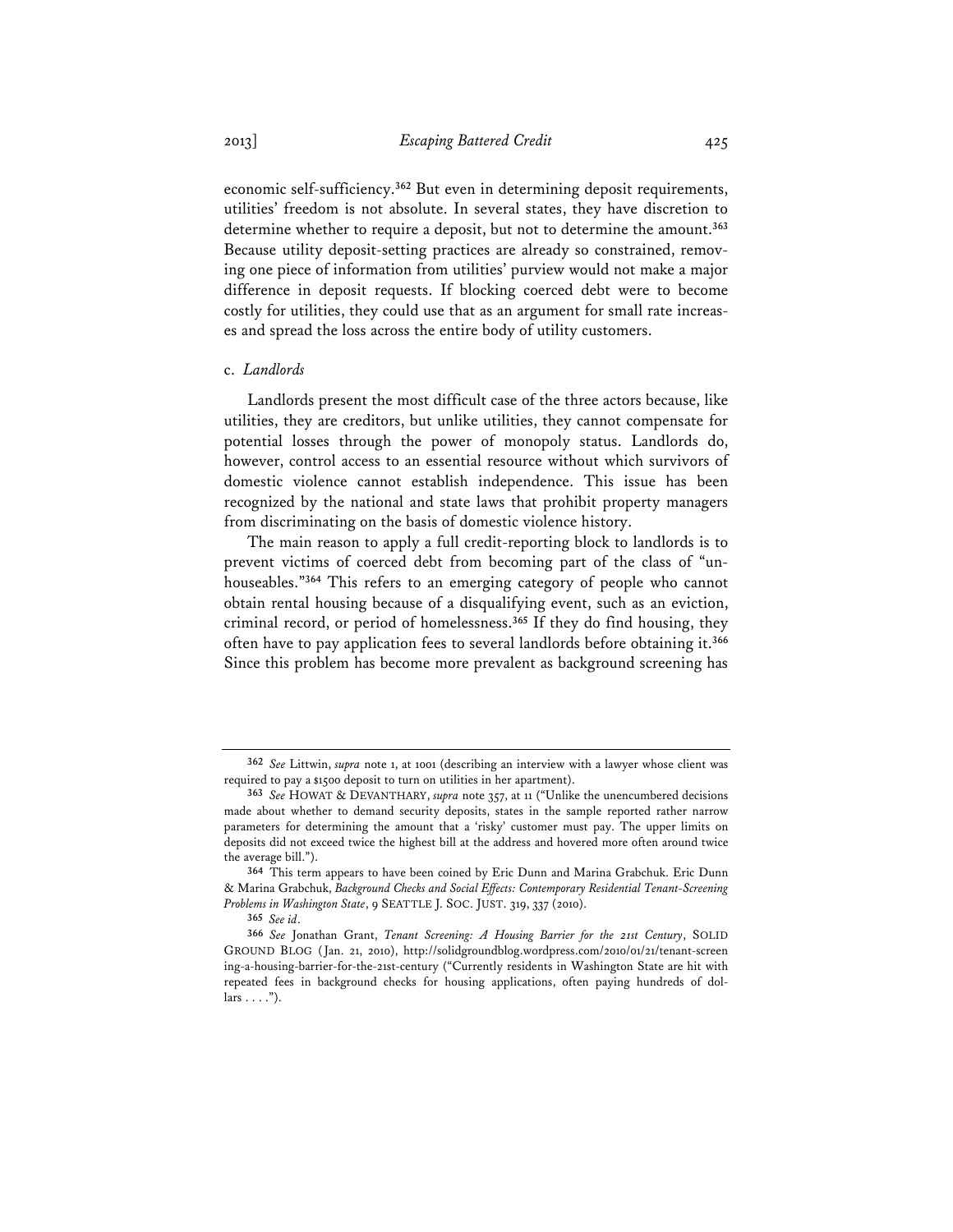economic self-sufficiency.[362] But even in determining deposit requirements, utilities' freedom is not absolute. In several states, they have discretion to determine whether to require a deposit, but not to determine the amount.[363] Because utility deposit-setting practices are already so constrained, removing one piece of information from utilities' purview would not make a major difference in deposit requests. If blocking coerced debt were to become costly for utilities, they could use that as an argument for small rate increases and spread the loss across the entire body of utility customers.

c. *Landlords*

Landlords present the most difficult case of the three actors because, like utilities, they are creditors, but unlike utilities, they cannot compensate for potential losses through the power of monopoly status. Landlords do, however, control access to an essential resource without which survivors of domestic violence cannot establish independence. This issue has been recognized by the national and state laws that prohibit property managers from discriminating on the basis of domestic violence history.

The main reason to apply a full credit-reporting block to landlords is to prevent victims of coerced debt from becoming part of the class of "unhouseables."[364] This refers to an emerging category of people who cannot obtain rental housing because of a disqualifying event, such as an eviction, criminal record, or period of homelessness.[365] If they do find housing, they often have to pay application fees to several landlords before obtaining it.[366] Since this problem has become more prevalent as background screening has

---

[362] *See* Littwin, *supra* note 1, at 1001 (describing an interview with a lawyer whose client was required to pay a $1500 deposit to turn on utilities in her apartment).

[363] *See* HOWAT & DEVANTHARY, *supra* note 357, at 11 ("Unlike the unencumbered decisions made about whether to demand security deposits, states in the sample reported rather narrow parameters for determining the amount that a 'risky' customer must pay. The upper limits on deposits did not exceed twice the highest bill at the address and hovered more often around twice the average bill.").

[364] This term appears to have been coined by Eric Dunn and Marina Grabchuk. Eric Dunn & Marina Grabchuk, *Background Checks and Social Effects: Contemporary Residential Tenant-Screening Problems in Washington State*, 9 SEATTLE J. SOC. JUST. 319, 337 (2010).

[365] *See id.*

[366] *See* Jonathan Grant, *Tenant Screening: A Housing Barrier for the 21st Century*, SOLID GROUND BLOG (Jan. 21, 2010), http://solidgroundblog.wordpress.com/2010/01/21/tenant-screening-a-housing-barrier-for-the-21st-century ("Currently residents in Washington State are hit with repeated fees in background checks for housing applications, often paying hundreds of dollars . . . .").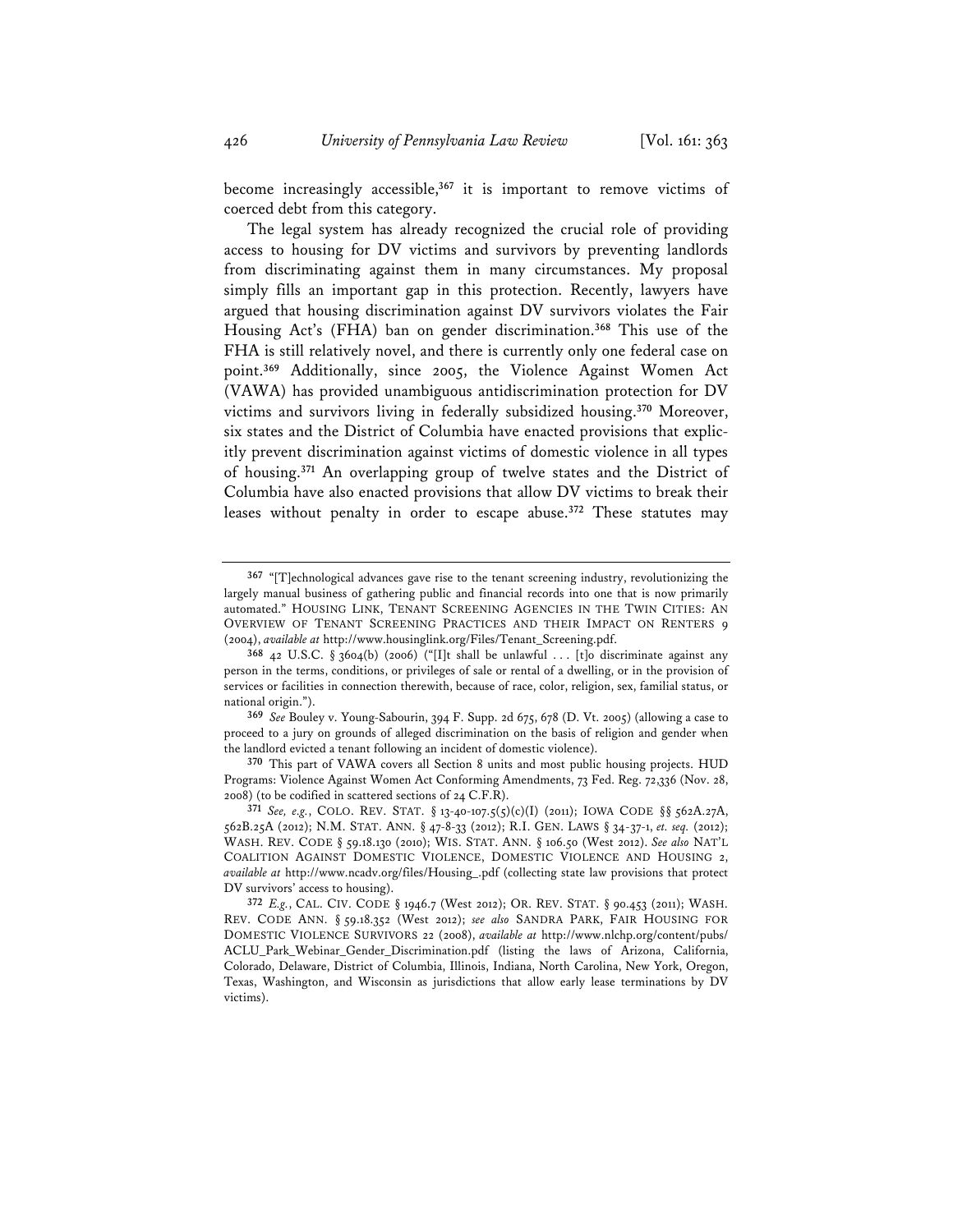become increasingly accessible,[367] it is important to remove victims of coerced debt from this category.

The legal system has already recognized the crucial role of providing access to housing for DV victims and survivors by preventing landlords from discriminating against them in many circumstances. My proposal simply fills an important gap in this protection. Recently, lawyers have argued that housing discrimination against DV survivors violates the Fair Housing Act's (FHA) ban on gender discrimination.[368] This use of the FHA is still relatively novel, and there is currently only one federal case on point.[369] Additionally, since 2005, the Violence Against Women Act (VAWA) has provided unambiguous antidiscrimination protection for DV victims and survivors living in federally subsidized housing.[370] Moreover, six states and the District of Columbia have enacted provisions that explicitly prevent discrimination against victims of domestic violence in all types of housing.[371] An overlapping group of twelve states and the District of Columbia have also enacted provisions that allow DV victims to break their leases without penalty in order to escape abuse.[372] These statutes may

---

[367] "[T]echnological advances gave rise to the tenant screening industry, revolutionizing the largely manual business of gathering public and financial records into one that is now primarily automated." HOUSING LINK, TENANT SCREENING AGENCIES IN THE TWIN CITIES: AN OVERVIEW OF TENANT SCREENING PRACTICES AND THEIR IMPACT ON RENTERS 9 (2004), *available at* http://www.housinglink.org/Files/Tenant_Screening.pdf.

[368] 42 U.S.C. § 3604(b) (2006) ("[I]t shall be unlawful . . . [t]o discriminate against any person in the terms, conditions, or privileges of sale or rental of a dwelling, or in the provision of services or facilities in connection therewith, because of race, color, religion, sex, familial status, or national origin.").

[369] *See* Bouley v. Young-Sabourin, 394 F. Supp. 2d 675, 678 (D. Vt. 2005) (allowing a case to proceed to a jury on grounds of alleged discrimination on the basis of religion and gender when the landlord evicted a tenant following an incident of domestic violence).

[370] This part of VAWA covers all Section 8 units and most public housing projects. HUD Programs: Violence Against Women Act Conforming Amendments, 73 Fed. Reg. 72,336 (Nov. 28, 2008) (to be codified in scattered sections of 24 C.F.R).

[371] *See, e.g.*, COLO. REV. STAT. § 13-40-107.5(5)(c)(I) (2011); IOWA CODE §§ 562A.27A, 562B.25A (2012); N.M. STAT. ANN. § 47-8-33 (2012); R.I. GEN. LAWS § 34-37-1, *et. seq.* (2012); WASH. REV. CODE § 59.18.130 (2010); WIS. STAT. ANN. § 106.50 (West 2012). *See also* NAT'L COALITION AGAINST DOMESTIC VIOLENCE, DOMESTIC VIOLENCE AND HOUSING 2, *available at* http://www.ncadv.org/files/Housing_.pdf (collecting state law provisions that protect DV survivors' access to housing).

[372] *E.g.*, CAL. CIV. CODE § 1946.7 (West 2012); OR. REV. STAT. § 90.453 (2011); WASH. REV. CODE ANN. § 59.18.352 (West 2012); *see also* SANDRA PARK, FAIR HOUSING FOR DOMESTIC VIOLENCE SURVIVORS 22 (2008), *available at* http://www.nlchp.org/content/pubs/ACLU_Park_Webinar_Gender_Discrimination.pdf (listing the laws of Arizona, California, Colorado, Delaware, District of Columbia, Illinois, Indiana, North Carolina, New York, Oregon, Texas, Washington, and Wisconsin as jurisdictions that allow early lease terminations by DV victims).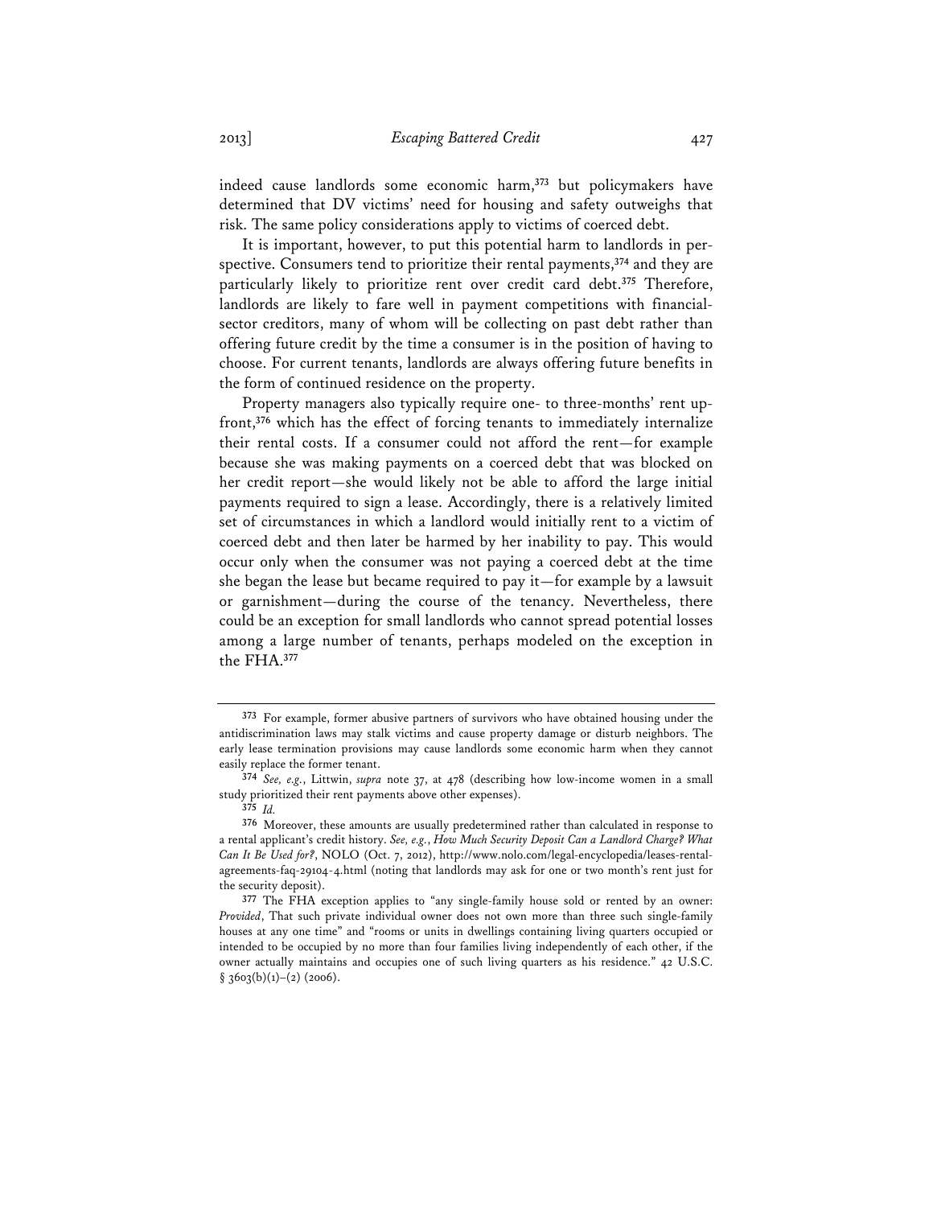indeed cause landlords some economic harm,[373] but policymakers have determined that DV victims' need for housing and safety outweighs that risk. The same policy considerations apply to victims of coerced debt.

It is important, however, to put this potential harm to landlords in perspective. Consumers tend to prioritize their rental payments,[374] and they are particularly likely to prioritize rent over credit card debt.[375] Therefore, landlords are likely to fare well in payment competitions with financial-sector creditors, many of whom will be collecting on past debt rather than offering future credit by the time a consumer is in the position of having to choose. For current tenants, landlords are always offering future benefits in the form of continued residence on the property.

Property managers also typically require one- to three-months' rent upfront,[376] which has the effect of forcing tenants to immediately internalize their rental costs. If a consumer could not afford the rent—for example because she was making payments on a coerced debt that was blocked on her credit report—she would likely not be able to afford the large initial payments required to sign a lease. Accordingly, there is a relatively limited set of circumstances in which a landlord would initially rent to a victim of coerced debt and then later be harmed by her inability to pay. This would occur only when the consumer was not paying a coerced debt at the time she began the lease but became required to pay it—for example by a lawsuit or garnishment—during the course of the tenancy. Nevertheless, there could be an exception for small landlords who cannot spread potential losses among a large number of tenants, perhaps modeled on the exception in the FHA.[377]

---

[373] For example, former abusive partners of survivors who have obtained housing under the antidiscrimination laws may stalk victims and cause property damage or disturb neighbors. The early lease termination provisions may cause landlords some economic harm when they cannot easily replace the former tenant.

[374] *See, e.g.*, Littwin, *supra* note 37, at 478 (describing how low-income women in a small study prioritized their rent payments above other expenses).

[375] *Id.*

[376] Moreover, these amounts are usually predetermined rather than calculated in response to a rental applicant's credit history. *See, e.g.*, *How Much Security Deposit Can a Landlord Charge? What Can It Be Used for?*, NOLO (Oct. 7, 2012), http://www.nolo.com/legal-encyclopedia/leases-rental-agreements-faq-29104-4.html (noting that landlords may ask for one or two month's rent just for the security deposit).

[377] The FHA exception applies to "any single-family house sold or rented by an owner: *Provided*, That such private individual owner does not own more than three such single-family houses at any one time" and "rooms or units in dwellings containing living quarters occupied or intended to be occupied by no more than four families living independently of each other, if the owner actually maintains and occupies one of such living quarters as his residence." 42 U.S.C. § 3603(b)(1)–(2) (2006).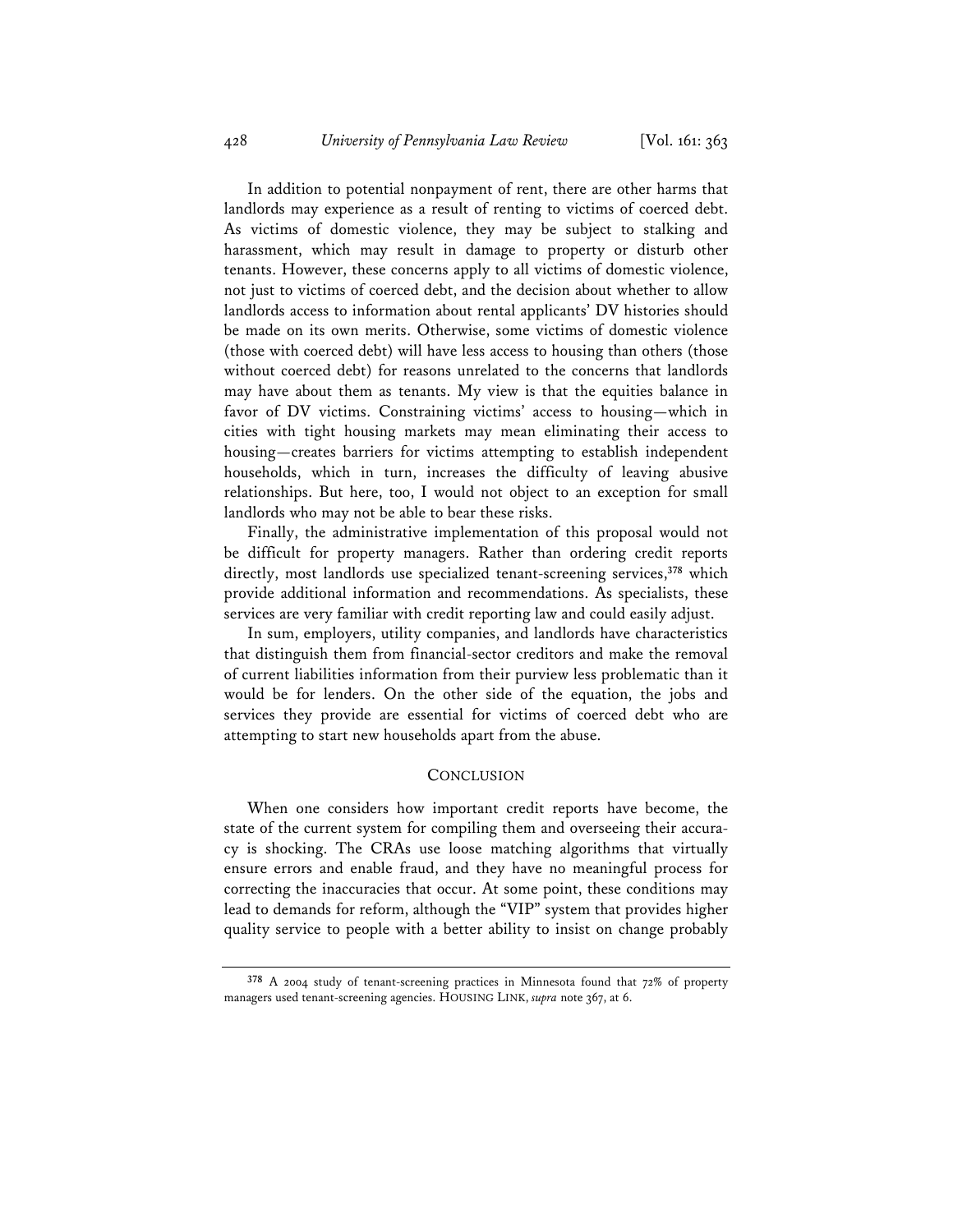In addition to potential nonpayment of rent, there are other harms that landlords may experience as a result of renting to victims of coerced debt. As victims of domestic violence, they may be subject to stalking and harassment, which may result in damage to property or disturb other tenants. However, these concerns apply to all victims of domestic violence, not just to victims of coerced debt, and the decision about whether to allow landlords access to information about rental applicants' DV histories should be made on its own merits. Otherwise, some victims of domestic violence (those with coerced debt) will have less access to housing than others (those without coerced debt) for reasons unrelated to the concerns that landlords may have about them as tenants. My view is that the equities balance in favor of DV victims. Constraining victims' access to housing—which in cities with tight housing markets may mean eliminating their access to housing—creates barriers for victims attempting to establish independent households, which in turn, increases the difficulty of leaving abusive relationships. But here, too, I would not object to an exception for small landlords who may not be able to bear these risks.

Finally, the administrative implementation of this proposal would not be difficult for property managers. Rather than ordering credit reports directly, most landlords use specialized tenant-screening services,[378] which provide additional information and recommendations. As specialists, these services are very familiar with credit reporting law and could easily adjust.

In sum, employers, utility companies, and landlords have characteristics that distinguish them from financial-sector creditors and make the removal of current liabilities information from their purview less problematic than it would be for lenders. On the other side of the equation, the jobs and services they provide are essential for victims of coerced debt who are attempting to start new households apart from the abuse.

## CONCLUSION

When one considers how important credit reports have become, the state of the current system for compiling them and overseeing their accuracy is shocking. The CRAs use loose matching algorithms that virtually ensure errors and enable fraud, and they have no meaningful process for correcting the inaccuracies that occur. At some point, these conditions may lead to demands for reform, although the "VIP" system that provides higher quality service to people with a better ability to insist on change probably

---

[378] A 2004 study of tenant-screening practices in Minnesota found that 72% of property managers used tenant-screening agencies. HOUSING LINK, *supra* note 367, at 6.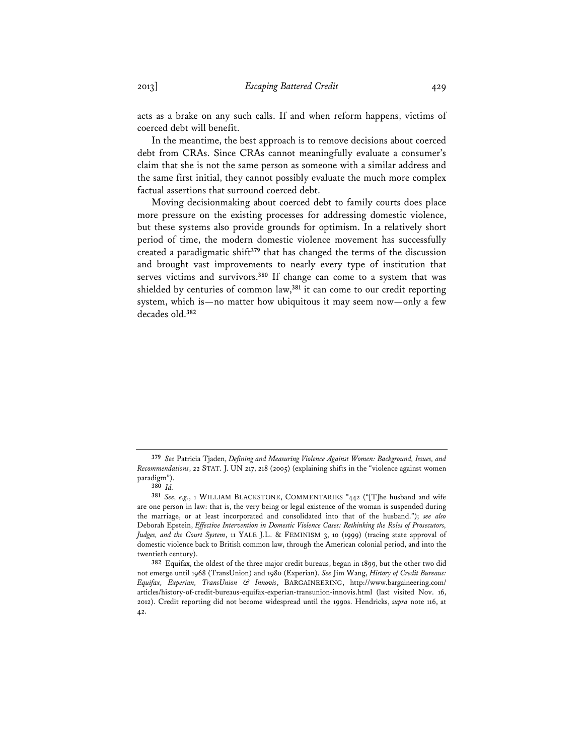acts as a brake on any such calls. If and when reform happens, victims of coerced debt will benefit.

In the meantime, the best approach is to remove decisions about coerced debt from CRAs. Since CRAs cannot meaningfully evaluate a consumer's claim that she is not the same person as someone with a similar address and the same first initial, they cannot possibly evaluate the much more complex factual assertions that surround coerced debt.

Moving decisionmaking about coerced debt to family courts does place more pressure on the existing processes for addressing domestic violence, but these systems also provide grounds for optimism. In a relatively short period of time, the modern domestic violence movement has successfully created a paradigmatic shift[379] that has changed the terms of the discussion and brought vast improvements to nearly every type of institution that serves victims and survivors.[380] If change can come to a system that was shielded by centuries of common law,[381] it can come to our credit reporting system, which is—no matter how ubiquitous it may seem now—only a few decades old.[382]

---

379 *See* Patricia Tjaden, *Defining and Measuring Violence Against Women: Background, Issues, and Recommendations*, 22 STAT. J. UN 217, 218 (2005) (explaining shifts in the "violence against women paradigm").

380 *Id.*

381 *See, e.g.*, 1 WILLIAM BLACKSTONE, COMMENTARIES *442 ("[T]he husband and wife are one person in law: that is, the very being or legal existence of the woman is suspended during the marriage, or at least incorporated and consolidated into that of the husband."); *see also* Deborah Epstein, *Effective Intervention in Domestic Violence Cases: Rethinking the Roles of Prosecutors, Judges, and the Court System*, 11 YALE J.L. & FEMINISM 3, 10 (1999) (tracing state approval of domestic violence back to British common law, through the American colonial period, and into the twentieth century).

382 Equifax, the oldest of the three major credit bureaus, began in 1899, but the other two did not emerge until 1968 (TransUnion) and 1980 (Experian). *See* Jim Wang, *History of Credit Bureaus: Equifax, Experian, TransUnion & Innovis*, BARGAINEERING, http://www.bargaineering.com/articles/history-of-credit-bureaus-equifax-experian-transunion-innovis.html (last visited Nov. 16, 2012). Credit reporting did not become widespread until the 1990s. Hendricks, *supra* note 116, at 42.